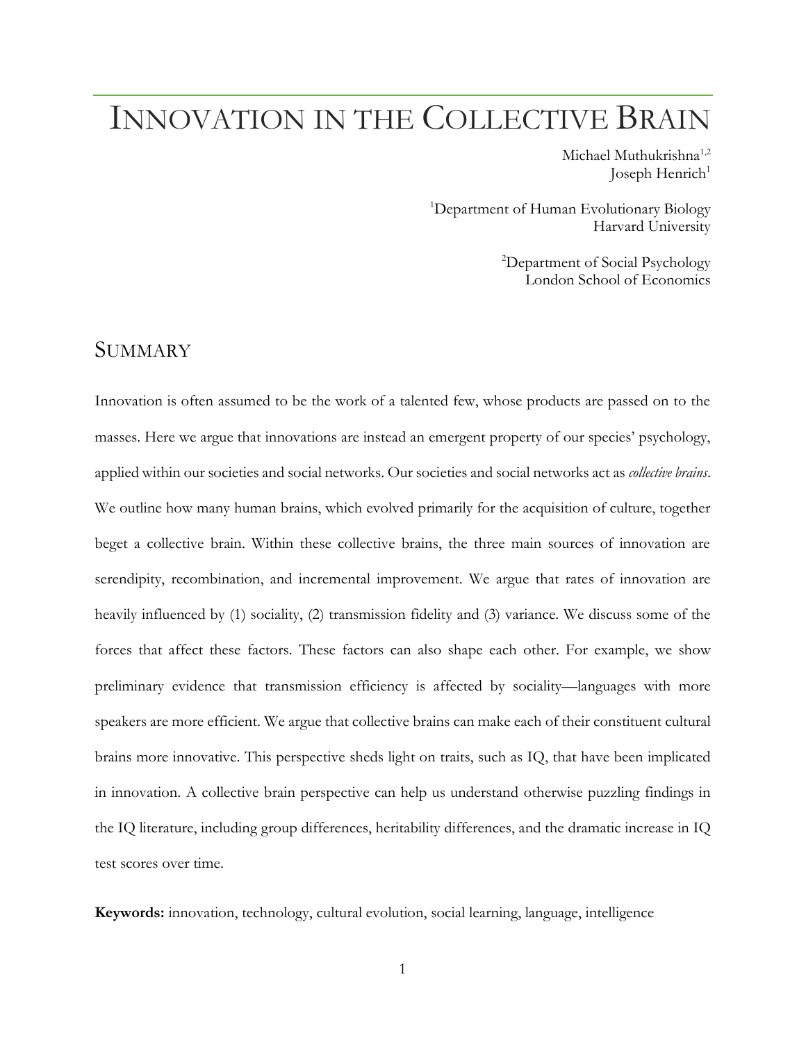# INNOVATION IN THE COLLECTIVE BRAIN

Michael Muthukrishna[1,2]
Joseph Henrich[1]

[1]Department of Human Evolutionary Biology
Harvard University

[2]Department of Social Psychology
London School of Economics

## SUMMARY

Innovation is often assumed to be the work of a talented few, whose products are passed on to the masses. Here we argue that innovations are instead an emergent property of our species' psychology, applied within our societies and social networks. Our societies and social networks act as *collective brains*. We outline how many human brains, which evolved primarily for the acquisition of culture, together beget a collective brain. Within these collective brains, the three main sources of innovation are serendipity, recombination, and incremental improvement. We argue that rates of innovation are heavily influenced by (1) sociality, (2) transmission fidelity and (3) variance. We discuss some of the forces that affect these factors. These factors can also shape each other. For example, we show preliminary evidence that transmission efficiency is affected by sociality—languages with more speakers are more efficient. We argue that collective brains can make each of their constituent cultural brains more innovative. This perspective sheds light on traits, such as IQ, that have been implicated in innovation. A collective brain perspective can help us understand otherwise puzzling findings in the IQ literature, including group differences, heritability differences, and the dramatic increase in IQ test scores over time.

**Keywords:** innovation, technology, cultural evolution, social learning, language, intelligence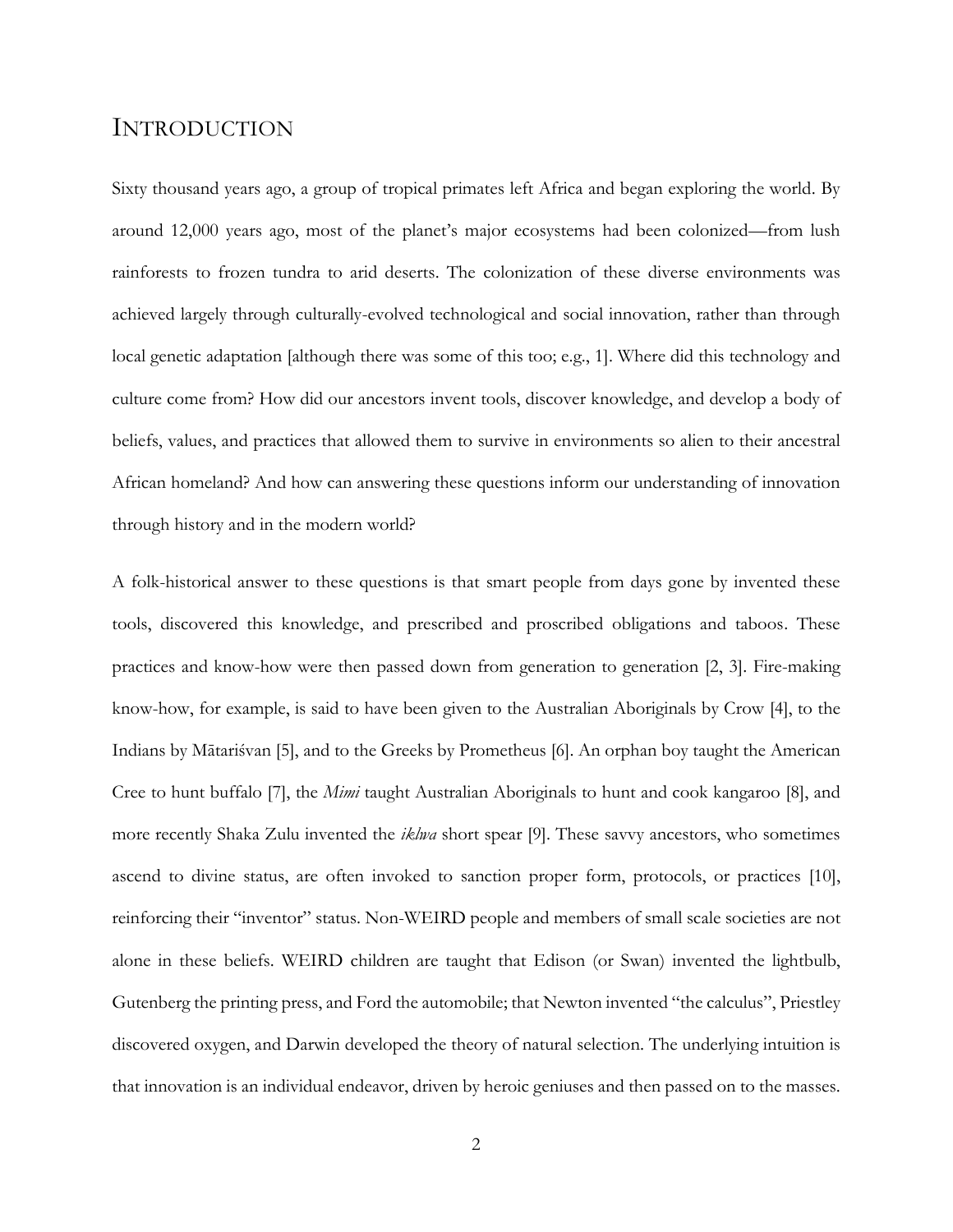# Introduction

Sixty thousand years ago, a group of tropical primates left Africa and began exploring the world. By around 12,000 years ago, most of the planet's major ecosystems had been colonized—from lush rainforests to frozen tundra to arid deserts. The colonization of these diverse environments was achieved largely through culturally-evolved technological and social innovation, rather than through local genetic adaptation [although there was some of this too; e.g., 1]. Where did this technology and culture come from? How did our ancestors invent tools, discover knowledge, and develop a body of beliefs, values, and practices that allowed them to survive in environments so alien to their ancestral African homeland? And how can answering these questions inform our understanding of innovation through history and in the modern world?

A folk-historical answer to these questions is that smart people from days gone by invented these tools, discovered this knowledge, and prescribed and proscribed obligations and taboos. These practices and know-how were then passed down from generation to generation [2, 3]. Fire-making know-how, for example, is said to have been given to the Australian Aboriginals by Crow [4], to the Indians by Mātariśvan [5], and to the Greeks by Prometheus [6]. An orphan boy taught the American Cree to hunt buffalo [7], the *Mimi* taught Australian Aboriginals to hunt and cook kangaroo [8], and more recently Shaka Zulu invented the *iklwa* short spear [9]. These savvy ancestors, who sometimes ascend to divine status, are often invoked to sanction proper form, protocols, or practices [10], reinforcing their "inventor" status. Non-WEIRD people and members of small scale societies are not alone in these beliefs. WEIRD children are taught that Edison (or Swan) invented the lightbulb, Gutenberg the printing press, and Ford the automobile; that Newton invented "the calculus", Priestley discovered oxygen, and Darwin developed the theory of natural selection. The underlying intuition is that innovation is an individual endeavor, driven by heroic geniuses and then passed on to the masses.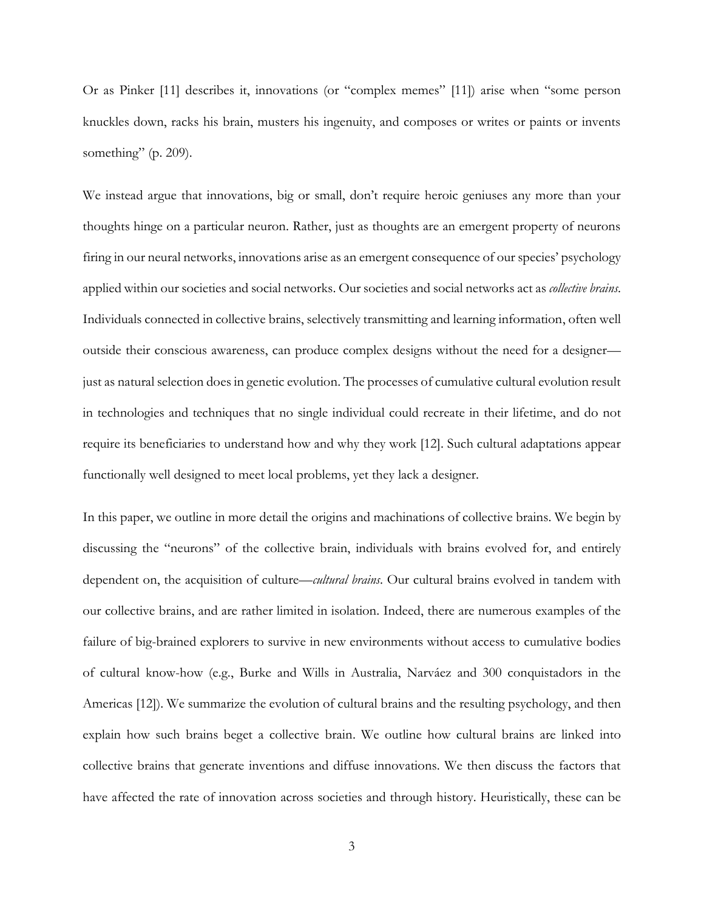Or as Pinker [11] describes it, innovations (or "complex memes" [11]) arise when "some person knuckles down, racks his brain, musters his ingenuity, and composes or writes or paints or invents something" (p. 209).

We instead argue that innovations, big or small, don't require heroic geniuses any more than your thoughts hinge on a particular neuron. Rather, just as thoughts are an emergent property of neurons firing in our neural networks, innovations arise as an emergent consequence of our species' psychology applied within our societies and social networks. Our societies and social networks act as *collective brains*. Individuals connected in collective brains, selectively transmitting and learning information, often well outside their conscious awareness, can produce complex designs without the need for a designer—just as natural selection does in genetic evolution. The processes of cumulative cultural evolution result in technologies and techniques that no single individual could recreate in their lifetime, and do not require its beneficiaries to understand how and why they work [12]. Such cultural adaptations appear functionally well designed to meet local problems, yet they lack a designer.

In this paper, we outline in more detail the origins and machinations of collective brains. We begin by discussing the "neurons" of the collective brain, individuals with brains evolved for, and entirely dependent on, the acquisition of culture—*cultural brains*. Our cultural brains evolved in tandem with our collective brains, and are rather limited in isolation. Indeed, there are numerous examples of the failure of big-brained explorers to survive in new environments without access to cumulative bodies of cultural know-how (e.g., Burke and Wills in Australia, Narváez and 300 conquistadors in the Americas [12]). We summarize the evolution of cultural brains and the resulting psychology, and then explain how such brains beget a collective brain. We outline how cultural brains are linked into collective brains that generate inventions and diffuse innovations. We then discuss the factors that have affected the rate of innovation across societies and through history. Heuristically, these can be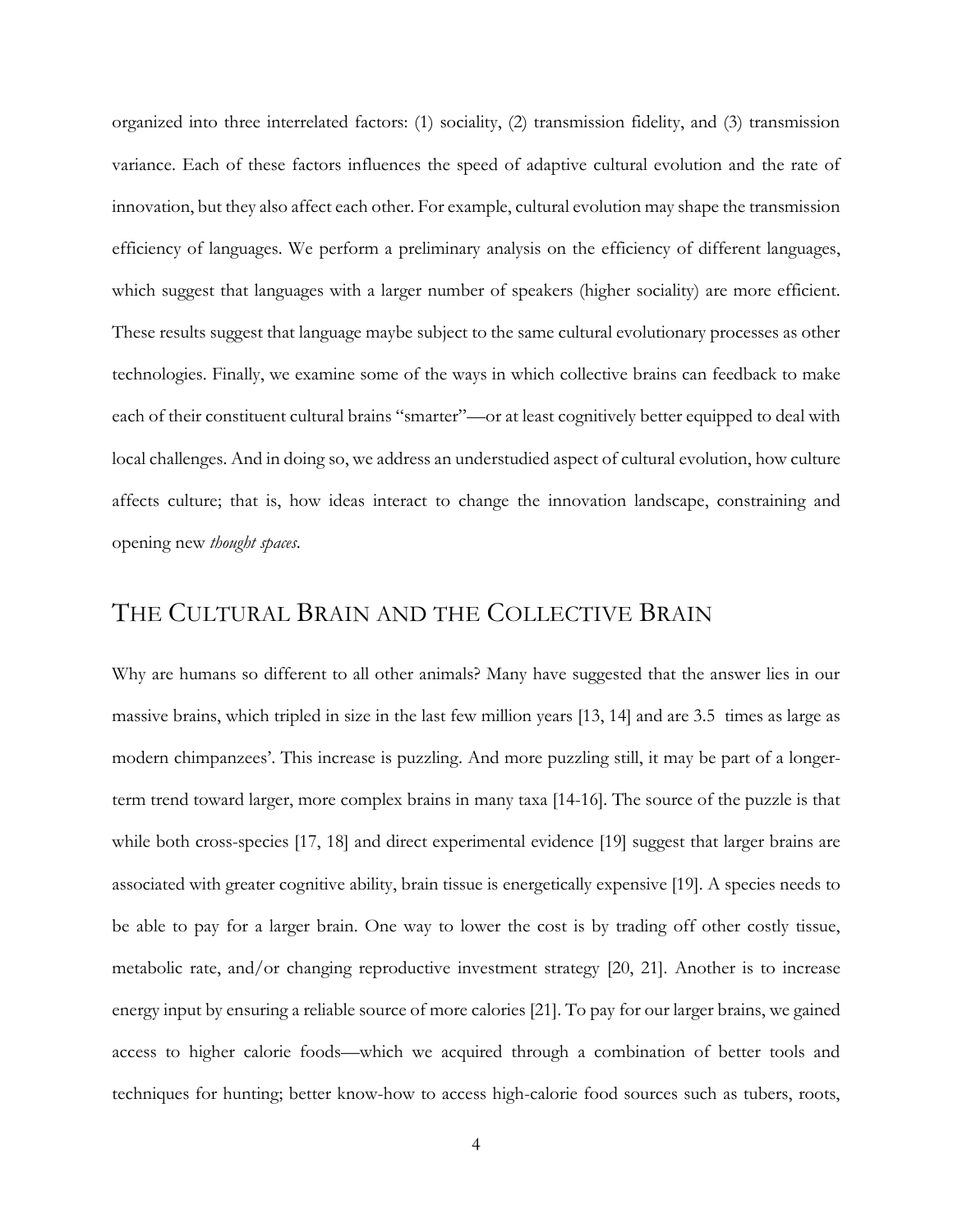organized into three interrelated factors: (1) sociality, (2) transmission fidelity, and (3) transmission variance. Each of these factors influences the speed of adaptive cultural evolution and the rate of innovation, but they also affect each other. For example, cultural evolution may shape the transmission efficiency of languages. We perform a preliminary analysis on the efficiency of different languages, which suggest that languages with a larger number of speakers (higher sociality) are more efficient. These results suggest that language maybe subject to the same cultural evolutionary processes as other technologies. Finally, we examine some of the ways in which collective brains can feedback to make each of their constituent cultural brains "smarter"—or at least cognitively better equipped to deal with local challenges. And in doing so, we address an understudied aspect of cultural evolution, how culture affects culture; that is, how ideas interact to change the innovation landscape, constraining and opening new *thought spaces*.

## THE CULTURAL BRAIN AND THE COLLECTIVE BRAIN

Why are humans so different to all other animals? Many have suggested that the answer lies in our massive brains, which tripled in size in the last few million years [13, 14] and are 3.5 times as large as modern chimpanzees'. This increase is puzzling. And more puzzling still, it may be part of a longer-term trend toward larger, more complex brains in many taxa [14-16]. The source of the puzzle is that while both cross-species [17, 18] and direct experimental evidence [19] suggest that larger brains are associated with greater cognitive ability, brain tissue is energetically expensive [19]. A species needs to be able to pay for a larger brain. One way to lower the cost is by trading off other costly tissue, metabolic rate, and/or changing reproductive investment strategy [20, 21]. Another is to increase energy input by ensuring a reliable source of more calories [21]. To pay for our larger brains, we gained access to higher calorie foods—which we acquired through a combination of better tools and techniques for hunting; better know-how to access high-calorie food sources such as tubers, roots,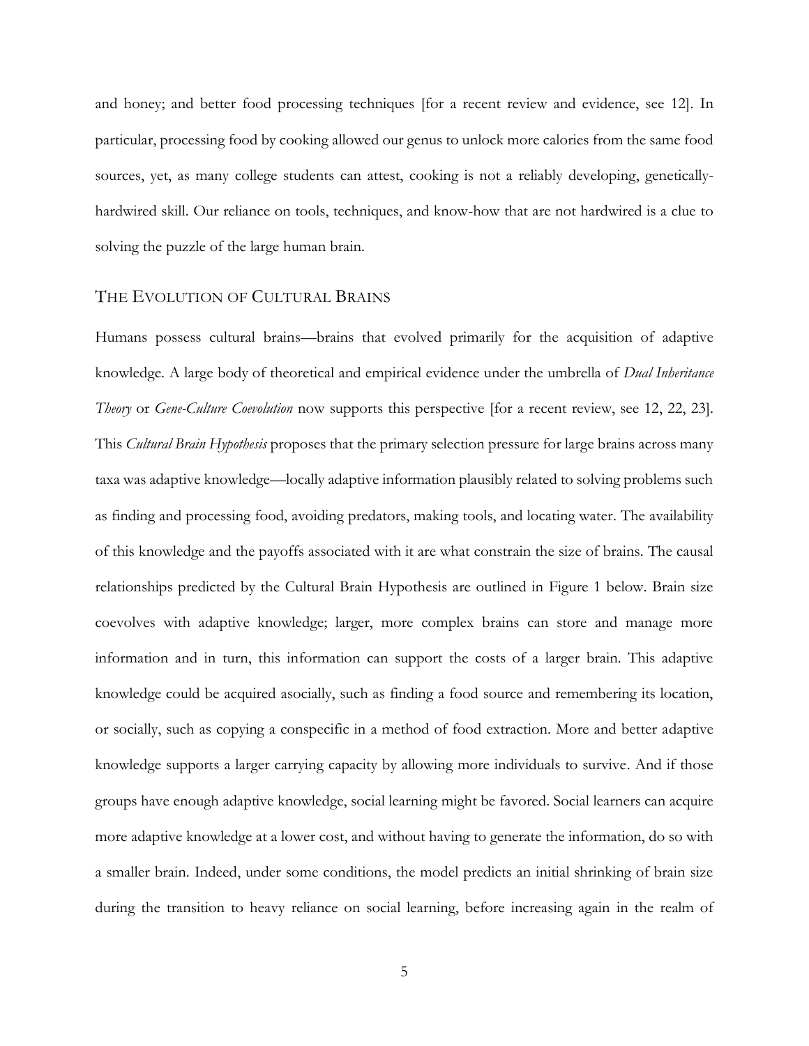and honey; and better food processing techniques [for a recent review and evidence, see 12]. In particular, processing food by cooking allowed our genus to unlock more calories from the same food sources, yet, as many college students can attest, cooking is not a reliably developing, genetically-hardwired skill. Our reliance on tools, techniques, and know-how that are not hardwired is a clue to solving the puzzle of the large human brain.

## The Evolution of Cultural Brains

Humans possess cultural brains—brains that evolved primarily for the acquisition of adaptive knowledge. A large body of theoretical and empirical evidence under the umbrella of *Dual Inheritance Theory* or *Gene-Culture Coevolution* now supports this perspective [for a recent review, see 12, 22, 23]. This *Cultural Brain Hypothesis* proposes that the primary selection pressure for large brains across many taxa was adaptive knowledge—locally adaptive information plausibly related to solving problems such as finding and processing food, avoiding predators, making tools, and locating water. The availability of this knowledge and the payoffs associated with it are what constrain the size of brains. The causal relationships predicted by the Cultural Brain Hypothesis are outlined in Figure 1 below. Brain size coevolves with adaptive knowledge; larger, more complex brains can store and manage more information and in turn, this information can support the costs of a larger brain. This adaptive knowledge could be acquired asocially, such as finding a food source and remembering its location, or socially, such as copying a conspecific in a method of food extraction. More and better adaptive knowledge supports a larger carrying capacity by allowing more individuals to survive. And if those groups have enough adaptive knowledge, social learning might be favored. Social learners can acquire more adaptive knowledge at a lower cost, and without having to generate the information, do so with a smaller brain. Indeed, under some conditions, the model predicts an initial shrinking of brain size during the transition to heavy reliance on social learning, before increasing again in the realm of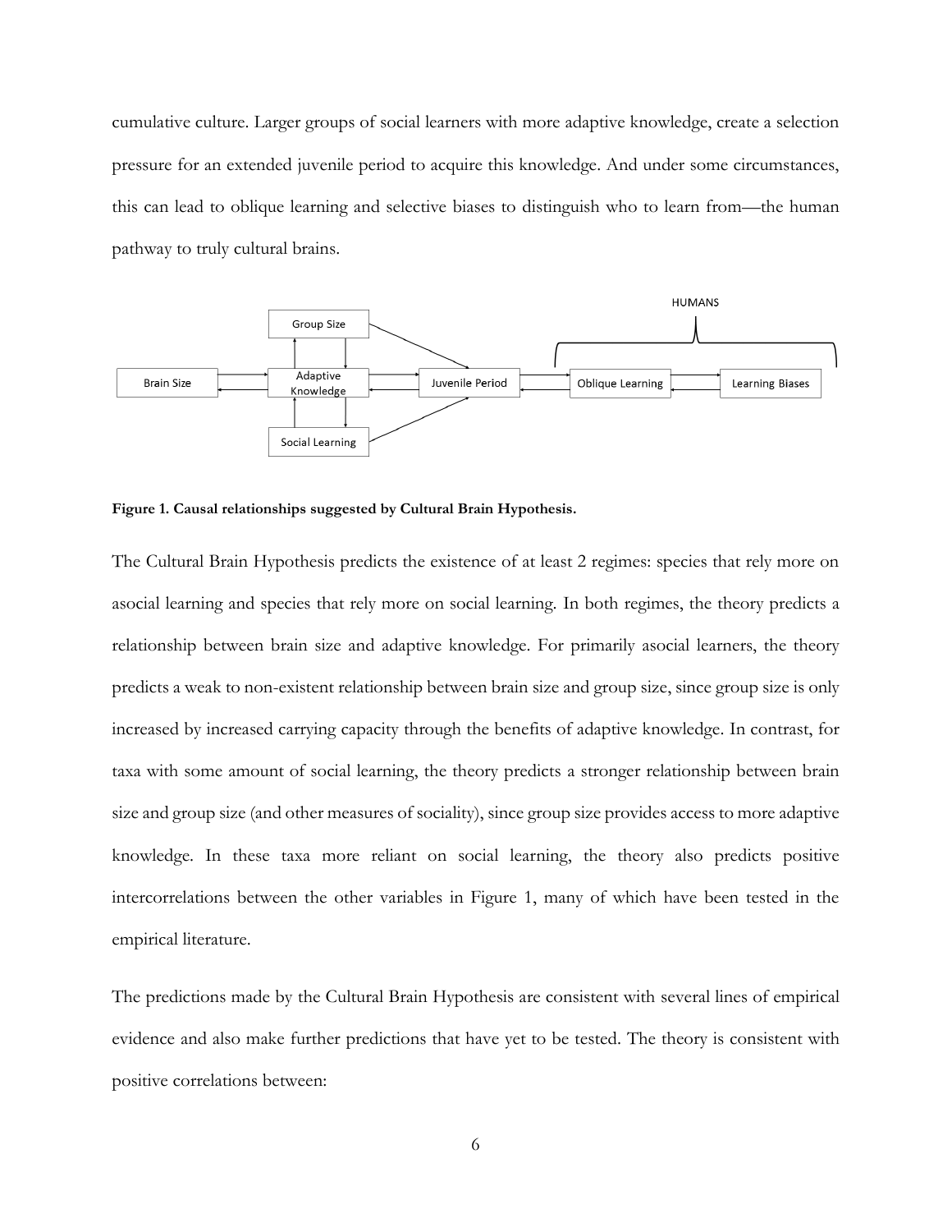cumulative culture. Larger groups of social learners with more adaptive knowledge, create a selection pressure for an extended juvenile period to acquire this knowledge. And under some circumstances, this can lead to oblique learning and selective biases to distinguish who to learn from—the human pathway to truly cultural brains.

**Figure 1. Causal relationships suggested by Cultural Brain Hypothesis.**

The Cultural Brain Hypothesis predicts the existence of at least 2 regimes: species that rely more on asocial learning and species that rely more on social learning. In both regimes, the theory predicts a relationship between brain size and adaptive knowledge. For primarily asocial learners, the theory predicts a weak to non-existent relationship between brain size and group size, since group size is only increased by increased carrying capacity through the benefits of adaptive knowledge. In contrast, for taxa with some amount of social learning, the theory predicts a stronger relationship between brain size and group size (and other measures of sociality), since group size provides access to more adaptive knowledge. In these taxa more reliant on social learning, the theory also predicts positive intercorrelations between the other variables in Figure 1, many of which have been tested in the empirical literature.

The predictions made by the Cultural Brain Hypothesis are consistent with several lines of empirical evidence and also make further predictions that have yet to be tested. The theory is consistent with positive correlations between: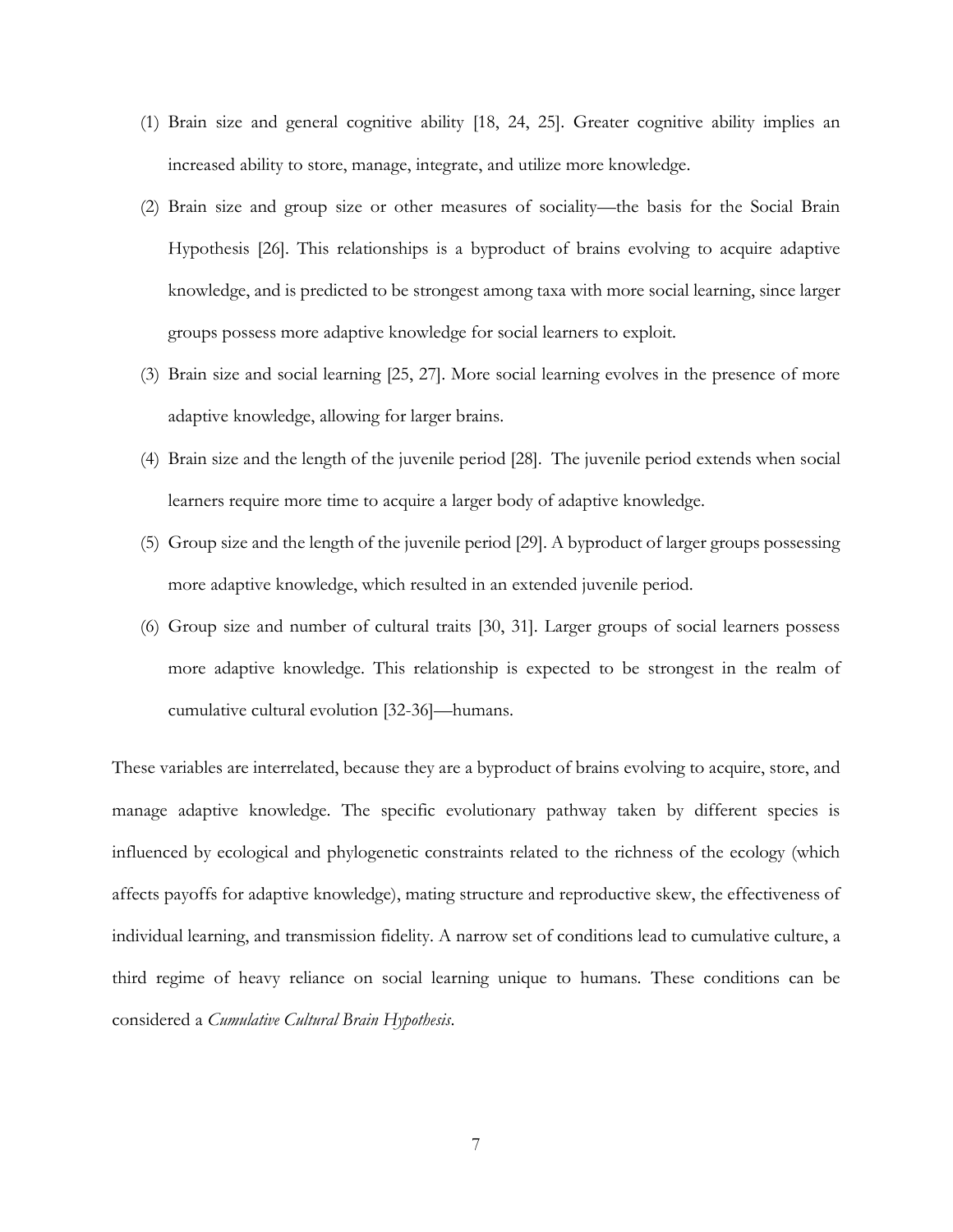(1) Brain size and general cognitive ability [18, 24, 25]. Greater cognitive ability implies an increased ability to store, manage, integrate, and utilize more knowledge.

(2) Brain size and group size or other measures of sociality—the basis for the Social Brain Hypothesis [26]. This relationships is a byproduct of brains evolving to acquire adaptive knowledge, and is predicted to be strongest among taxa with more social learning, since larger groups possess more adaptive knowledge for social learners to exploit.

(3) Brain size and social learning [25, 27]. More social learning evolves in the presence of more adaptive knowledge, allowing for larger brains.

(4) Brain size and the length of the juvenile period [28]. The juvenile period extends when social learners require more time to acquire a larger body of adaptive knowledge.

(5) Group size and the length of the juvenile period [29]. A byproduct of larger groups possessing more adaptive knowledge, which resulted in an extended juvenile period.

(6) Group size and number of cultural traits [30, 31]. Larger groups of social learners possess more adaptive knowledge. This relationship is expected to be strongest in the realm of cumulative cultural evolution [32-36]—humans.

These variables are interrelated, because they are a byproduct of brains evolving to acquire, store, and manage adaptive knowledge. The specific evolutionary pathway taken by different species is influenced by ecological and phylogenetic constraints related to the richness of the ecology (which affects payoffs for adaptive knowledge), mating structure and reproductive skew, the effectiveness of individual learning, and transmission fidelity. A narrow set of conditions lead to cumulative culture, a third regime of heavy reliance on social learning unique to humans. These conditions can be considered a *Cumulative Cultural Brain Hypothesis*.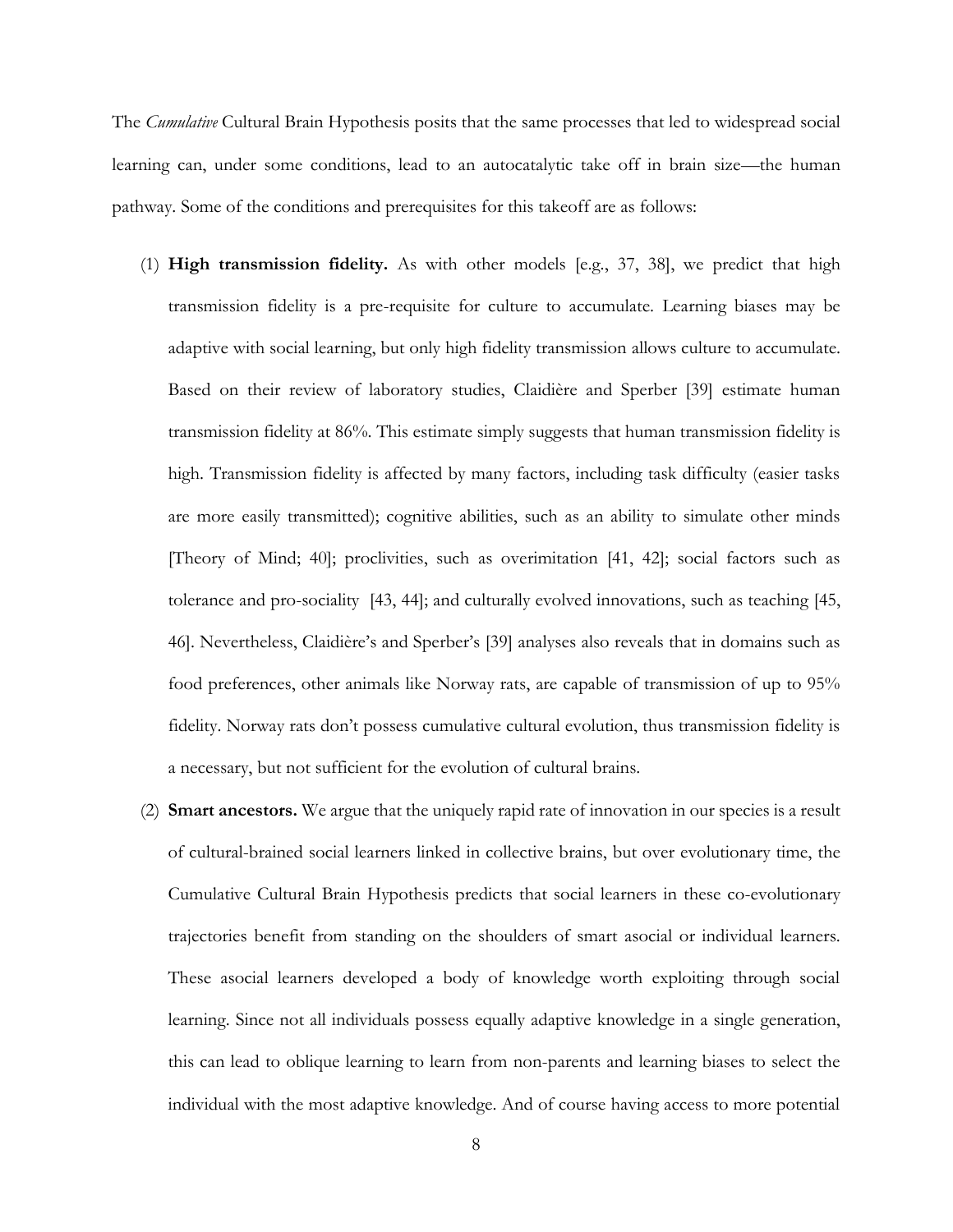The *Cumulative* Cultural Brain Hypothesis posits that the same processes that led to widespread social learning can, under some conditions, lead to an autocatalytic take off in brain size—the human pathway. Some of the conditions and prerequisites for this takeoff are as follows:

(1) **High transmission fidelity.** As with other models [e.g., 37, 38], we predict that high transmission fidelity is a pre-requisite for culture to accumulate. Learning biases may be adaptive with social learning, but only high fidelity transmission allows culture to accumulate. Based on their review of laboratory studies, Claidière and Sperber [39] estimate human transmission fidelity at 86%. This estimate simply suggests that human transmission fidelity is high. Transmission fidelity is affected by many factors, including task difficulty (easier tasks are more easily transmitted); cognitive abilities, such as an ability to simulate other minds [Theory of Mind; 40]; proclivities, such as overimitation [41, 42]; social factors such as tolerance and pro-sociality [43, 44]; and culturally evolved innovations, such as teaching [45, 46]. Nevertheless, Claidière's and Sperber's [39] analyses also reveals that in domains such as food preferences, other animals like Norway rats, are capable of transmission of up to 95% fidelity. Norway rats don't possess cumulative cultural evolution, thus transmission fidelity is a necessary, but not sufficient for the evolution of cultural brains.

(2) **Smart ancestors.** We argue that the uniquely rapid rate of innovation in our species is a result of cultural-brained social learners linked in collective brains, but over evolutionary time, the Cumulative Cultural Brain Hypothesis predicts that social learners in these co-evolutionary trajectories benefit from standing on the shoulders of smart asocial or individual learners. These asocial learners developed a body of knowledge worth exploiting through social learning. Since not all individuals possess equally adaptive knowledge in a single generation, this can lead to oblique learning to learn from non-parents and learning biases to select the individual with the most adaptive knowledge. And of course having access to more potential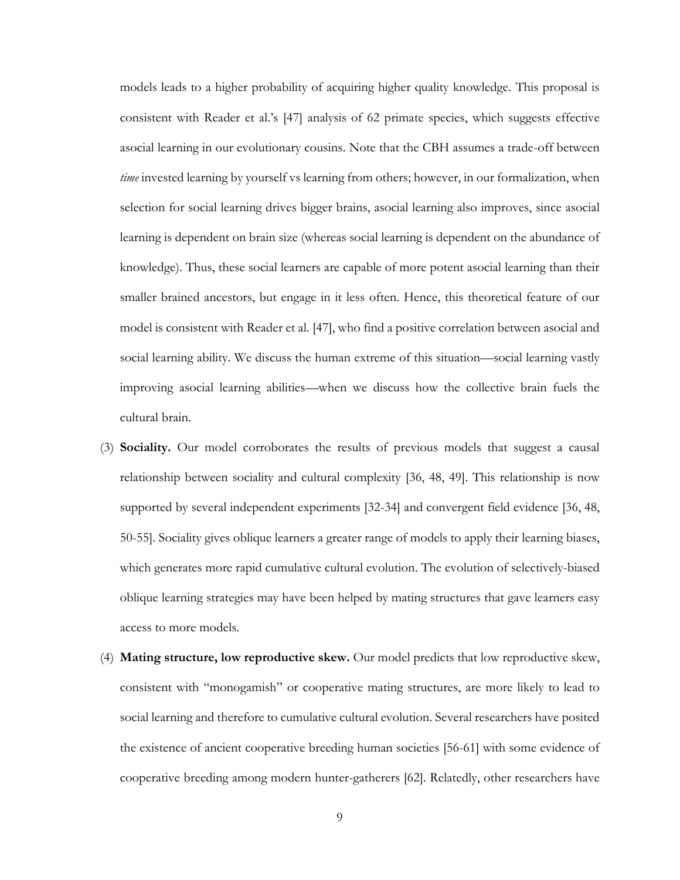models leads to a higher probability of acquiring higher quality knowledge. This proposal is consistent with Reader et al.'s [47] analysis of 62 primate species, which suggests effective asocial learning in our evolutionary cousins. Note that the CBH assumes a trade-off between *time* invested learning by yourself vs learning from others; however, in our formalization, when selection for social learning drives bigger brains, asocial learning also improves, since asocial learning is dependent on brain size (whereas social learning is dependent on the abundance of knowledge). Thus, these social learners are capable of more potent asocial learning than their smaller brained ancestors, but engage in it less often. Hence, this theoretical feature of our model is consistent with Reader et al. [47], who find a positive correlation between asocial and social learning ability. We discuss the human extreme of this situation—social learning vastly improving asocial learning abilities—when we discuss how the collective brain fuels the cultural brain.

(3) **Sociality.** Our model corroborates the results of previous models that suggest a causal relationship between sociality and cultural complexity [36, 48, 49]. This relationship is now supported by several independent experiments [32-34] and convergent field evidence [36, 48, 50-55]. Sociality gives oblique learners a greater range of models to apply their learning biases, which generates more rapid cumulative cultural evolution. The evolution of selectively-biased oblique learning strategies may have been helped by mating structures that gave learners easy access to more models.

(4) **Mating structure, low reproductive skew.** Our model predicts that low reproductive skew, consistent with "monogamish" or cooperative mating structures, are more likely to lead to social learning and therefore to cumulative cultural evolution. Several researchers have posited the existence of ancient cooperative breeding human societies [56-61] with some evidence of cooperative breeding among modern hunter-gatherers [62]. Relatedly, other researchers have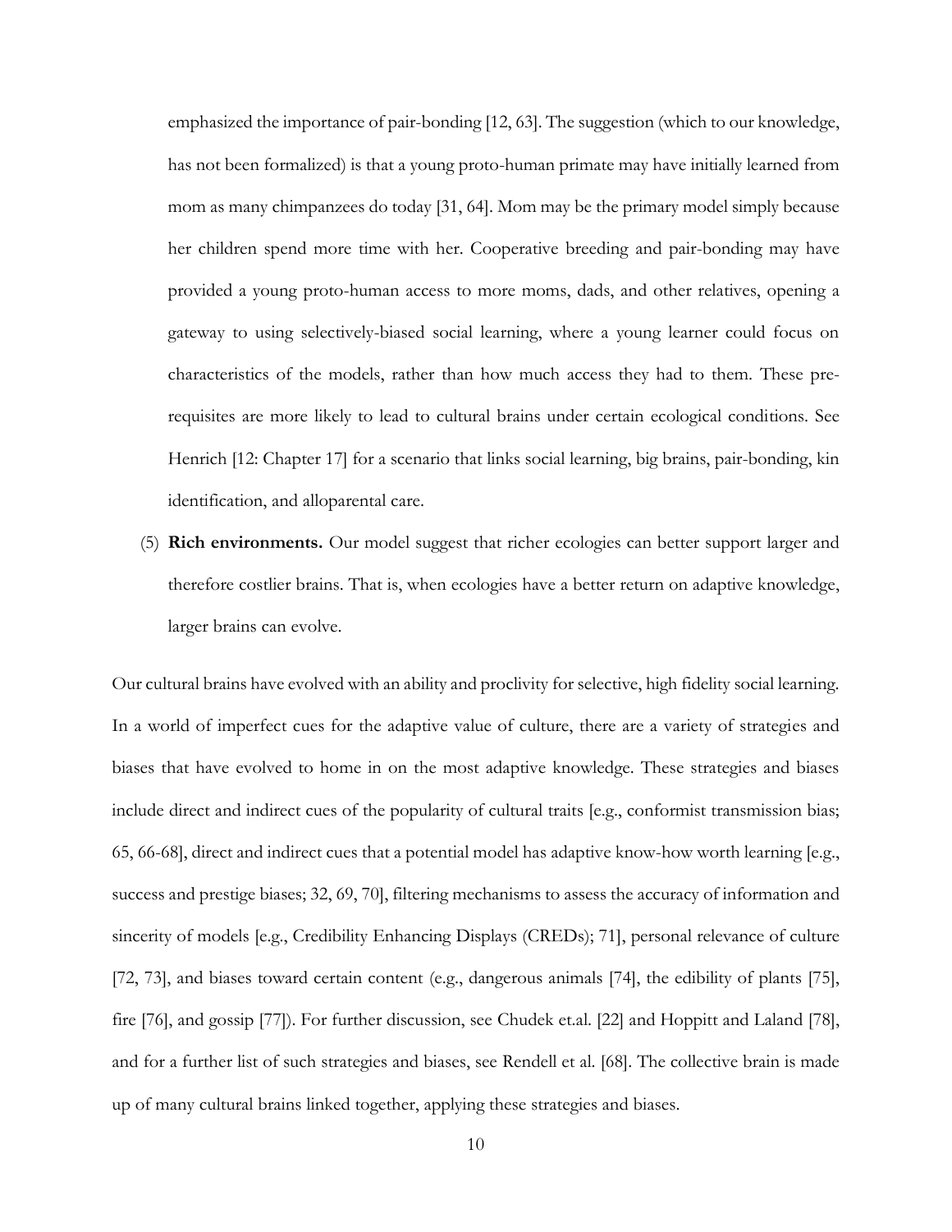emphasized the importance of pair-bonding [12, 63]. The suggestion (which to our knowledge, has not been formalized) is that a young proto-human primate may have initially learned from mom as many chimpanzees do today [31, 64]. Mom may be the primary model simply because her children spend more time with her. Cooperative breeding and pair-bonding may have provided a young proto-human access to more moms, dads, and other relatives, opening a gateway to using selectively-biased social learning, where a young learner could focus on characteristics of the models, rather than how much access they had to them. These pre-requisites are more likely to lead to cultural brains under certain ecological conditions. See Henrich [12: Chapter 17] for a scenario that links social learning, big brains, pair-bonding, kin identification, and alloparental care.

(5) **Rich environments.** Our model suggest that richer ecologies can better support larger and therefore costlier brains. That is, when ecologies have a better return on adaptive knowledge, larger brains can evolve.

Our cultural brains have evolved with an ability and proclivity for selective, high fidelity social learning. In a world of imperfect cues for the adaptive value of culture, there are a variety of strategies and biases that have evolved to home in on the most adaptive knowledge. These strategies and biases include direct and indirect cues of the popularity of cultural traits [e.g., conformist transmission bias; 65, 66-68], direct and indirect cues that a potential model has adaptive know-how worth learning [e.g., success and prestige biases; 32, 69, 70], filtering mechanisms to assess the accuracy of information and sincerity of models [e.g., Credibility Enhancing Displays (CREDs); 71], personal relevance of culture [72, 73], and biases toward certain content (e.g., dangerous animals [74], the edibility of plants [75], fire [76], and gossip [77]). For further discussion, see Chudek et.al. [22] and Hoppitt and Laland [78], and for a further list of such strategies and biases, see Rendell et al. [68]. The collective brain is made up of many cultural brains linked together, applying these strategies and biases.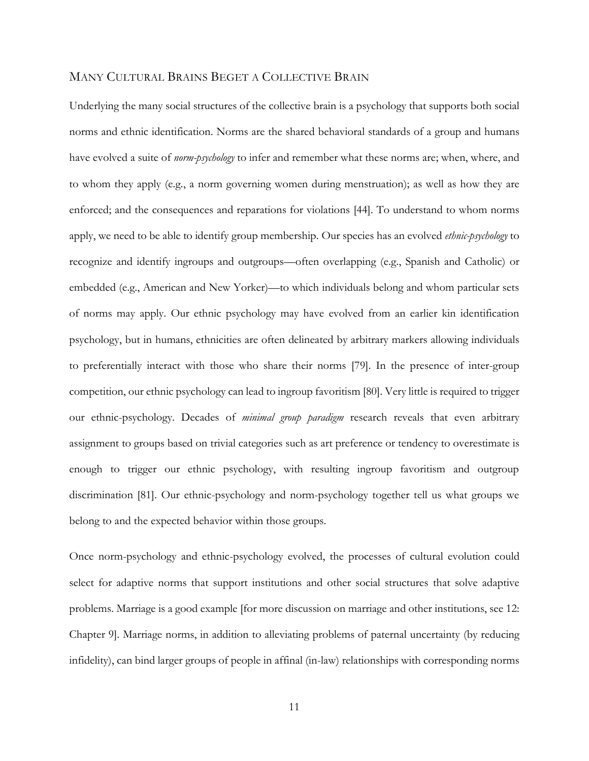## Many Cultural Brains Beget a Collective Brain

Underlying the many social structures of the collective brain is a psychology that supports both social norms and ethnic identification. Norms are the shared behavioral standards of a group and humans have evolved a suite of *norm-psychology* to infer and remember what these norms are; when, where, and to whom they apply (e.g., a norm governing women during menstruation); as well as how they are enforced; and the consequences and reparations for violations [44]. To understand to whom norms apply, we need to be able to identify group membership. Our species has an evolved *ethnic-psychology* to recognize and identify ingroups and outgroups—often overlapping (e.g., Spanish and Catholic) or embedded (e.g., American and New Yorker)—to which individuals belong and whom particular sets of norms may apply. Our ethnic psychology may have evolved from an earlier kin identification psychology, but in humans, ethnicities are often delineated by arbitrary markers allowing individuals to preferentially interact with those who share their norms [79]. In the presence of inter-group competition, our ethnic psychology can lead to ingroup favoritism [80]. Very little is required to trigger our ethnic-psychology. Decades of *minimal group paradigm* research reveals that even arbitrary assignment to groups based on trivial categories such as art preference or tendency to overestimate is enough to trigger our ethnic psychology, with resulting ingroup favoritism and outgroup discrimination [81]. Our ethnic-psychology and norm-psychology together tell us what groups we belong to and the expected behavior within those groups.

Once norm-psychology and ethnic-psychology evolved, the processes of cultural evolution could select for adaptive norms that support institutions and other social structures that solve adaptive problems. Marriage is a good example [for more discussion on marriage and other institutions, see 12: Chapter 9]. Marriage norms, in addition to alleviating problems of paternal uncertainty (by reducing infidelity), can bind larger groups of people in affinal (in-law) relationships with corresponding norms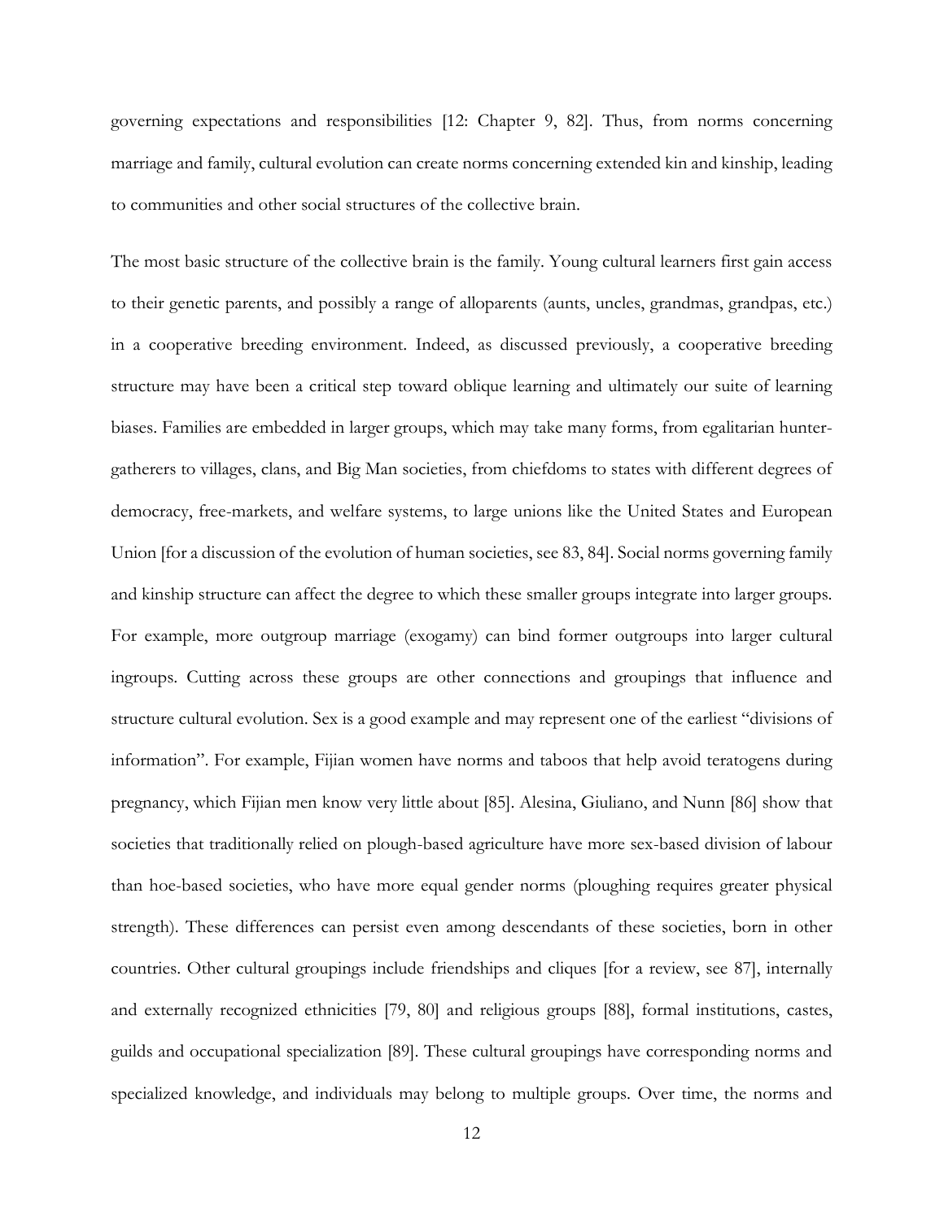governing expectations and responsibilities [12: Chapter 9, 82]. Thus, from norms concerning marriage and family, cultural evolution can create norms concerning extended kin and kinship, leading to communities and other social structures of the collective brain.

The most basic structure of the collective brain is the family. Young cultural learners first gain access to their genetic parents, and possibly a range of alloparents (aunts, uncles, grandmas, grandpas, etc.) in a cooperative breeding environment. Indeed, as discussed previously, a cooperative breeding structure may have been a critical step toward oblique learning and ultimately our suite of learning biases. Families are embedded in larger groups, which may take many forms, from egalitarian hunter-gatherers to villages, clans, and Big Man societies, from chiefdoms to states with different degrees of democracy, free-markets, and welfare systems, to large unions like the United States and European Union [for a discussion of the evolution of human societies, see 83, 84]. Social norms governing family and kinship structure can affect the degree to which these smaller groups integrate into larger groups. For example, more outgroup marriage (exogamy) can bind former outgroups into larger cultural ingroups. Cutting across these groups are other connections and groupings that influence and structure cultural evolution. Sex is a good example and may represent one of the earliest "divisions of information". For example, Fijian women have norms and taboos that help avoid teratogens during pregnancy, which Fijian men know very little about [85]. Alesina, Giuliano, and Nunn [86] show that societies that traditionally relied on plough-based agriculture have more sex-based division of labour than hoe-based societies, who have more equal gender norms (ploughing requires greater physical strength). These differences can persist even among descendants of these societies, born in other countries. Other cultural groupings include friendships and cliques [for a review, see 87], internally and externally recognized ethnicities [79, 80] and religious groups [88], formal institutions, castes, guilds and occupational specialization [89]. These cultural groupings have corresponding norms and specialized knowledge, and individuals may belong to multiple groups. Over time, the norms and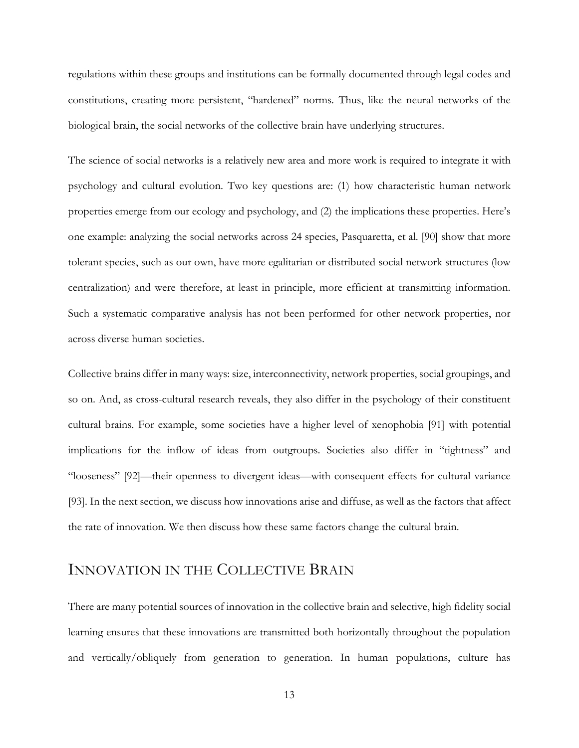regulations within these groups and institutions can be formally documented through legal codes and constitutions, creating more persistent, "hardened" norms. Thus, like the neural networks of the biological brain, the social networks of the collective brain have underlying structures.

The science of social networks is a relatively new area and more work is required to integrate it with psychology and cultural evolution. Two key questions are: (1) how characteristic human network properties emerge from our ecology and psychology, and (2) the implications these properties. Here's one example: analyzing the social networks across 24 species, Pasquaretta, et al. [90] show that more tolerant species, such as our own, have more egalitarian or distributed social network structures (low centralization) and were therefore, at least in principle, more efficient at transmitting information. Such a systematic comparative analysis has not been performed for other network properties, nor across diverse human societies.

Collective brains differ in many ways: size, interconnectivity, network properties, social groupings, and so on. And, as cross-cultural research reveals, they also differ in the psychology of their constituent cultural brains. For example, some societies have a higher level of xenophobia [91] with potential implications for the inflow of ideas from outgroups. Societies also differ in "tightness" and "looseness" [92]—their openness to divergent ideas—with consequent effects for cultural variance [93]. In the next section, we discuss how innovations arise and diffuse, as well as the factors that affect the rate of innovation. We then discuss how these same factors change the cultural brain.

## Innovation in the Collective Brain

There are many potential sources of innovation in the collective brain and selective, high fidelity social learning ensures that these innovations are transmitted both horizontally throughout the population and vertically/obliquely from generation to generation. In human populations, culture has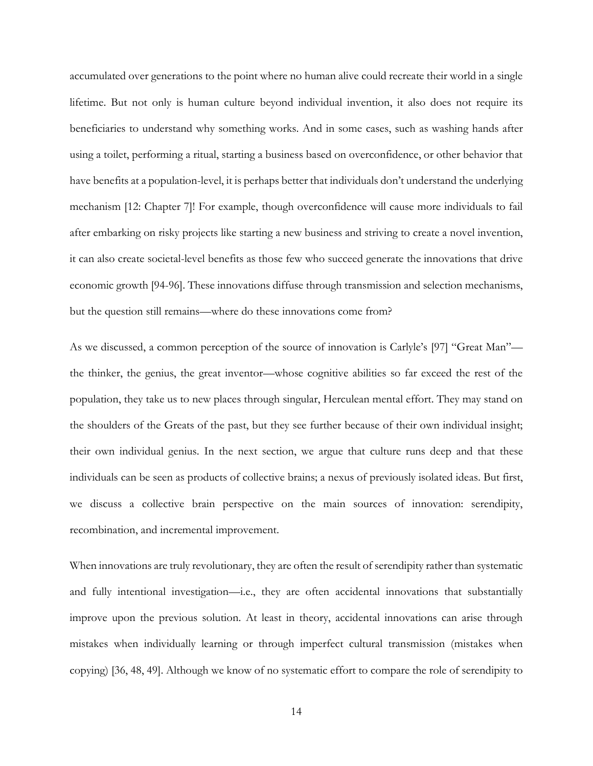accumulated over generations to the point where no human alive could recreate their world in a single lifetime. But not only is human culture beyond individual invention, it also does not require its beneficiaries to understand why something works. And in some cases, such as washing hands after using a toilet, performing a ritual, starting a business based on overconfidence, or other behavior that have benefits at a population-level, it is perhaps better that individuals don't understand the underlying mechanism [12: Chapter 7]! For example, though overconfidence will cause more individuals to fail after embarking on risky projects like starting a new business and striving to create a novel invention, it can also create societal-level benefits as those few who succeed generate the innovations that drive economic growth [94-96]. These innovations diffuse through transmission and selection mechanisms, but the question still remains—where do these innovations come from?

As we discussed, a common perception of the source of innovation is Carlyle's [97] "Great Man"—the thinker, the genius, the great inventor—whose cognitive abilities so far exceed the rest of the population, they take us to new places through singular, Herculean mental effort. They may stand on the shoulders of the Greats of the past, but they see further because of their own individual insight; their own individual genius. In the next section, we argue that culture runs deep and that these individuals can be seen as products of collective brains; a nexus of previously isolated ideas. But first, we discuss a collective brain perspective on the main sources of innovation: serendipity, recombination, and incremental improvement.

When innovations are truly revolutionary, they are often the result of serendipity rather than systematic and fully intentional investigation—i.e., they are often accidental innovations that substantially improve upon the previous solution. At least in theory, accidental innovations can arise through mistakes when individually learning or through imperfect cultural transmission (mistakes when copying) [36, 48, 49]. Although we know of no systematic effort to compare the role of serendipity to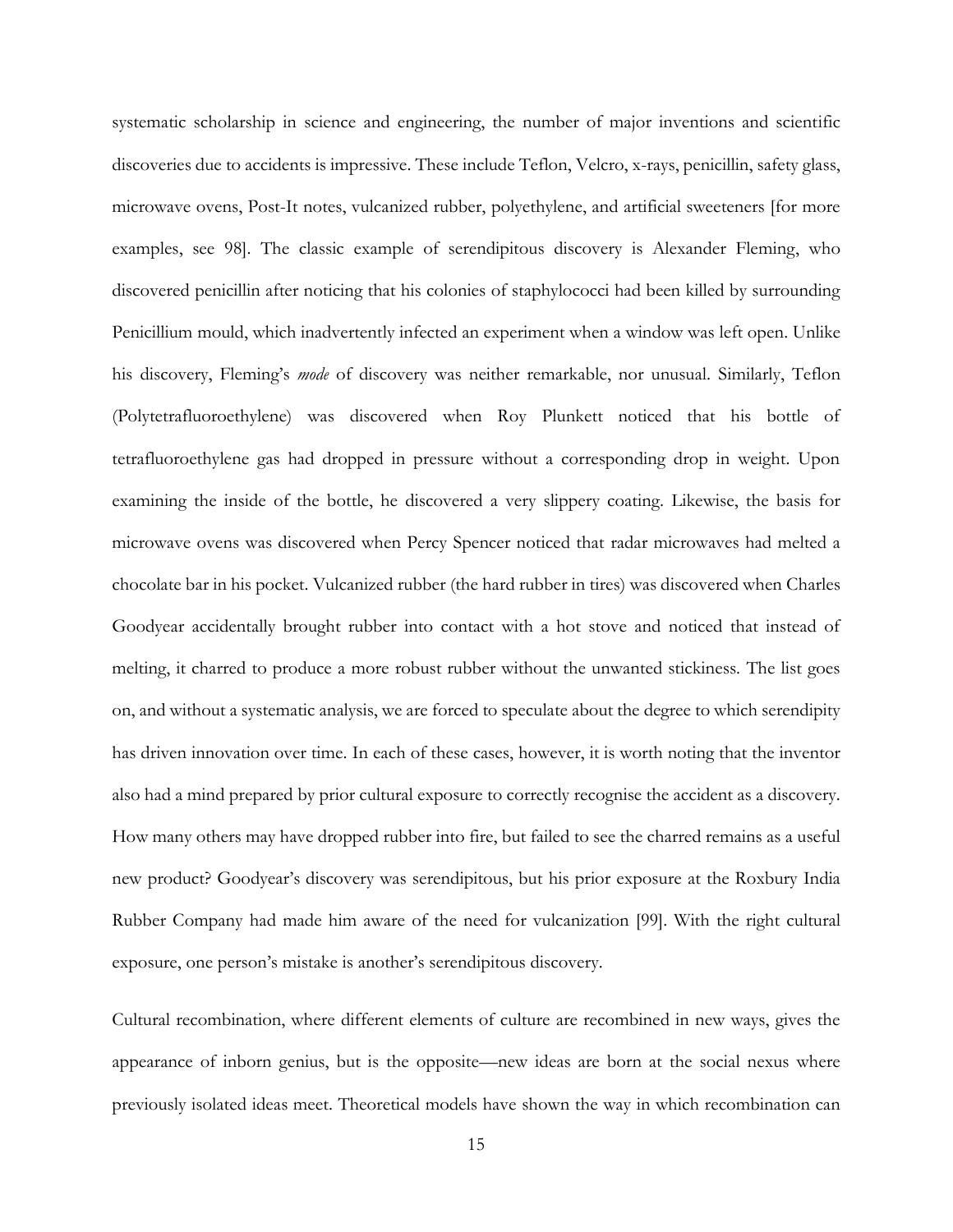systematic scholarship in science and engineering, the number of major inventions and scientific discoveries due to accidents is impressive. These include Teflon, Velcro, x-rays, penicillin, safety glass, microwave ovens, Post-It notes, vulcanized rubber, polyethylene, and artificial sweeteners [for more examples, see 98]. The classic example of serendipitous discovery is Alexander Fleming, who discovered penicillin after noticing that his colonies of staphylococci had been killed by surrounding Penicillium mould, which inadvertently infected an experiment when a window was left open. Unlike his discovery, Fleming's *mode* of discovery was neither remarkable, nor unusual. Similarly, Teflon (Polytetrafluoroethylene) was discovered when Roy Plunkett noticed that his bottle of tetrafluoroethylene gas had dropped in pressure without a corresponding drop in weight. Upon examining the inside of the bottle, he discovered a very slippery coating. Likewise, the basis for microwave ovens was discovered when Percy Spencer noticed that radar microwaves had melted a chocolate bar in his pocket. Vulcanized rubber (the hard rubber in tires) was discovered when Charles Goodyear accidentally brought rubber into contact with a hot stove and noticed that instead of melting, it charred to produce a more robust rubber without the unwanted stickiness. The list goes on, and without a systematic analysis, we are forced to speculate about the degree to which serendipity has driven innovation over time. In each of these cases, however, it is worth noting that the inventor also had a mind prepared by prior cultural exposure to correctly recognise the accident as a discovery. How many others may have dropped rubber into fire, but failed to see the charred remains as a useful new product? Goodyear's discovery was serendipitous, but his prior exposure at the Roxbury India Rubber Company had made him aware of the need for vulcanization [99]. With the right cultural exposure, one person's mistake is another's serendipitous discovery.

Cultural recombination, where different elements of culture are recombined in new ways, gives the appearance of inborn genius, but is the opposite—new ideas are born at the social nexus where previously isolated ideas meet. Theoretical models have shown the way in which recombination can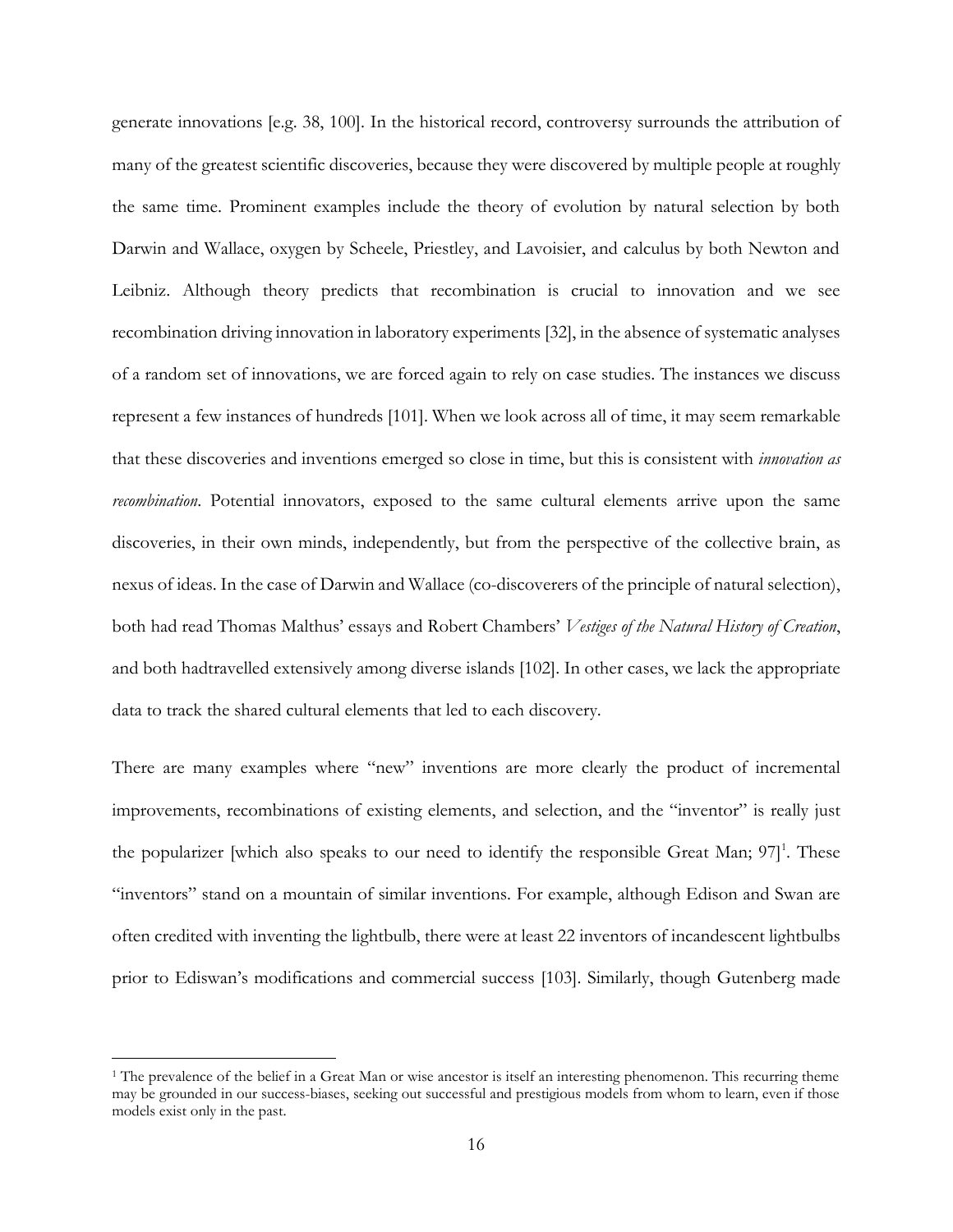generate innovations [e.g. 38, 100]. In the historical record, controversy surrounds the attribution of many of the greatest scientific discoveries, because they were discovered by multiple people at roughly the same time. Prominent examples include the theory of evolution by natural selection by both Darwin and Wallace, oxygen by Scheele, Priestley, and Lavoisier, and calculus by both Newton and Leibniz. Although theory predicts that recombination is crucial to innovation and we see recombination driving innovation in laboratory experiments [32], in the absence of systematic analyses of a random set of innovations, we are forced again to rely on case studies. The instances we discuss represent a few instances of hundreds [101]. When we look across all of time, it may seem remarkable that these discoveries and inventions emerged so close in time, but this is consistent with *innovation as recombination*. Potential innovators, exposed to the same cultural elements arrive upon the same discoveries, in their own minds, independently, but from the perspective of the collective brain, as nexus of ideas. In the case of Darwin and Wallace (co-discoverers of the principle of natural selection), both had read Thomas Malthus' essays and Robert Chambers' *Vestiges of the Natural History of Creation*, and both hadtravelled extensively among diverse islands [102]. In other cases, we lack the appropriate data to track the shared cultural elements that led to each discovery.

There are many examples where "new" inventions are more clearly the product of incremental improvements, recombinations of existing elements, and selection, and the "inventor" is really just the popularizer [which also speaks to our need to identify the responsible Great Man; 97][1]. These "inventors" stand on a mountain of similar inventions. For example, although Edison and Swan are often credited with inventing the lightbulb, there were at least 22 inventors of incandescent lightbulbs prior to Ediswan's modifications and commercial success [103]. Similarly, though Gutenberg made

[1] The prevalence of the belief in a Great Man or wise ancestor is itself an interesting phenomenon. This recurring theme may be grounded in our success-biases, seeking out successful and prestigious models from whom to learn, even if those models exist only in the past.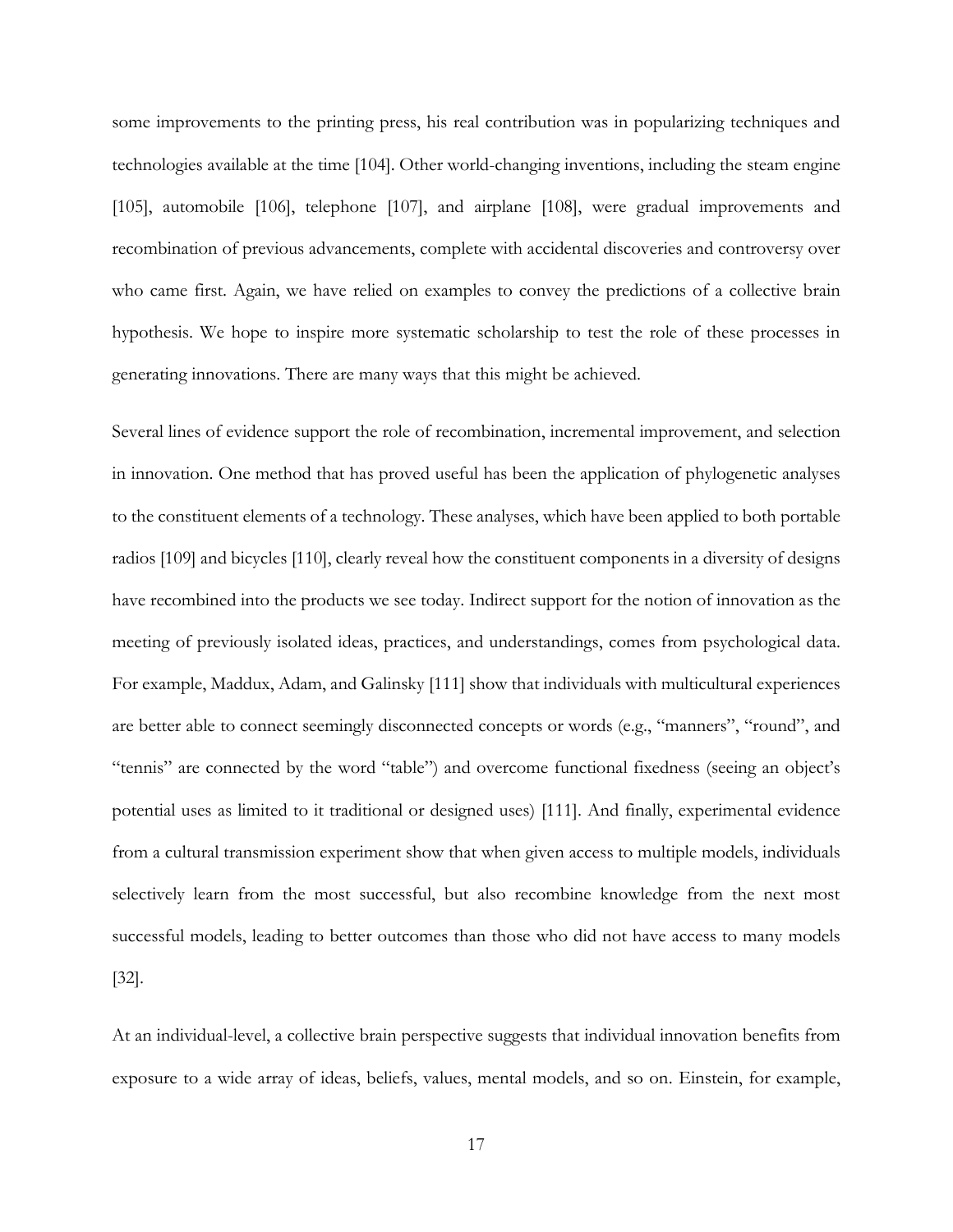some improvements to the printing press, his real contribution was in popularizing techniques and technologies available at the time [104]. Other world-changing inventions, including the steam engine [105], automobile [106], telephone [107], and airplane [108], were gradual improvements and recombination of previous advancements, complete with accidental discoveries and controversy over who came first. Again, we have relied on examples to convey the predictions of a collective brain hypothesis. We hope to inspire more systematic scholarship to test the role of these processes in generating innovations. There are many ways that this might be achieved.

Several lines of evidence support the role of recombination, incremental improvement, and selection in innovation. One method that has proved useful has been the application of phylogenetic analyses to the constituent elements of a technology. These analyses, which have been applied to both portable radios [109] and bicycles [110], clearly reveal how the constituent components in a diversity of designs have recombined into the products we see today. Indirect support for the notion of innovation as the meeting of previously isolated ideas, practices, and understandings, comes from psychological data. For example, Maddux, Adam, and Galinsky [111] show that individuals with multicultural experiences are better able to connect seemingly disconnected concepts or words (e.g., "manners", "round", and "tennis" are connected by the word "table") and overcome functional fixedness (seeing an object's potential uses as limited to it traditional or designed uses) [111]. And finally, experimental evidence from a cultural transmission experiment show that when given access to multiple models, individuals selectively learn from the most successful, but also recombine knowledge from the next most successful models, leading to better outcomes than those who did not have access to many models [32].

At an individual-level, a collective brain perspective suggests that individual innovation benefits from exposure to a wide array of ideas, beliefs, values, mental models, and so on. Einstein, for example,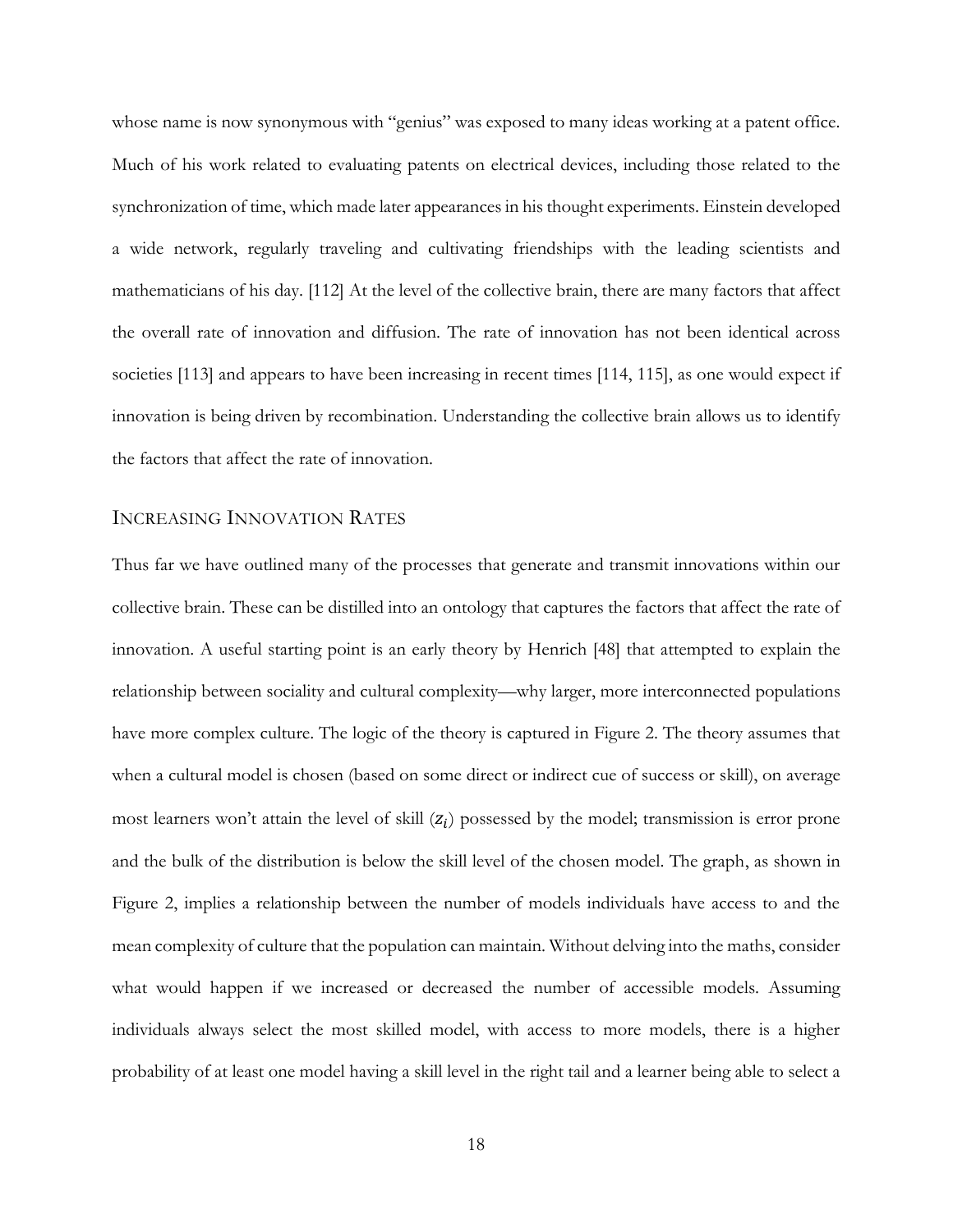whose name is now synonymous with "genius" was exposed to many ideas working at a patent office. Much of his work related to evaluating patents on electrical devices, including those related to the synchronization of time, which made later appearances in his thought experiments. Einstein developed a wide network, regularly traveling and cultivating friendships with the leading scientists and mathematicians of his day. [112] At the level of the collective brain, there are many factors that affect the overall rate of innovation and diffusion. The rate of innovation has not been identical across societies [113] and appears to have been increasing in recent times [114, 115], as one would expect if innovation is being driven by recombination. Understanding the collective brain allows us to identify the factors that affect the rate of innovation.

## Increasing Innovation Rates

Thus far we have outlined many of the processes that generate and transmit innovations within our collective brain. These can be distilled into an ontology that captures the factors that affect the rate of innovation. A useful starting point is an early theory by Henrich [48] that attempted to explain the relationship between sociality and cultural complexity—why larger, more interconnected populations have more complex culture. The logic of the theory is captured in Figure 2. The theory assumes that when a cultural model is chosen (based on some direct or indirect cue of success or skill), on average most learners won't attain the level of skill ($z_i$) possessed by the model; transmission is error prone and the bulk of the distribution is below the skill level of the chosen model. The graph, as shown in Figure 2, implies a relationship between the number of models individuals have access to and the mean complexity of culture that the population can maintain. Without delving into the maths, consider what would happen if we increased or decreased the number of accessible models. Assuming individuals always select the most skilled model, with access to more models, there is a higher probability of at least one model having a skill level in the right tail and a learner being able to select a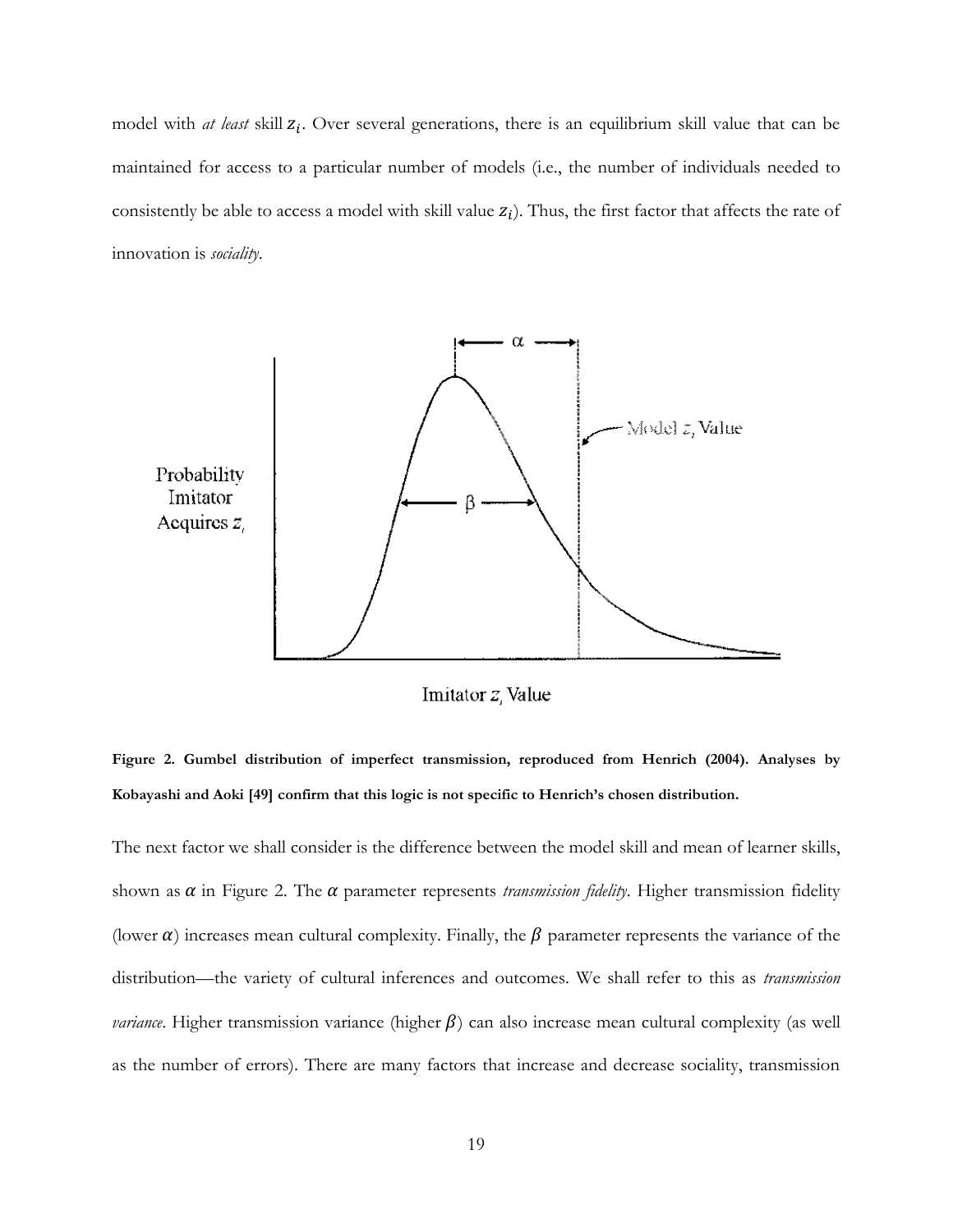model with *at least* skill $z_i$. Over several generations, there is an equilibrium skill value that can be maintained for access to a particular number of models (i.e., the number of individuals needed to consistently be able to access a model with skill value $z_i$). Thus, the first factor that affects the rate of innovation is *sociality*.

**Figure 2. Gumbel distribution of imperfect transmission, reproduced from Henrich (2004). Analyses by Kobayashi and Aoki [49] confirm that this logic is not specific to Henrich's chosen distribution.**

The next factor we shall consider is the difference between the model skill and mean of learner skills, shown as $\alpha$ in Figure 2. The $\alpha$ parameter represents *transmission fidelity*. Higher transmission fidelity (lower $\alpha$) increases mean cultural complexity. Finally, the $\beta$ parameter represents the variance of the distribution—the variety of cultural inferences and outcomes. We shall refer to this as *transmission variance*. Higher transmission variance (higher $\beta$) can also increase mean cultural complexity (as well as the number of errors). There are many factors that increase and decrease sociality, transmission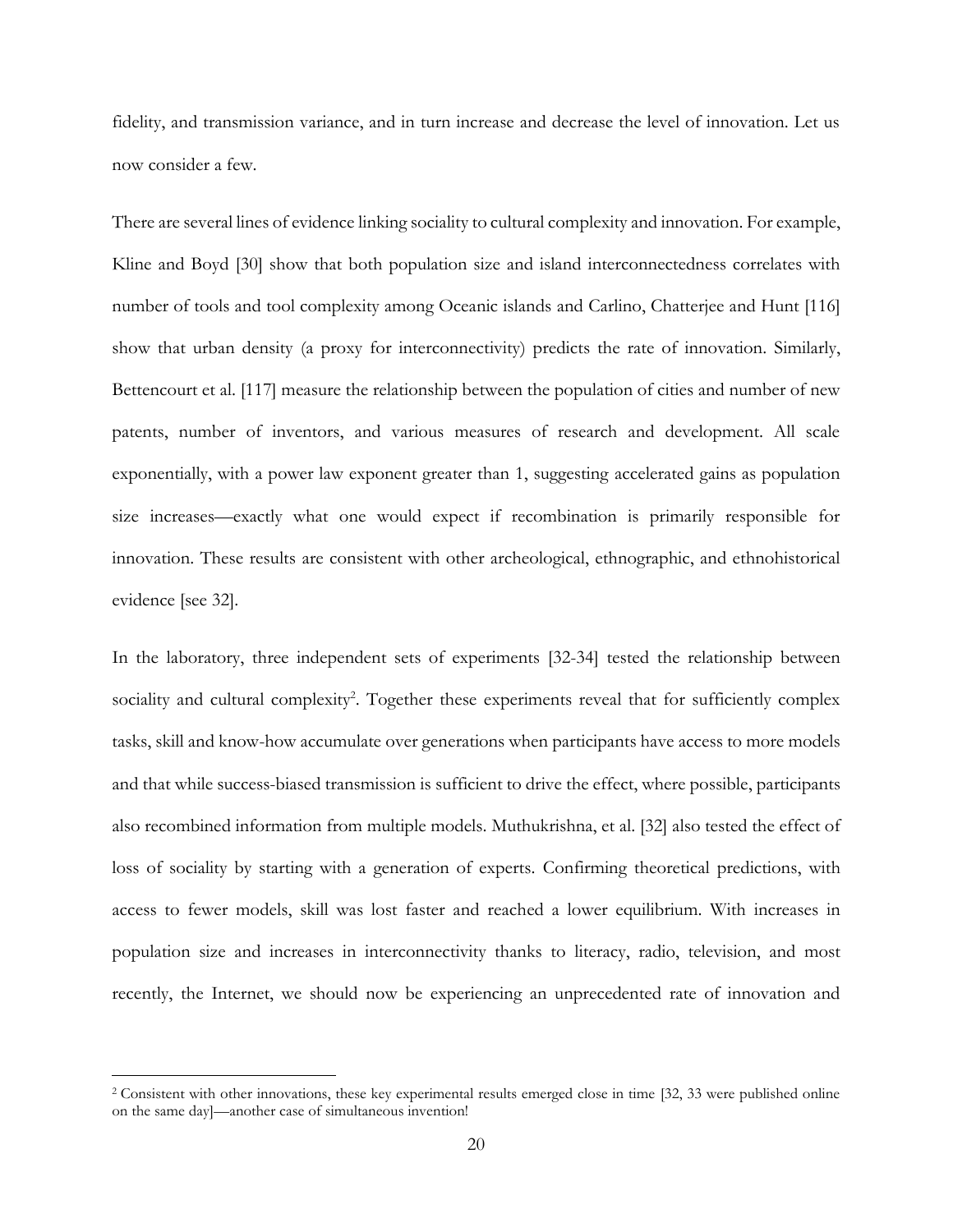fidelity, and transmission variance, and in turn increase and decrease the level of innovation. Let us now consider a few.

There are several lines of evidence linking sociality to cultural complexity and innovation. For example, Kline and Boyd [30] show that both population size and island interconnectedness correlates with number of tools and tool complexity among Oceanic islands and Carlino, Chatterjee and Hunt [116] show that urban density (a proxy for interconnectivity) predicts the rate of innovation. Similarly, Bettencourt et al. [117] measure the relationship between the population of cities and number of new patents, number of inventors, and various measures of research and development. All scale exponentially, with a power law exponent greater than 1, suggesting accelerated gains as population size increases—exactly what one would expect if recombination is primarily responsible for innovation. These results are consistent with other archeological, ethnographic, and ethnohistorical evidence [see 32].

In the laboratory, three independent sets of experiments [32-34] tested the relationship between sociality and cultural complexity[2]. Together these experiments reveal that for sufficiently complex tasks, skill and know-how accumulate over generations when participants have access to more models and that while success-biased transmission is sufficient to drive the effect, where possible, participants also recombined information from multiple models. Muthukrishna, et al. [32] also tested the effect of loss of sociality by starting with a generation of experts. Confirming theoretical predictions, with access to fewer models, skill was lost faster and reached a lower equilibrium. With increases in population size and increases in interconnectivity thanks to literacy, radio, television, and most recently, the Internet, we should now be experiencing an unprecedented rate of innovation and

[2] Consistent with other innovations, these key experimental results emerged close in time [32, 33 were published online on the same day]—another case of simultaneous invention!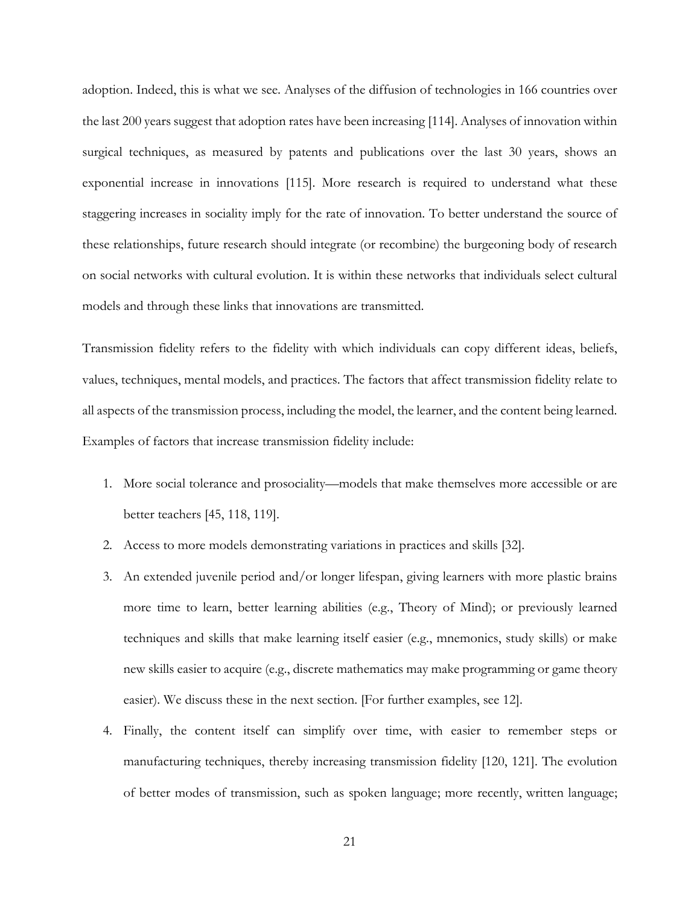adoption. Indeed, this is what we see. Analyses of the diffusion of technologies in 166 countries over the last 200 years suggest that adoption rates have been increasing [114]. Analyses of innovation within surgical techniques, as measured by patents and publications over the last 30 years, shows an exponential increase in innovations [115]. More research is required to understand what these staggering increases in sociality imply for the rate of innovation. To better understand the source of these relationships, future research should integrate (or recombine) the burgeoning body of research on social networks with cultural evolution. It is within these networks that individuals select cultural models and through these links that innovations are transmitted.

Transmission fidelity refers to the fidelity with which individuals can copy different ideas, beliefs, values, techniques, mental models, and practices. The factors that affect transmission fidelity relate to all aspects of the transmission process, including the model, the learner, and the content being learned. Examples of factors that increase transmission fidelity include:

1. More social tolerance and prosociality—models that make themselves more accessible or are better teachers [45, 118, 119].
2. Access to more models demonstrating variations in practices and skills [32].
3. An extended juvenile period and/or longer lifespan, giving learners with more plastic brains more time to learn, better learning abilities (e.g., Theory of Mind); or previously learned techniques and skills that make learning itself easier (e.g., mnemonics, study skills) or make new skills easier to acquire (e.g., discrete mathematics may make programming or game theory easier). We discuss these in the next section. [For further examples, see 12].
4. Finally, the content itself can simplify over time, with easier to remember steps or manufacturing techniques, thereby increasing transmission fidelity [120, 121]. The evolution of better modes of transmission, such as spoken language; more recently, written language;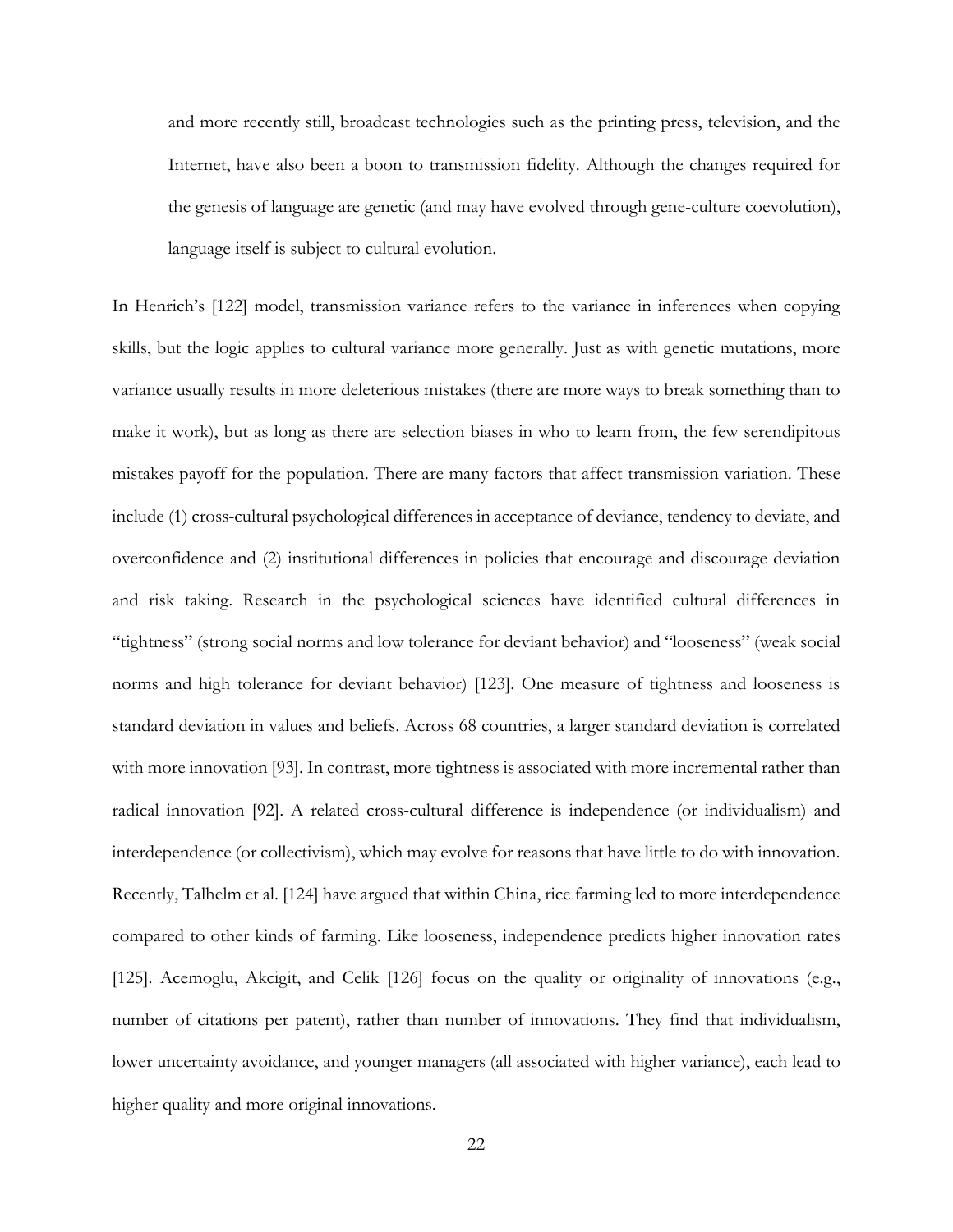> and more recently still, broadcast technologies such as the printing press, television, and the Internet, have also been a boon to transmission fidelity. Although the changes required for the genesis of language are genetic (and may have evolved through gene-culture coevolution), language itself is subject to cultural evolution.

In Henrich's [122] model, transmission variance refers to the variance in inferences when copying skills, but the logic applies to cultural variance more generally. Just as with genetic mutations, more variance usually results in more deleterious mistakes (there are more ways to break something than to make it work), but as long as there are selection biases in who to learn from, the few serendipitous mistakes payoff for the population. There are many factors that affect transmission variation. These include (1) cross-cultural psychological differences in acceptance of deviance, tendency to deviate, and overconfidence and (2) institutional differences in policies that encourage and discourage deviation and risk taking. Research in the psychological sciences have identified cultural differences in "tightness" (strong social norms and low tolerance for deviant behavior) and "looseness" (weak social norms and high tolerance for deviant behavior) [123]. One measure of tightness and looseness is standard deviation in values and beliefs. Across 68 countries, a larger standard deviation is correlated with more innovation [93]. In contrast, more tightness is associated with more incremental rather than radical innovation [92]. A related cross-cultural difference is independence (or individualism) and interdependence (or collectivism), which may evolve for reasons that have little to do with innovation. Recently, Talhelm et al. [124] have argued that within China, rice farming led to more interdependence compared to other kinds of farming. Like looseness, independence predicts higher innovation rates [125]. Acemoglu, Akcigit, and Celik [126] focus on the quality or originality of innovations (e.g., number of citations per patent), rather than number of innovations. They find that individualism, lower uncertainty avoidance, and younger managers (all associated with higher variance), each lead to higher quality and more original innovations.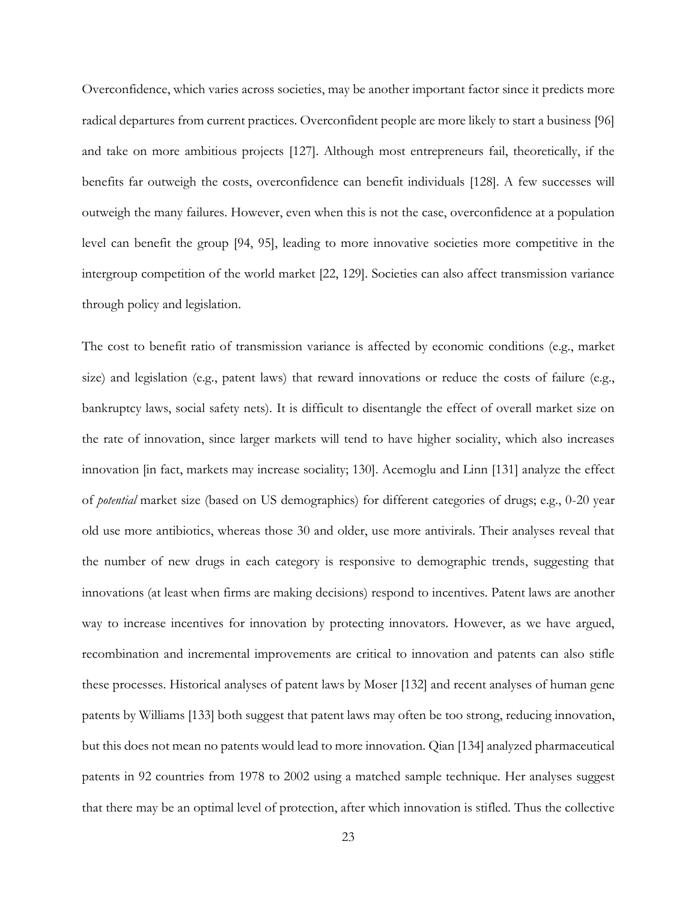Overconfidence, which varies across societies, may be another important factor since it predicts more radical departures from current practices. Overconfident people are more likely to start a business [96] and take on more ambitious projects [127]. Although most entrepreneurs fail, theoretically, if the benefits far outweigh the costs, overconfidence can benefit individuals [128]. A few successes will outweigh the many failures. However, even when this is not the case, overconfidence at a population level can benefit the group [94, 95], leading to more innovative societies more competitive in the intergroup competition of the world market [22, 129]. Societies can also affect transmission variance through policy and legislation.

The cost to benefit ratio of transmission variance is affected by economic conditions (e.g., market size) and legislation (e.g., patent laws) that reward innovations or reduce the costs of failure (e.g., bankruptcy laws, social safety nets). It is difficult to disentangle the effect of overall market size on the rate of innovation, since larger markets will tend to have higher sociality, which also increases innovation [in fact, markets may increase sociality; 130]. Acemoglu and Linn [131] analyze the effect of *potential* market size (based on US demographics) for different categories of drugs; e.g., 0-20 year old use more antibiotics, whereas those 30 and older, use more antivirals. Their analyses reveal that the number of new drugs in each category is responsive to demographic trends, suggesting that innovations (at least when firms are making decisions) respond to incentives. Patent laws are another way to increase incentives for innovation by protecting innovators. However, as we have argued, recombination and incremental improvements are critical to innovation and patents can also stifle these processes. Historical analyses of patent laws by Moser [132] and recent analyses of human gene patents by Williams [133] both suggest that patent laws may often be too strong, reducing innovation, but this does not mean no patents would lead to more innovation. Qian [134] analyzed pharmaceutical patents in 92 countries from 1978 to 2002 using a matched sample technique. Her analyses suggest that there may be an optimal level of protection, after which innovation is stifled. Thus the collective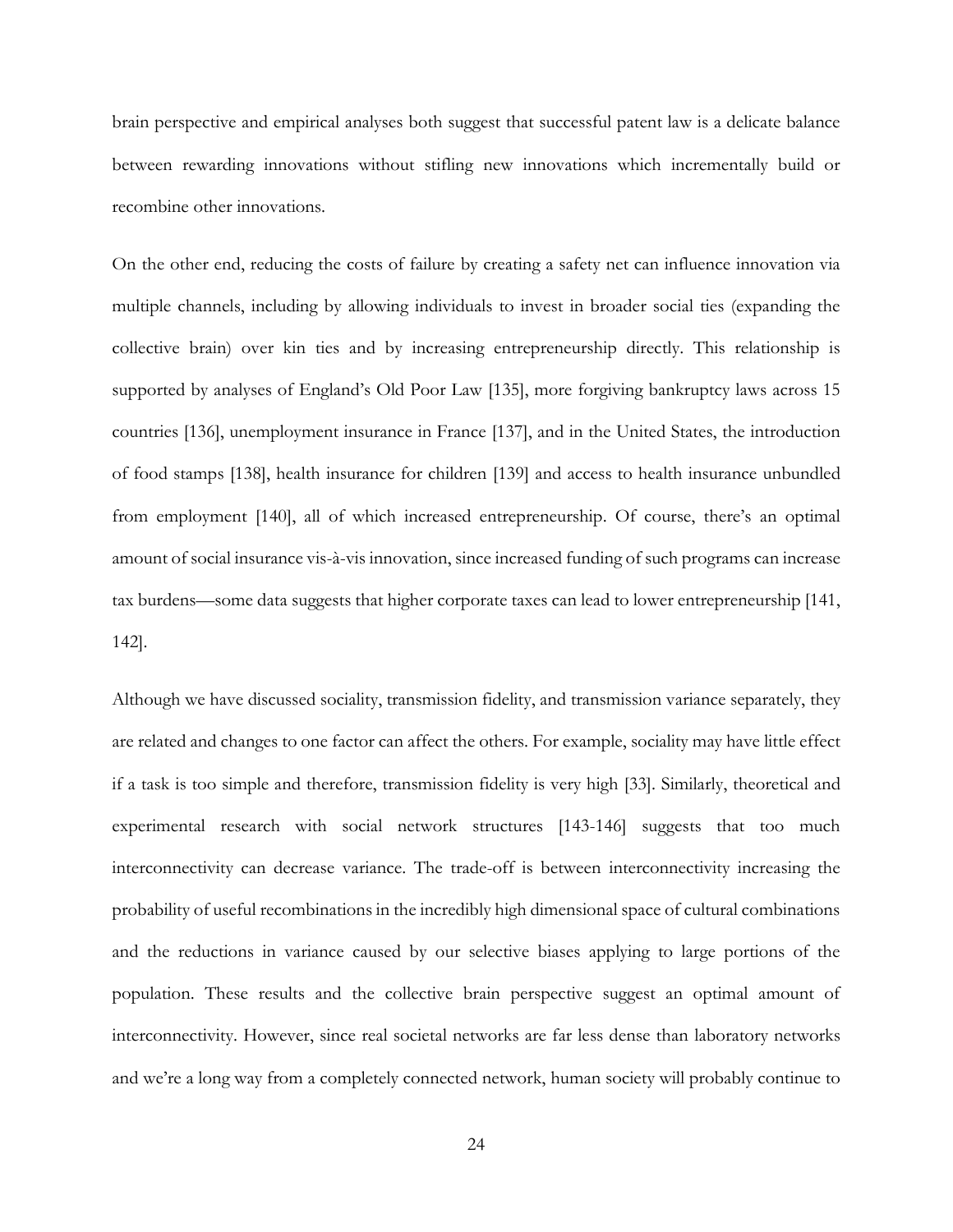brain perspective and empirical analyses both suggest that successful patent law is a delicate balance between rewarding innovations without stifling new innovations which incrementally build or recombine other innovations.

On the other end, reducing the costs of failure by creating a safety net can influence innovation via multiple channels, including by allowing individuals to invest in broader social ties (expanding the collective brain) over kin ties and by increasing entrepreneurship directly. This relationship is supported by analyses of England's Old Poor Law [135], more forgiving bankruptcy laws across 15 countries [136], unemployment insurance in France [137], and in the United States, the introduction of food stamps [138], health insurance for children [139] and access to health insurance unbundled from employment [140], all of which increased entrepreneurship. Of course, there's an optimal amount of social insurance vis-à-vis innovation, since increased funding of such programs can increase tax burdens—some data suggests that higher corporate taxes can lead to lower entrepreneurship [141, 142].

Although we have discussed sociality, transmission fidelity, and transmission variance separately, they are related and changes to one factor can affect the others. For example, sociality may have little effect if a task is too simple and therefore, transmission fidelity is very high [33]. Similarly, theoretical and experimental research with social network structures [143-146] suggests that too much interconnectivity can decrease variance. The trade-off is between interconnectivity increasing the probability of useful recombinations in the incredibly high dimensional space of cultural combinations and the reductions in variance caused by our selective biases applying to large portions of the population. These results and the collective brain perspective suggest an optimal amount of interconnectivity. However, since real societal networks are far less dense than laboratory networks and we're a long way from a completely connected network, human society will probably continue to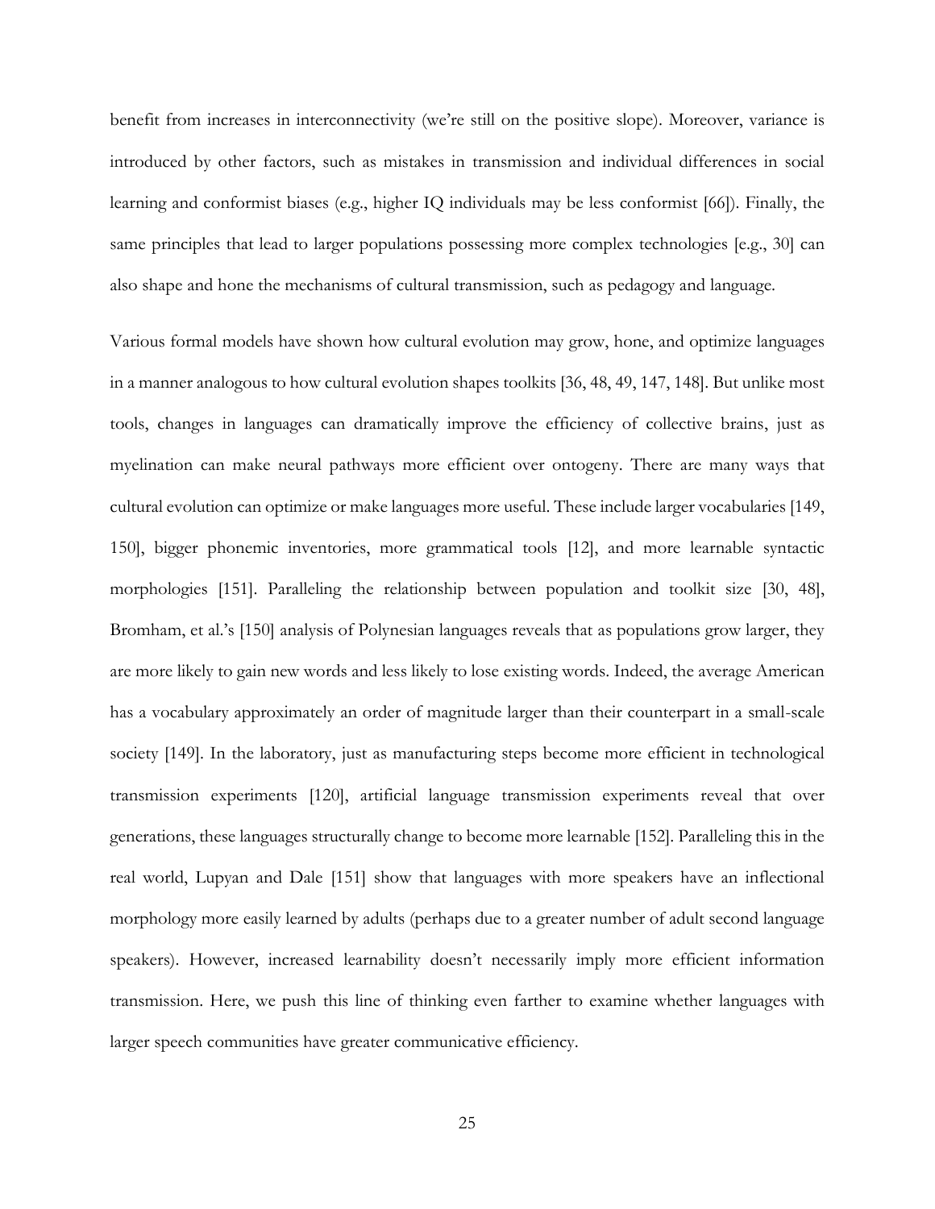benefit from increases in interconnectivity (we're still on the positive slope). Moreover, variance is introduced by other factors, such as mistakes in transmission and individual differences in social learning and conformist biases (e.g., higher IQ individuals may be less conformist [66]). Finally, the same principles that lead to larger populations possessing more complex technologies [e.g., 30] can also shape and hone the mechanisms of cultural transmission, such as pedagogy and language.

Various formal models have shown how cultural evolution may grow, hone, and optimize languages in a manner analogous to how cultural evolution shapes toolkits [36, 48, 49, 147, 148]. But unlike most tools, changes in languages can dramatically improve the efficiency of collective brains, just as myelination can make neural pathways more efficient over ontogeny. There are many ways that cultural evolution can optimize or make languages more useful. These include larger vocabularies [149, 150], bigger phonemic inventories, more grammatical tools [12], and more learnable syntactic morphologies [151]. Paralleling the relationship between population and toolkit size [30, 48], Bromham, et al.'s [150] analysis of Polynesian languages reveals that as populations grow larger, they are more likely to gain new words and less likely to lose existing words. Indeed, the average American has a vocabulary approximately an order of magnitude larger than their counterpart in a small-scale society [149]. In the laboratory, just as manufacturing steps become more efficient in technological transmission experiments [120], artificial language transmission experiments reveal that over generations, these languages structurally change to become more learnable [152]. Paralleling this in the real world, Lupyan and Dale [151] show that languages with more speakers have an inflectional morphology more easily learned by adults (perhaps due to a greater number of adult second language speakers). However, increased learnability doesn't necessarily imply more efficient information transmission. Here, we push this line of thinking even farther to examine whether languages with larger speech communities have greater communicative efficiency.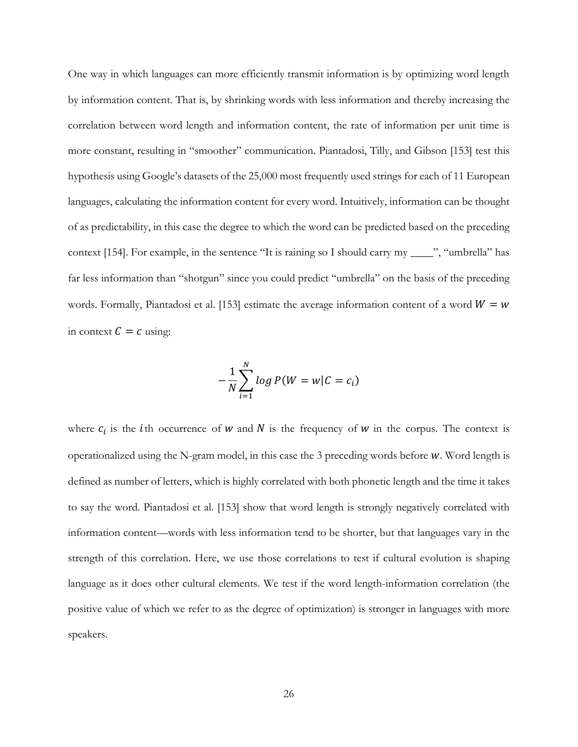One way in which languages can more efficiently transmit information is by optimizing word length by information content. That is, by shrinking words with less information and thereby increasing the correlation between word length and information content, the rate of information per unit time is more constant, resulting in "smoother" communication. Piantadosi, Tilly, and Gibson [153] test this hypothesis using Google's datasets of the 25,000 most frequently used strings for each of 11 European languages, calculating the information content for every word. Intuitively, information can be thought of as predictability, in this case the degree to which the word can be predicted based on the preceding context [154]. For example, in the sentence "It is raining so I should carry my ____", "umbrella" has far less information than "shotgun" since you could predict "umbrella" on the basis of the preceding words. Formally, Piantadosi et al. [153] estimate the average information content of a word $W = w$ in context $C = c$ using:

$$-\frac{1}{N}\sum_{i=1}^{N} log\, P(W = w|C = c_i)$$

where $c_i$ is the $i$th occurrence of $w$ and $N$ is the frequency of $w$ in the corpus. The context is operationalized using the N-gram model, in this case the 3 preceding words before $w$. Word length is defined as number of letters, which is highly correlated with both phonetic length and the time it takes to say the word. Piantadosi et al. [153] show that word length is strongly negatively correlated with information content—words with less information tend to be shorter, but that languages vary in the strength of this correlation. Here, we use those correlations to test if cultural evolution is shaping language as it does other cultural elements. We test if the word length-information correlation (the positive value of which we refer to as the degree of optimization) is stronger in languages with more speakers.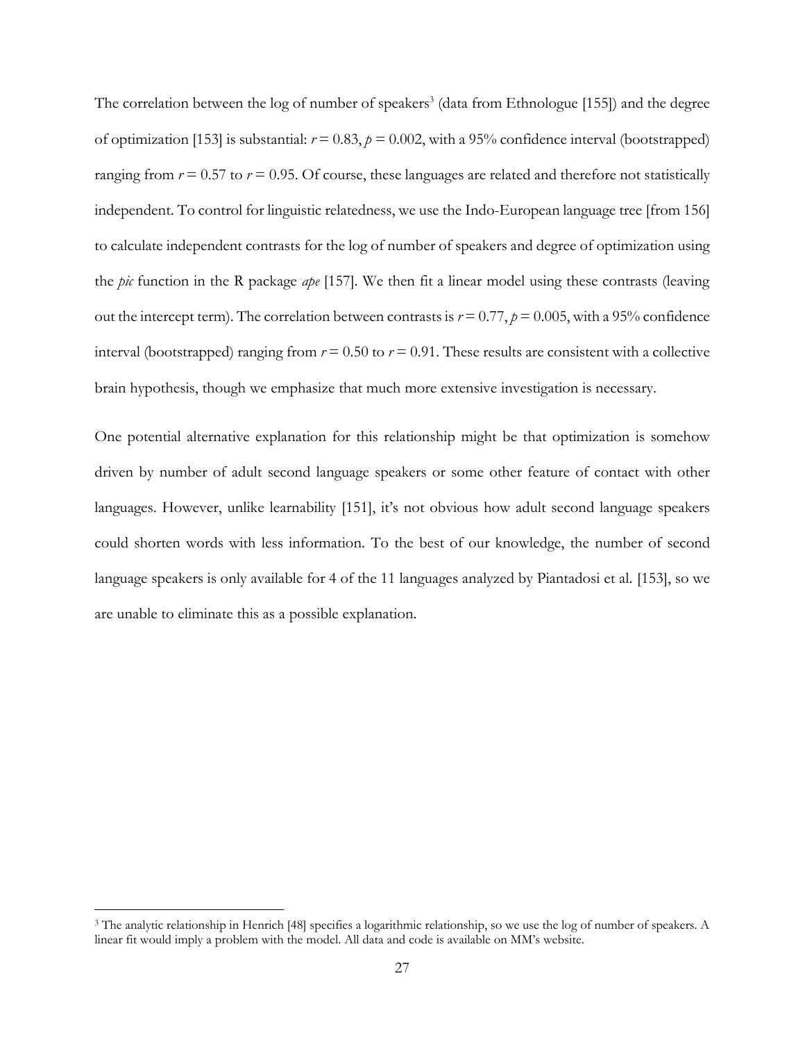The correlation between the log of number of speakers[3] (data from Ethnologue [155]) and the degree of optimization [153] is substantial: $r = 0.83$, $p = 0.002$, with a 95% confidence interval (bootstrapped) ranging from $r = 0.57$ to $r = 0.95$. Of course, these languages are related and therefore not statistically independent. To control for linguistic relatedness, we use the Indo-European language tree [from 156] to calculate independent contrasts for the log of number of speakers and degree of optimization using the *pic* function in the R package *ape* [157]. We then fit a linear model using these contrasts (leaving out the intercept term). The correlation between contrasts is $r = 0.77$, $p = 0.005$, with a 95% confidence interval (bootstrapped) ranging from $r = 0.50$ to $r = 0.91$. These results are consistent with a collective brain hypothesis, though we emphasize that much more extensive investigation is necessary.

One potential alternative explanation for this relationship might be that optimization is somehow driven by number of adult second language speakers or some other feature of contact with other languages. However, unlike learnability [151], it's not obvious how adult second language speakers could shorten words with less information. To the best of our knowledge, the number of second language speakers is only available for 4 of the 11 languages analyzed by Piantadosi et al. [153], so we are unable to eliminate this as a possible explanation.

[3] The analytic relationship in Henrich [48] specifies a logarithmic relationship, so we use the log of number of speakers. A linear fit would imply a problem with the model. All data and code is available on MM's website.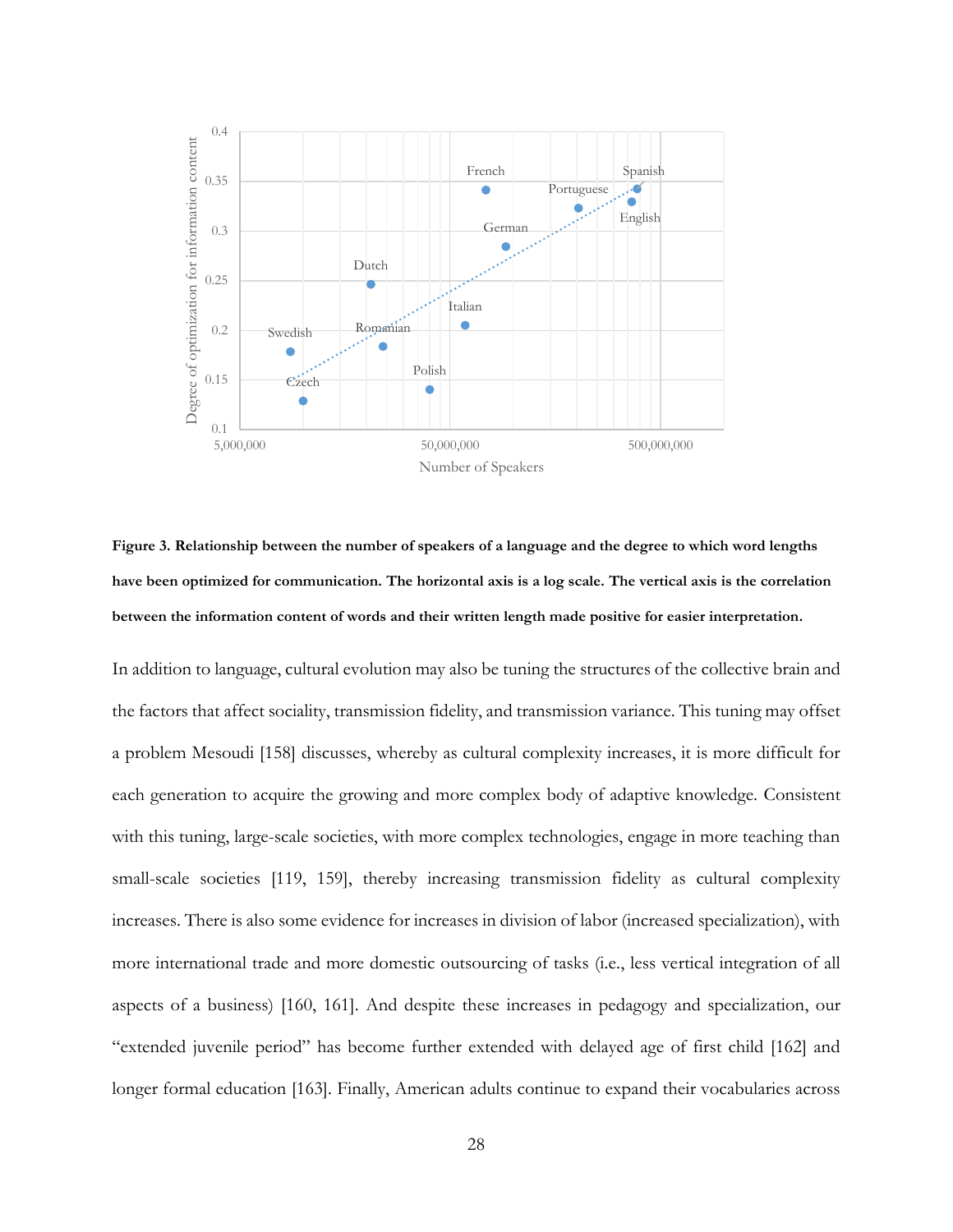**Figure 3. Relationship between the number of speakers of a language and the degree to which word lengths have been optimized for communication. The horizontal axis is a log scale. The vertical axis is the correlation between the information content of words and their written length made positive for easier interpretation.**

In addition to language, cultural evolution may also be tuning the structures of the collective brain and the factors that affect sociality, transmission fidelity, and transmission variance. This tuning may offset a problem Mesoudi [158] discusses, whereby as cultural complexity increases, it is more difficult for each generation to acquire the growing and more complex body of adaptive knowledge. Consistent with this tuning, large-scale societies, with more complex technologies, engage in more teaching than small-scale societies [119, 159], thereby increasing transmission fidelity as cultural complexity increases. There is also some evidence for increases in division of labor (increased specialization), with more international trade and more domestic outsourcing of tasks (i.e., less vertical integration of all aspects of a business) [160, 161]. And despite these increases in pedagogy and specialization, our "extended juvenile period" has become further extended with delayed age of first child [162] and longer formal education [163]. Finally, American adults continue to expand their vocabularies across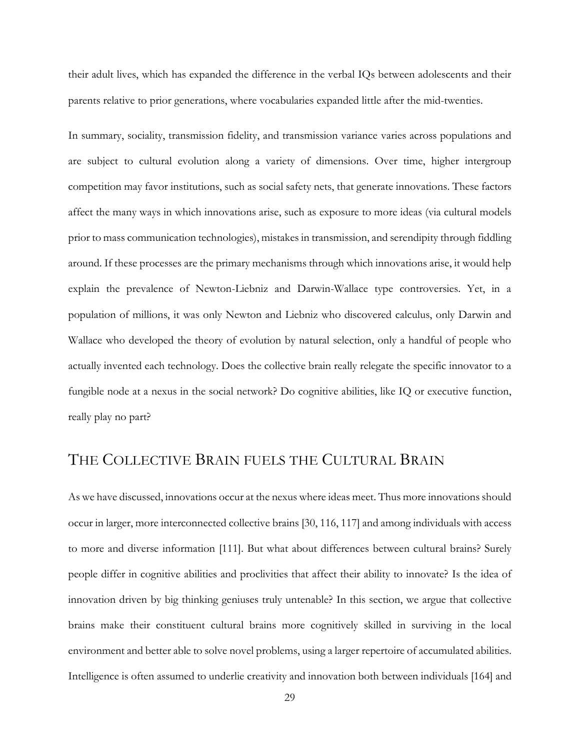their adult lives, which has expanded the difference in the verbal IQs between adolescents and their parents relative to prior generations, where vocabularies expanded little after the mid-twenties.

In summary, sociality, transmission fidelity, and transmission variance varies across populations and are subject to cultural evolution along a variety of dimensions. Over time, higher intergroup competition may favor institutions, such as social safety nets, that generate innovations. These factors affect the many ways in which innovations arise, such as exposure to more ideas (via cultural models prior to mass communication technologies), mistakes in transmission, and serendipity through fiddling around. If these processes are the primary mechanisms through which innovations arise, it would help explain the prevalence of Newton-Liebniz and Darwin-Wallace type controversies. Yet, in a population of millions, it was only Newton and Liebniz who discovered calculus, only Darwin and Wallace who developed the theory of evolution by natural selection, only a handful of people who actually invented each technology. Does the collective brain really relegate the specific innovator to a fungible node at a nexus in the social network? Do cognitive abilities, like IQ or executive function, really play no part?

## THE COLLECTIVE BRAIN FUELS THE CULTURAL BRAIN

As we have discussed, innovations occur at the nexus where ideas meet. Thus more innovations should occur in larger, more interconnected collective brains [30, 116, 117] and among individuals with access to more and diverse information [111]. But what about differences between cultural brains? Surely people differ in cognitive abilities and proclivities that affect their ability to innovate? Is the idea of innovation driven by big thinking geniuses truly untenable? In this section, we argue that collective brains make their constituent cultural brains more cognitively skilled in surviving in the local environment and better able to solve novel problems, using a larger repertoire of accumulated abilities. Intelligence is often assumed to underlie creativity and innovation both between individuals [164] and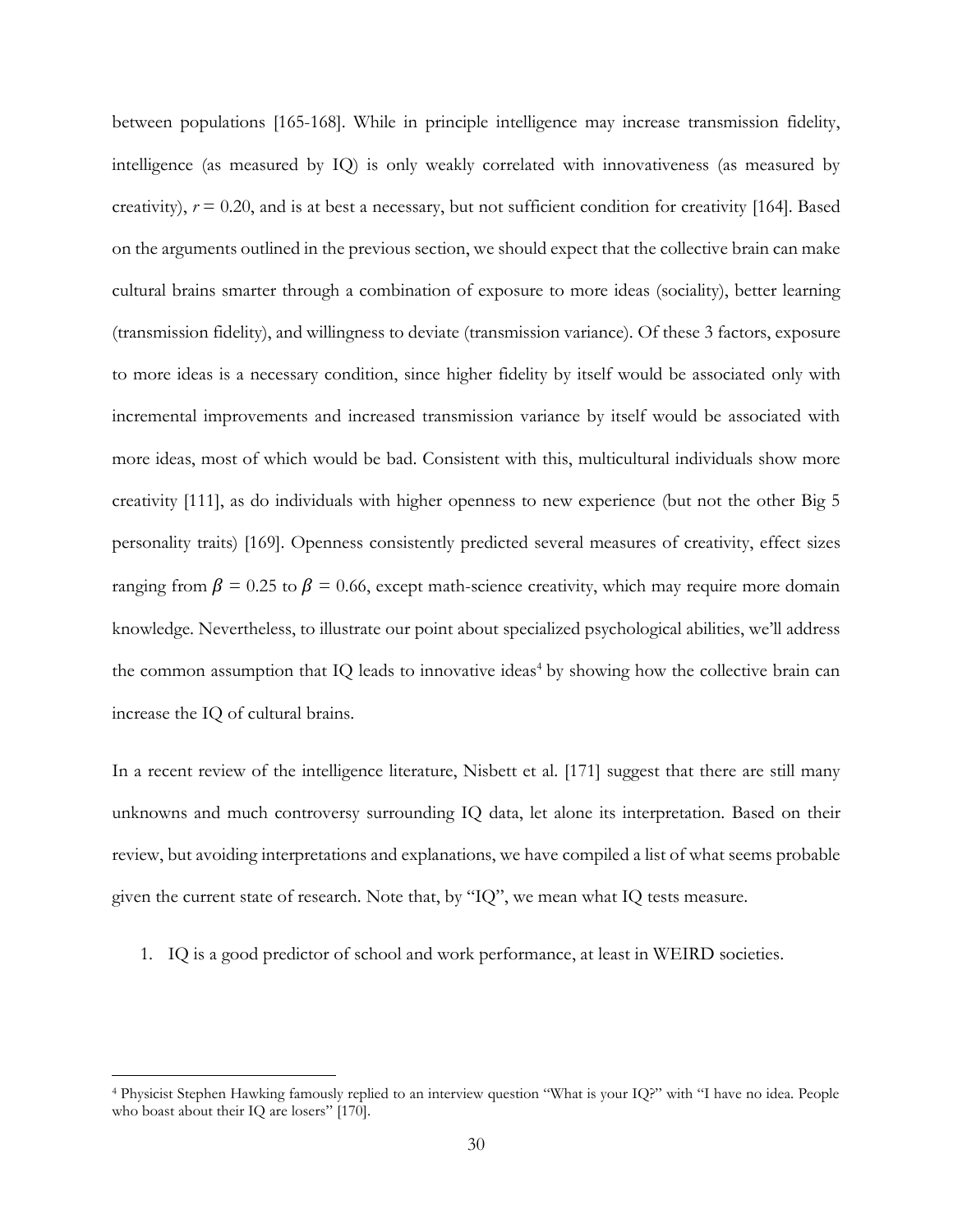between populations [165-168]. While in principle intelligence may increase transmission fidelity, intelligence (as measured by IQ) is only weakly correlated with innovativeness (as measured by creativity), $r = 0.20$, and is at best a necessary, but not sufficient condition for creativity [164]. Based on the arguments outlined in the previous section, we should expect that the collective brain can make cultural brains smarter through a combination of exposure to more ideas (sociality), better learning (transmission fidelity), and willingness to deviate (transmission variance). Of these 3 factors, exposure to more ideas is a necessary condition, since higher fidelity by itself would be associated only with incremental improvements and increased transmission variance by itself would be associated with more ideas, most of which would be bad. Consistent with this, multicultural individuals show more creativity [111], as do individuals with higher openness to new experience (but not the other Big 5 personality traits) [169]. Openness consistently predicted several measures of creativity, effect sizes ranging from $\beta = 0.25$ to $\beta = 0.66$, except math-science creativity, which may require more domain knowledge. Nevertheless, to illustrate our point about specialized psychological abilities, we'll address the common assumption that IQ leads to innovative ideas[4] by showing how the collective brain can increase the IQ of cultural brains.

In a recent review of the intelligence literature, Nisbett et al. [171] suggest that there are still many unknowns and much controversy surrounding IQ data, let alone its interpretation. Based on their review, but avoiding interpretations and explanations, we have compiled a list of what seems probable given the current state of research. Note that, by "IQ", we mean what IQ tests measure.

1. IQ is a good predictor of school and work performance, at least in WEIRD societies.

[4] Physicist Stephen Hawking famously replied to an interview question "What is your IQ?" with "I have no idea. People who boast about their IQ are losers" [170].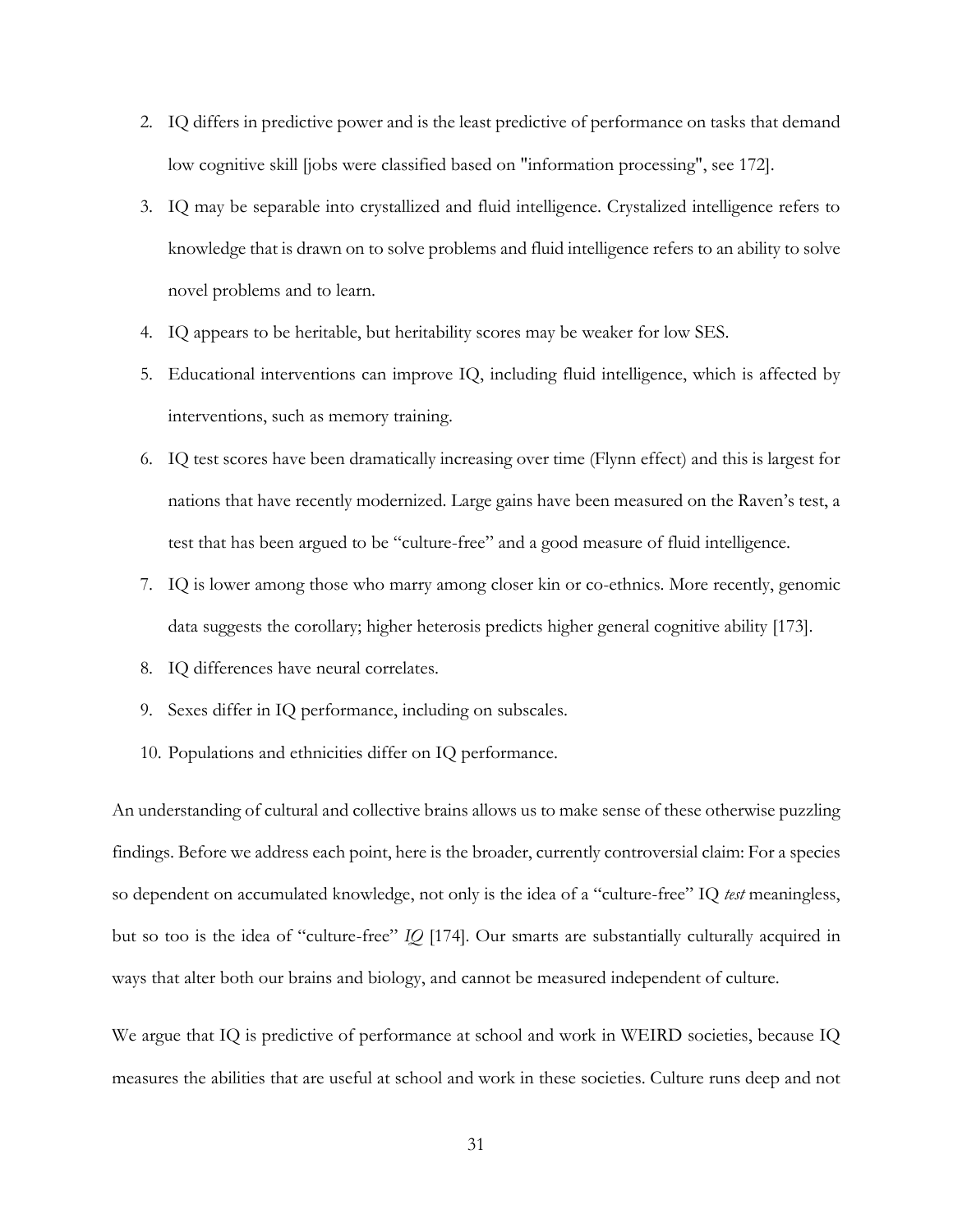2. IQ differs in predictive power and is the least predictive of performance on tasks that demand low cognitive skill [jobs were classified based on "information processing", see 172].
3. IQ may be separable into crystallized and fluid intelligence. Crystalized intelligence refers to knowledge that is drawn on to solve problems and fluid intelligence refers to an ability to solve novel problems and to learn.
4. IQ appears to be heritable, but heritability scores may be weaker for low SES.
5. Educational interventions can improve IQ, including fluid intelligence, which is affected by interventions, such as memory training.
6. IQ test scores have been dramatically increasing over time (Flynn effect) and this is largest for nations that have recently modernized. Large gains have been measured on the Raven's test, a test that has been argued to be "culture-free" and a good measure of fluid intelligence.
7. IQ is lower among those who marry among closer kin or co-ethnics. More recently, genomic data suggests the corollary; higher heterosis predicts higher general cognitive ability [173].
8. IQ differences have neural correlates.
9. Sexes differ in IQ performance, including on subscales.
10. Populations and ethnicities differ on IQ performance.

An understanding of cultural and collective brains allows us to make sense of these otherwise puzzling findings. Before we address each point, here is the broader, currently controversial claim: For a species so dependent on accumulated knowledge, not only is the idea of a "culture-free" IQ *test* meaningless, but so too is the idea of "culture-free" *IQ* [174]. Our smarts are substantially culturally acquired in ways that alter both our brains and biology, and cannot be measured independent of culture.

We argue that IQ is predictive of performance at school and work in WEIRD societies, because IQ measures the abilities that are useful at school and work in these societies. Culture runs deep and not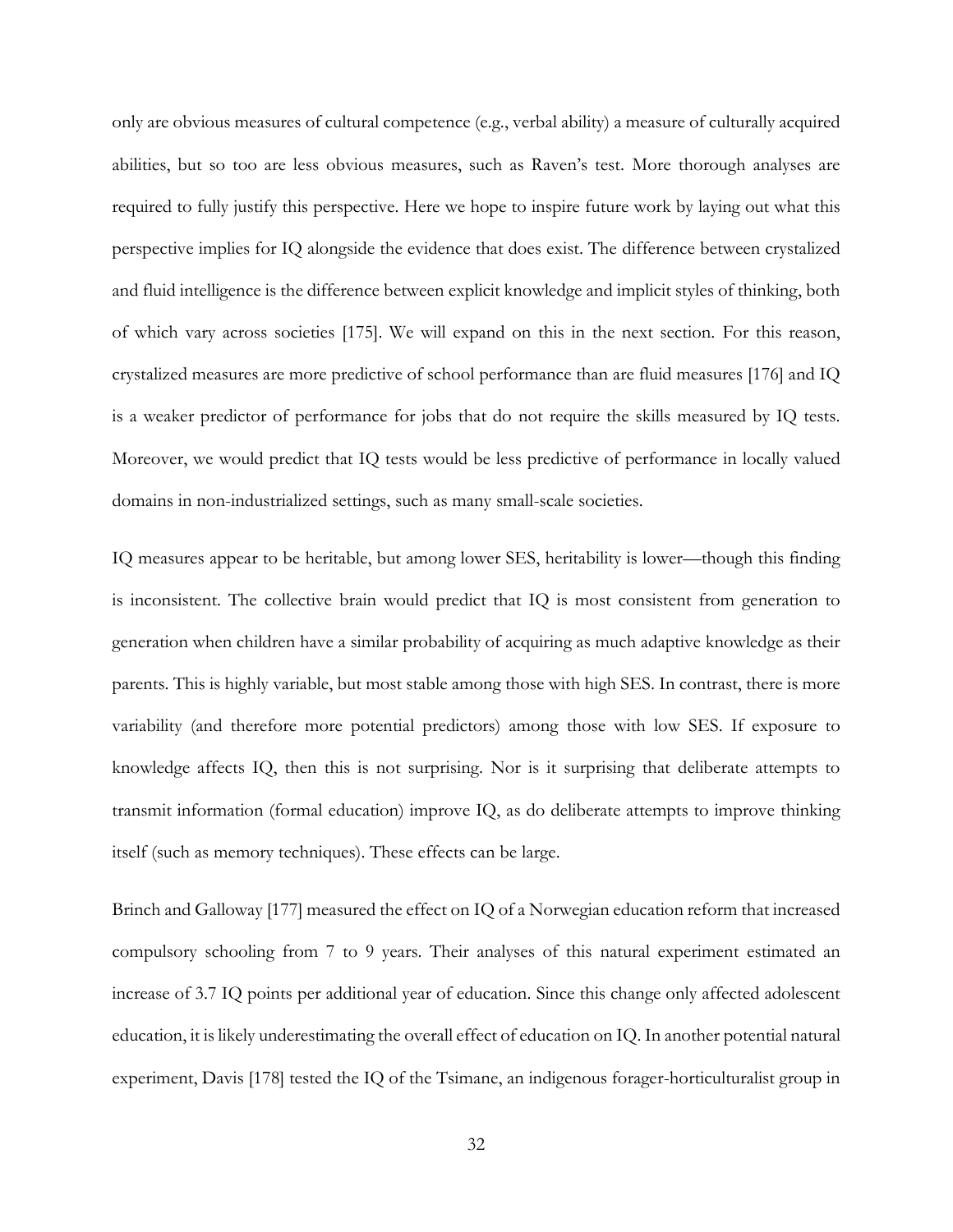only are obvious measures of cultural competence (e.g., verbal ability) a measure of culturally acquired abilities, but so too are less obvious measures, such as Raven's test. More thorough analyses are required to fully justify this perspective. Here we hope to inspire future work by laying out what this perspective implies for IQ alongside the evidence that does exist. The difference between crystalized and fluid intelligence is the difference between explicit knowledge and implicit styles of thinking, both of which vary across societies [175]. We will expand on this in the next section. For this reason, crystalized measures are more predictive of school performance than are fluid measures [176] and IQ is a weaker predictor of performance for jobs that do not require the skills measured by IQ tests. Moreover, we would predict that IQ tests would be less predictive of performance in locally valued domains in non-industrialized settings, such as many small-scale societies.

IQ measures appear to be heritable, but among lower SES, heritability is lower—though this finding is inconsistent. The collective brain would predict that IQ is most consistent from generation to generation when children have a similar probability of acquiring as much adaptive knowledge as their parents. This is highly variable, but most stable among those with high SES. In contrast, there is more variability (and therefore more potential predictors) among those with low SES. If exposure to knowledge affects IQ, then this is not surprising. Nor is it surprising that deliberate attempts to transmit information (formal education) improve IQ, as do deliberate attempts to improve thinking itself (such as memory techniques). These effects can be large.

Brinch and Galloway [177] measured the effect on IQ of a Norwegian education reform that increased compulsory schooling from 7 to 9 years. Their analyses of this natural experiment estimated an increase of 3.7 IQ points per additional year of education. Since this change only affected adolescent education, it is likely underestimating the overall effect of education on IQ. In another potential natural experiment, Davis [178] tested the IQ of the Tsimane, an indigenous forager-horticulturalist group in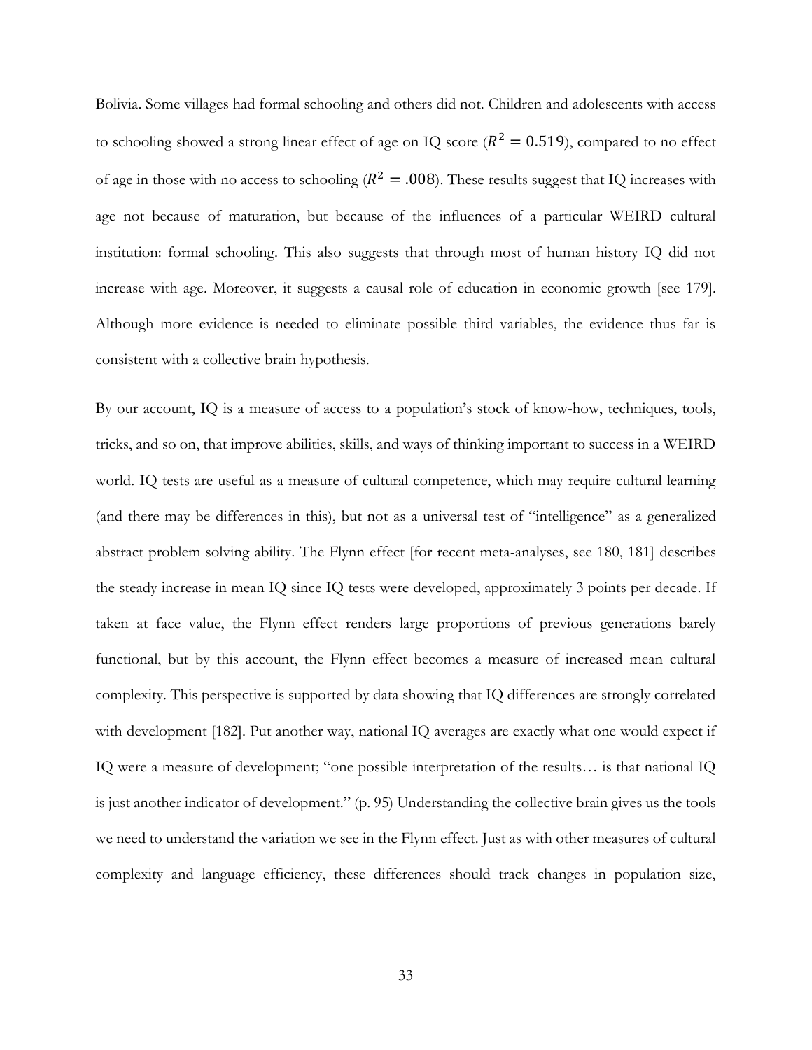Bolivia. Some villages had formal schooling and others did not. Children and adolescents with access to schooling showed a strong linear effect of age on IQ score ($R^2 = 0.519$), compared to no effect of age in those with no access to schooling ($R^2 = .008$). These results suggest that IQ increases with age not because of maturation, but because of the influences of a particular WEIRD cultural institution: formal schooling. This also suggests that through most of human history IQ did not increase with age. Moreover, it suggests a causal role of education in economic growth [see 179]. Although more evidence is needed to eliminate possible third variables, the evidence thus far is consistent with a collective brain hypothesis.

By our account, IQ is a measure of access to a population's stock of know-how, techniques, tools, tricks, and so on, that improve abilities, skills, and ways of thinking important to success in a WEIRD world. IQ tests are useful as a measure of cultural competence, which may require cultural learning (and there may be differences in this), but not as a universal test of "intelligence" as a generalized abstract problem solving ability. The Flynn effect [for recent meta-analyses, see 180, 181] describes the steady increase in mean IQ since IQ tests were developed, approximately 3 points per decade. If taken at face value, the Flynn effect renders large proportions of previous generations barely functional, but by this account, the Flynn effect becomes a measure of increased mean cultural complexity. This perspective is supported by data showing that IQ differences are strongly correlated with development [182]. Put another way, national IQ averages are exactly what one would expect if IQ were a measure of development; "one possible interpretation of the results… is that national IQ is just another indicator of development." (p. 95) Understanding the collective brain gives us the tools we need to understand the variation we see in the Flynn effect. Just as with other measures of cultural complexity and language efficiency, these differences should track changes in population size,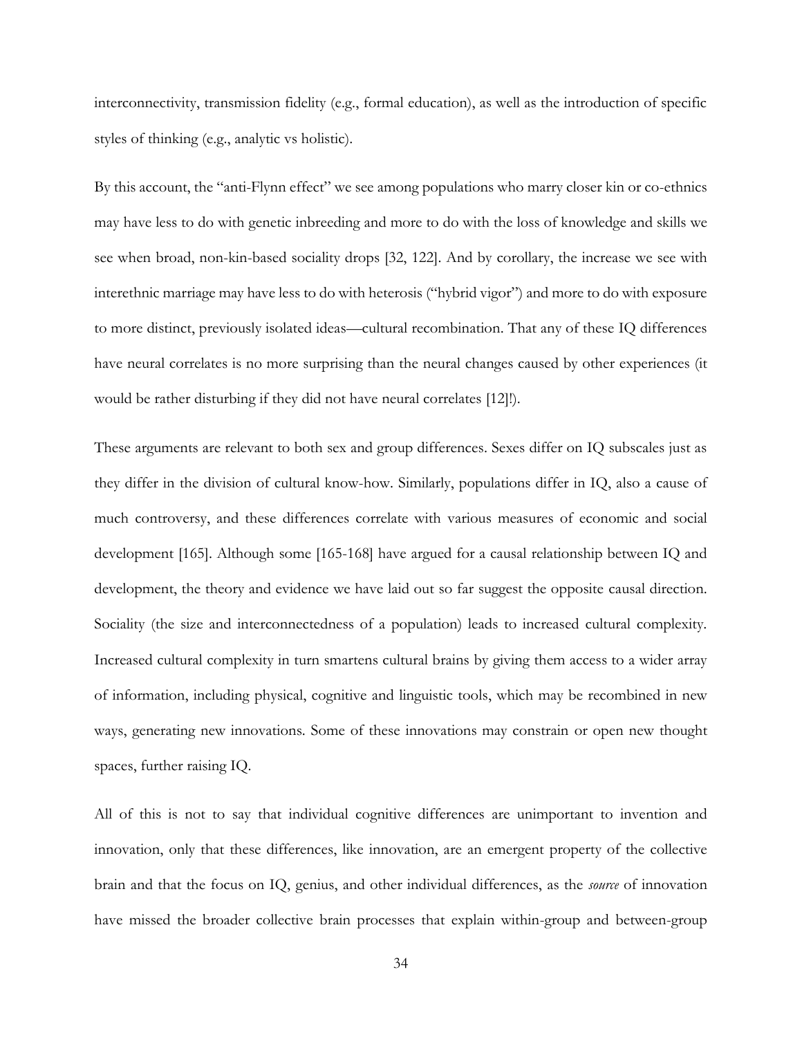interconnectivity, transmission fidelity (e.g., formal education), as well as the introduction of specific styles of thinking (e.g., analytic vs holistic).

By this account, the "anti-Flynn effect" we see among populations who marry closer kin or co-ethnics may have less to do with genetic inbreeding and more to do with the loss of knowledge and skills we see when broad, non-kin-based sociality drops [32, 122]. And by corollary, the increase we see with interethnic marriage may have less to do with heterosis ("hybrid vigor") and more to do with exposure to more distinct, previously isolated ideas—cultural recombination. That any of these IQ differences have neural correlates is no more surprising than the neural changes caused by other experiences (it would be rather disturbing if they did not have neural correlates [12]!).

These arguments are relevant to both sex and group differences. Sexes differ on IQ subscales just as they differ in the division of cultural know-how. Similarly, populations differ in IQ, also a cause of much controversy, and these differences correlate with various measures of economic and social development [165]. Although some [165-168] have argued for a causal relationship between IQ and development, the theory and evidence we have laid out so far suggest the opposite causal direction. Sociality (the size and interconnectedness of a population) leads to increased cultural complexity. Increased cultural complexity in turn smartens cultural brains by giving them access to a wider array of information, including physical, cognitive and linguistic tools, which may be recombined in new ways, generating new innovations. Some of these innovations may constrain or open new thought spaces, further raising IQ.

All of this is not to say that individual cognitive differences are unimportant to invention and innovation, only that these differences, like innovation, are an emergent property of the collective brain and that the focus on IQ, genius, and other individual differences, as the *source* of innovation have missed the broader collective brain processes that explain within-group and between-group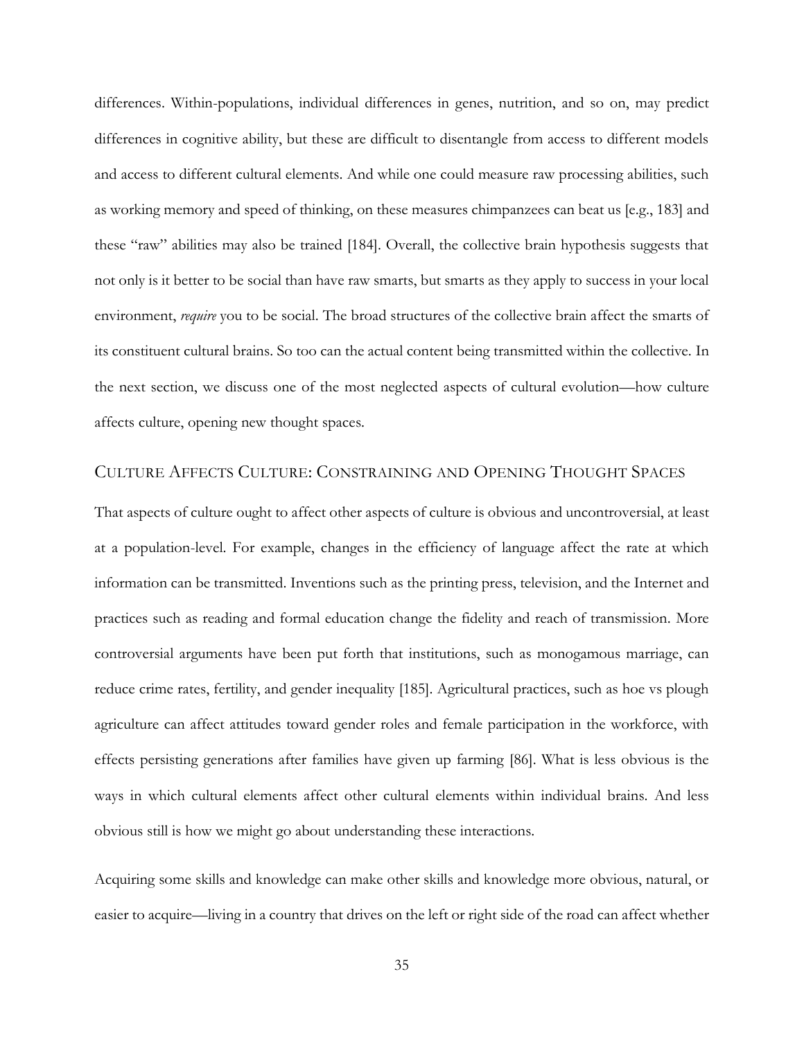differences. Within-populations, individual differences in genes, nutrition, and so on, may predict differences in cognitive ability, but these are difficult to disentangle from access to different models and access to different cultural elements. And while one could measure raw processing abilities, such as working memory and speed of thinking, on these measures chimpanzees can beat us [e.g., 183] and these "raw" abilities may also be trained [184]. Overall, the collective brain hypothesis suggests that not only is it better to be social than have raw smarts, but smarts as they apply to success in your local environment, *require* you to be social. The broad structures of the collective brain affect the smarts of its constituent cultural brains. So too can the actual content being transmitted within the collective. In the next section, we discuss one of the most neglected aspects of cultural evolution—how culture affects culture, opening new thought spaces.

## Culture Affects Culture: Constraining and Opening Thought Spaces

That aspects of culture ought to affect other aspects of culture is obvious and uncontroversial, at least at a population-level. For example, changes in the efficiency of language affect the rate at which information can be transmitted. Inventions such as the printing press, television, and the Internet and practices such as reading and formal education change the fidelity and reach of transmission. More controversial arguments have been put forth that institutions, such as monogamous marriage, can reduce crime rates, fertility, and gender inequality [185]. Agricultural practices, such as hoe vs plough agriculture can affect attitudes toward gender roles and female participation in the workforce, with effects persisting generations after families have given up farming [86]. What is less obvious is the ways in which cultural elements affect other cultural elements within individual brains. And less obvious still is how we might go about understanding these interactions.

Acquiring some skills and knowledge can make other skills and knowledge more obvious, natural, or easier to acquire—living in a country that drives on the left or right side of the road can affect whether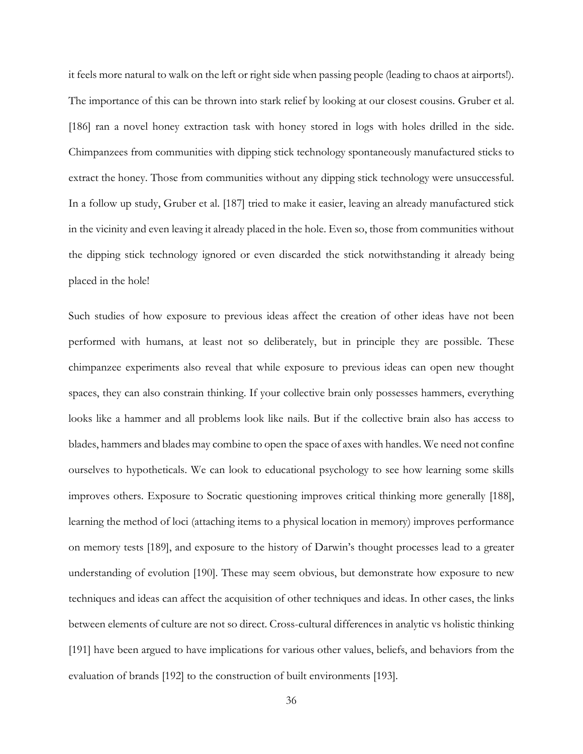it feels more natural to walk on the left or right side when passing people (leading to chaos at airports!). The importance of this can be thrown into stark relief by looking at our closest cousins. Gruber et al. [186] ran a novel honey extraction task with honey stored in logs with holes drilled in the side. Chimpanzees from communities with dipping stick technology spontaneously manufactured sticks to extract the honey. Those from communities without any dipping stick technology were unsuccessful. In a follow up study, Gruber et al. [187] tried to make it easier, leaving an already manufactured stick in the vicinity and even leaving it already placed in the hole. Even so, those from communities without the dipping stick technology ignored or even discarded the stick notwithstanding it already being placed in the hole!

Such studies of how exposure to previous ideas affect the creation of other ideas have not been performed with humans, at least not so deliberately, but in principle they are possible. These chimpanzee experiments also reveal that while exposure to previous ideas can open new thought spaces, they can also constrain thinking. If your collective brain only possesses hammers, everything looks like a hammer and all problems look like nails. But if the collective brain also has access to blades, hammers and blades may combine to open the space of axes with handles. We need not confine ourselves to hypotheticals. We can look to educational psychology to see how learning some skills improves others. Exposure to Socratic questioning improves critical thinking more generally [188], learning the method of loci (attaching items to a physical location in memory) improves performance on memory tests [189], and exposure to the history of Darwin's thought processes lead to a greater understanding of evolution [190]. These may seem obvious, but demonstrate how exposure to new techniques and ideas can affect the acquisition of other techniques and ideas. In other cases, the links between elements of culture are not so direct. Cross-cultural differences in analytic vs holistic thinking [191] have been argued to have implications for various other values, beliefs, and behaviors from the evaluation of brands [192] to the construction of built environments [193].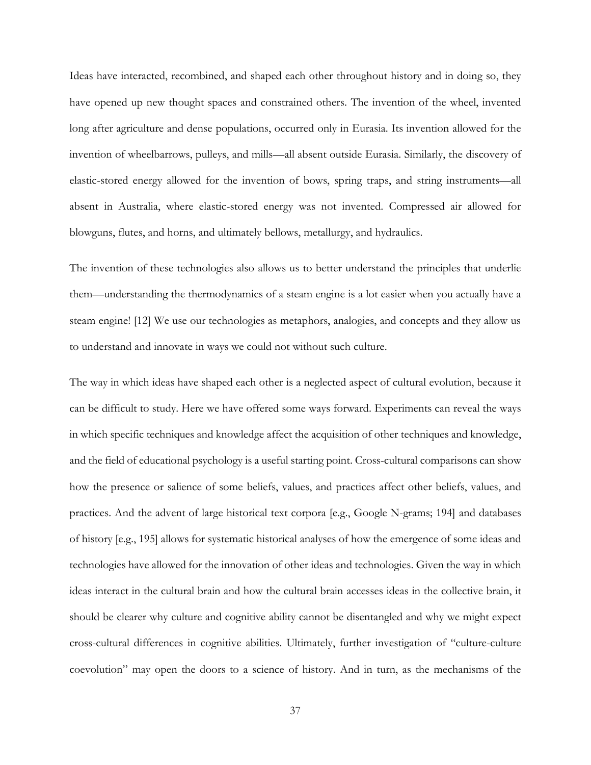Ideas have interacted, recombined, and shaped each other throughout history and in doing so, they have opened up new thought spaces and constrained others. The invention of the wheel, invented long after agriculture and dense populations, occurred only in Eurasia. Its invention allowed for the invention of wheelbarrows, pulleys, and mills—all absent outside Eurasia. Similarly, the discovery of elastic-stored energy allowed for the invention of bows, spring traps, and string instruments—all absent in Australia, where elastic-stored energy was not invented. Compressed air allowed for blowguns, flutes, and horns, and ultimately bellows, metallurgy, and hydraulics.

The invention of these technologies also allows us to better understand the principles that underlie them—understanding the thermodynamics of a steam engine is a lot easier when you actually have a steam engine! [12] We use our technologies as metaphors, analogies, and concepts and they allow us to understand and innovate in ways we could not without such culture.

The way in which ideas have shaped each other is a neglected aspect of cultural evolution, because it can be difficult to study. Here we have offered some ways forward. Experiments can reveal the ways in which specific techniques and knowledge affect the acquisition of other techniques and knowledge, and the field of educational psychology is a useful starting point. Cross-cultural comparisons can show how the presence or salience of some beliefs, values, and practices affect other beliefs, values, and practices. And the advent of large historical text corpora [e.g., Google N-grams; 194] and databases of history [e.g., 195] allows for systematic historical analyses of how the emergence of some ideas and technologies have allowed for the innovation of other ideas and technologies. Given the way in which ideas interact in the cultural brain and how the cultural brain accesses ideas in the collective brain, it should be clearer why culture and cognitive ability cannot be disentangled and why we might expect cross-cultural differences in cognitive abilities. Ultimately, further investigation of "culture-culture coevolution" may open the doors to a science of history. And in turn, as the mechanisms of the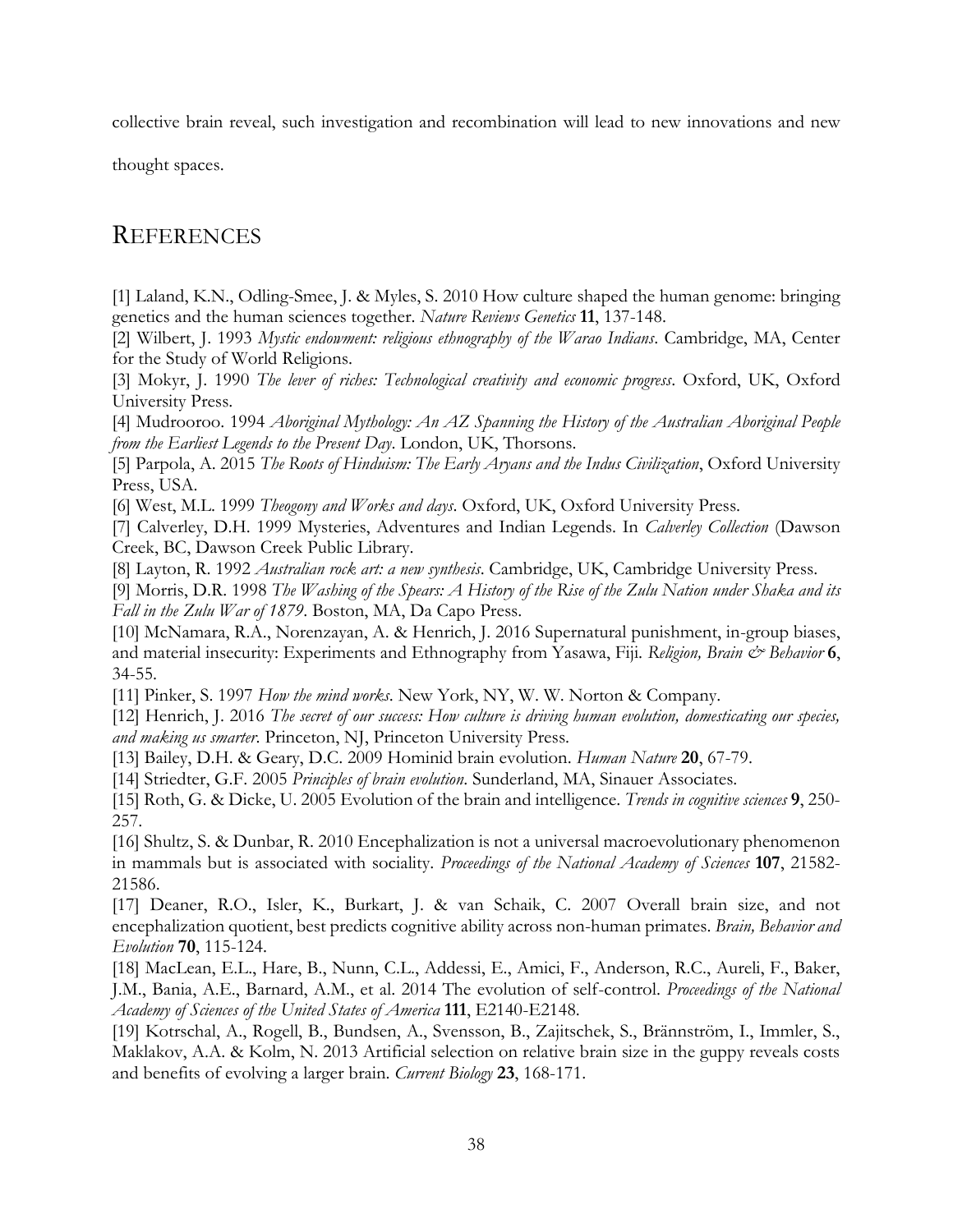collective brain reveal, such investigation and recombination will lead to new innovations and new thought spaces.

# REFERENCES

[1] Laland, K.N., Odling-Smee, J. & Myles, S. 2010 How culture shaped the human genome: bringing genetics and the human sciences together. *Nature Reviews Genetics* **11**, 137-148.
[2] Wilbert, J. 1993 *Mystic endowment: religious ethnography of the Warao Indians*. Cambridge, MA, Center for the Study of World Religions.
[3] Mokyr, J. 1990 *The lever of riches: Technological creativity and economic progress*. Oxford, UK, Oxford University Press.
[4] Mudrooroo. 1994 *Aboriginal Mythology: An AZ Spanning the History of the Australian Aboriginal People from the Earliest Legends to the Present Day*. London, UK, Thorsons.
[5] Parpola, A. 2015 *The Roots of Hinduism: The Early Aryans and the Indus Civilization*, Oxford University Press, USA.
[6] West, M.L. 1999 *Theogony and Works and days*. Oxford, UK, Oxford University Press.
[7] Calverley, D.H. 1999 Mysteries, Adventures and Indian Legends. In *Calverley Collection* (Dawson Creek, BC, Dawson Creek Public Library.
[8] Layton, R. 1992 *Australian rock art: a new synthesis*. Cambridge, UK, Cambridge University Press.
[9] Morris, D.R. 1998 *The Washing of the Spears: A History of the Rise of the Zulu Nation under Shaka and its Fall in the Zulu War of 1879*. Boston, MA, Da Capo Press.
[10] McNamara, R.A., Norenzayan, A. & Henrich, J. 2016 Supernatural punishment, in-group biases, and material insecurity: Experiments and Ethnography from Yasawa, Fiji. *Religion, Brain & Behavior* **6**, 34-55.
[11] Pinker, S. 1997 *How the mind works*. New York, NY, W. W. Norton & Company.
[12] Henrich, J. 2016 *The secret of our success: How culture is driving human evolution, domesticating our species, and making us smarter*. Princeton, NJ, Princeton University Press.
[13] Bailey, D.H. & Geary, D.C. 2009 Hominid brain evolution. *Human Nature* **20**, 67-79.
[14] Striedter, G.F. 2005 *Principles of brain evolution*. Sunderland, MA, Sinauer Associates.
[15] Roth, G. & Dicke, U. 2005 Evolution of the brain and intelligence. *Trends in cognitive sciences* **9**, 250-257.
[16] Shultz, S. & Dunbar, R. 2010 Encephalization is not a universal macroevolutionary phenomenon in mammals but is associated with sociality. *Proceedings of the National Academy of Sciences* **107**, 21582-21586.
[17] Deaner, R.O., Isler, K., Burkart, J. & van Schaik, C. 2007 Overall brain size, and not encephalization quotient, best predicts cognitive ability across non-human primates. *Brain, Behavior and Evolution* **70**, 115-124.
[18] MacLean, E.L., Hare, B., Nunn, C.L., Addessi, E., Amici, F., Anderson, R.C., Aureli, F., Baker, J.M., Bania, A.E., Barnard, A.M., et al. 2014 The evolution of self-control. *Proceedings of the National Academy of Sciences of the United States of America* **111**, E2140-E2148.
[19] Kotrschal, A., Rogell, B., Bundsen, A., Svensson, B., Zajitschek, S., Brännström, I., Immler, S., Maklakov, A.A. & Kolm, N. 2013 Artificial selection on relative brain size in the guppy reveals costs and benefits of evolving a larger brain. *Current Biology* **23**, 168-171.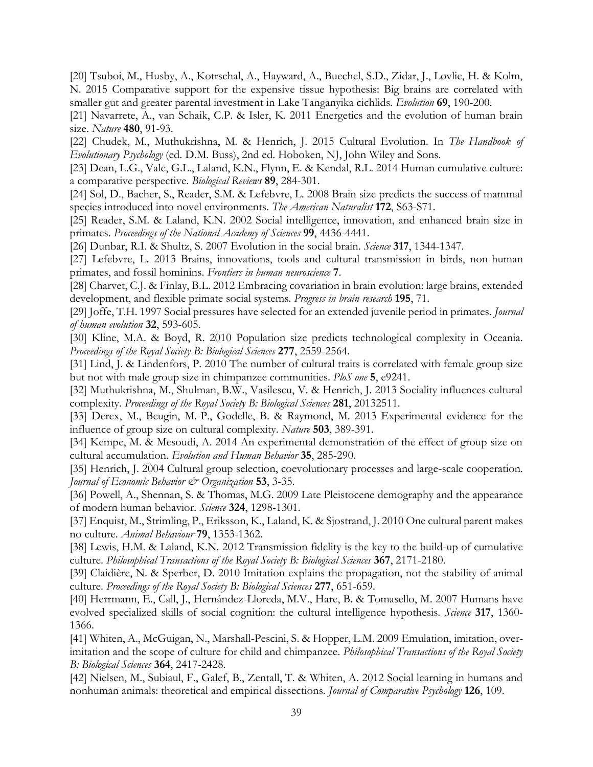[20] Tsuboi, M., Husby, A., Kotrschal, A., Hayward, A., Buechel, S.D., Zidar, J., Løvlie, H. & Kolm, N. 2015 Comparative support for the expensive tissue hypothesis: Big brains are correlated with smaller gut and greater parental investment in Lake Tanganyika cichlids. *Evolution* **69**, 190-200.

[21] Navarrete, A., van Schaik, C.P. & Isler, K. 2011 Energetics and the evolution of human brain size. *Nature* **480**, 91-93.

[22] Chudek, M., Muthukrishna, M. & Henrich, J. 2015 Cultural Evolution. In *The Handbook of Evolutionary Psychology* (ed. D.M. Buss), 2nd ed. Hoboken, NJ, John Wiley and Sons.

[23] Dean, L.G., Vale, G.L., Laland, K.N., Flynn, E. & Kendal, R.L. 2014 Human cumulative culture: a comparative perspective. *Biological Reviews* **89**, 284-301.

[24] Sol, D., Bacher, S., Reader, S.M. & Lefebvre, L. 2008 Brain size predicts the success of mammal species introduced into novel environments. *The American Naturalist* **172**, S63-S71.

[25] Reader, S.M. & Laland, K.N. 2002 Social intelligence, innovation, and enhanced brain size in primates. *Proceedings of the National Academy of Sciences* **99**, 4436-4441.

[26] Dunbar, R.I. & Shultz, S. 2007 Evolution in the social brain. *Science* **317**, 1344-1347.

[27] Lefebvre, L. 2013 Brains, innovations, tools and cultural transmission in birds, non-human primates, and fossil hominins. *Frontiers in human neuroscience* **7**.

[28] Charvet, C.J. & Finlay, B.L. 2012 Embracing covariation in brain evolution: large brains, extended development, and flexible primate social systems. *Progress in brain research* **195**, 71.

[29] Joffe, T.H. 1997 Social pressures have selected for an extended juvenile period in primates. *Journal of human evolution* **32**, 593-605.

[30] Kline, M.A. & Boyd, R. 2010 Population size predicts technological complexity in Oceania. *Proceedings of the Royal Society B: Biological Sciences* **277**, 2559-2564.

[31] Lind, J. & Lindenfors, P. 2010 The number of cultural traits is correlated with female group size but not with male group size in chimpanzee communities. *PloS one* **5**, e9241.

[32] Muthukrishna, M., Shulman, B.W., Vasilescu, V. & Henrich, J. 2013 Sociality influences cultural complexity. *Proceedings of the Royal Society B: Biological Sciences* **281**, 20132511.

[33] Derex, M., Beugin, M.-P., Godelle, B. & Raymond, M. 2013 Experimental evidence for the influence of group size on cultural complexity. *Nature* **503**, 389-391.

[34] Kempe, M. & Mesoudi, A. 2014 An experimental demonstration of the effect of group size on cultural accumulation. *Evolution and Human Behavior* **35**, 285-290.

[35] Henrich, J. 2004 Cultural group selection, coevolutionary processes and large-scale cooperation. *Journal of Economic Behavior & Organization* **53**, 3-35.

[36] Powell, A., Shennan, S. & Thomas, M.G. 2009 Late Pleistocene demography and the appearance of modern human behavior. *Science* **324**, 1298-1301.

[37] Enquist, M., Strimling, P., Eriksson, K., Laland, K. & Sjostrand, J. 2010 One cultural parent makes no culture. *Animal Behaviour* **79**, 1353-1362.

[38] Lewis, H.M. & Laland, K.N. 2012 Transmission fidelity is the key to the build-up of cumulative culture. *Philosophical Transactions of the Royal Society B: Biological Sciences* **367**, 2171-2180.

[39] Claidière, N. & Sperber, D. 2010 Imitation explains the propagation, not the stability of animal culture. *Proceedings of the Royal Society B: Biological Sciences* **277**, 651-659.

[40] Herrmann, E., Call, J., Hernández-Lloreda, M.V., Hare, B. & Tomasello, M. 2007 Humans have evolved specialized skills of social cognition: the cultural intelligence hypothesis. *Science* **317**, 1360-1366.

[41] Whiten, A., McGuigan, N., Marshall-Pescini, S. & Hopper, L.M. 2009 Emulation, imitation, over-imitation and the scope of culture for child and chimpanzee. *Philosophical Transactions of the Royal Society B: Biological Sciences* **364**, 2417-2428.

[42] Nielsen, M., Subiaul, F., Galef, B., Zentall, T. & Whiten, A. 2012 Social learning in humans and nonhuman animals: theoretical and empirical dissections. *Journal of Comparative Psychology* **126**, 109.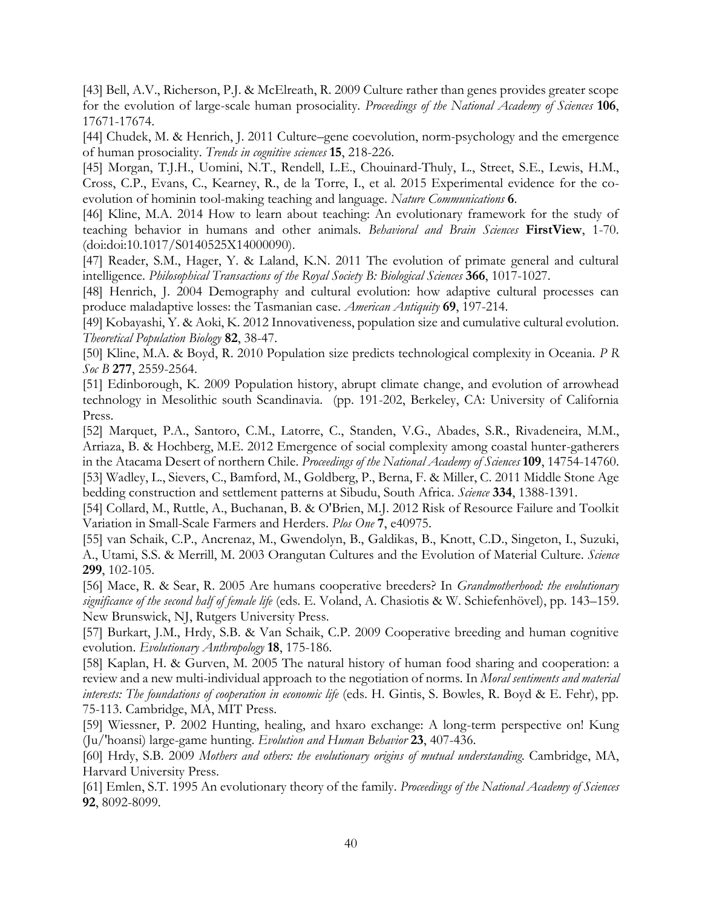[43] Bell, A.V., Richerson, P.J. & McElreath, R. 2009 Culture rather than genes provides greater scope for the evolution of large-scale human prosociality. *Proceedings of the National Academy of Sciences* **106**, 17671-17674.

[44] Chudek, M. & Henrich, J. 2011 Culture–gene coevolution, norm-psychology and the emergence of human prosociality. *Trends in cognitive sciences* **15**, 218-226.

[45] Morgan, T.J.H., Uomini, N.T., Rendell, L.E., Chouinard-Thuly, L., Street, S.E., Lewis, H.M., Cross, C.P., Evans, C., Kearney, R., de la Torre, I., et al. 2015 Experimental evidence for the co-evolution of hominin tool-making teaching and language. *Nature Communications* **6**.

[46] Kline, M.A. 2014 How to learn about teaching: An evolutionary framework for the study of teaching behavior in humans and other animals. *Behavioral and Brain Sciences* **FirstView**, 1-70. (doi:doi:10.1017/S0140525X14000090).

[47] Reader, S.M., Hager, Y. & Laland, K.N. 2011 The evolution of primate general and cultural intelligence. *Philosophical Transactions of the Royal Society B: Biological Sciences* **366**, 1017-1027.

[48] Henrich, J. 2004 Demography and cultural evolution: how adaptive cultural processes can produce maladaptive losses: the Tasmanian case. *American Antiquity* **69**, 197-214.

[49] Kobayashi, Y. & Aoki, K. 2012 Innovativeness, population size and cumulative cultural evolution. *Theoretical Population Biology* **82**, 38-47.

[50] Kline, M.A. & Boyd, R. 2010 Population size predicts technological complexity in Oceania. *P R Soc B* **277**, 2559-2564.

[51] Edinborough, K. 2009 Population history, abrupt climate change, and evolution of arrowhead technology in Mesolithic south Scandinavia. (pp. 191-202, Berkeley, CA: University of California Press.

[52] Marquet, P.A., Santoro, C.M., Latorre, C., Standen, V.G., Abades, S.R., Rivadeneira, M.M., Arriaza, B. & Hochberg, M.E. 2012 Emergence of social complexity among coastal hunter-gatherers in the Atacama Desert of northern Chile. *Proceedings of the National Academy of Sciences* **109**, 14754-14760.

[53] Wadley, L., Sievers, C., Bamford, M., Goldberg, P., Berna, F. & Miller, C. 2011 Middle Stone Age bedding construction and settlement patterns at Sibudu, South Africa. *Science* **334**, 1388-1391.

[54] Collard, M., Ruttle, A., Buchanan, B. & O'Brien, M.J. 2012 Risk of Resource Failure and Toolkit Variation in Small-Scale Farmers and Herders. *Plos One* **7**, e40975.

[55] van Schaik, C.P., Ancrenaz, M., Gwendolyn, B., Galdikas, B., Knott, C.D., Singeton, I., Suzuki, A., Utami, S.S. & Merrill, M. 2003 Orangutan Cultures and the Evolution of Material Culture. *Science* **299**, 102-105.

[56] Mace, R. & Sear, R. 2005 Are humans cooperative breeders? In *Grandmotherhood: the evolutionary significance of the second half of female life* (eds. E. Voland, A. Chasiotis & W. Schiefenhövel), pp. 143–159. New Brunswick, NJ, Rutgers University Press.

[57] Burkart, J.M., Hrdy, S.B. & Van Schaik, C.P. 2009 Cooperative breeding and human cognitive evolution. *Evolutionary Anthropology* **18**, 175-186.

[58] Kaplan, H. & Gurven, M. 2005 The natural history of human food sharing and cooperation: a review and a new multi-individual approach to the negotiation of norms. In *Moral sentiments and material interests: The foundations of cooperation in economic life* (eds. H. Gintis, S. Bowles, R. Boyd & E. Fehr), pp. 75-113. Cambridge, MA, MIT Press.

[59] Wiessner, P. 2002 Hunting, healing, and hxaro exchange: A long-term perspective on! Kung (Ju/'hoansi) large-game hunting. *Evolution and Human Behavior* **23**, 407-436.

[60] Hrdy, S.B. 2009 *Mothers and others: the evolutionary origins of mutual understanding.* Cambridge, MA, Harvard University Press.

[61] Emlen, S.T. 1995 An evolutionary theory of the family. *Proceedings of the National Academy of Sciences* **92**, 8092-8099.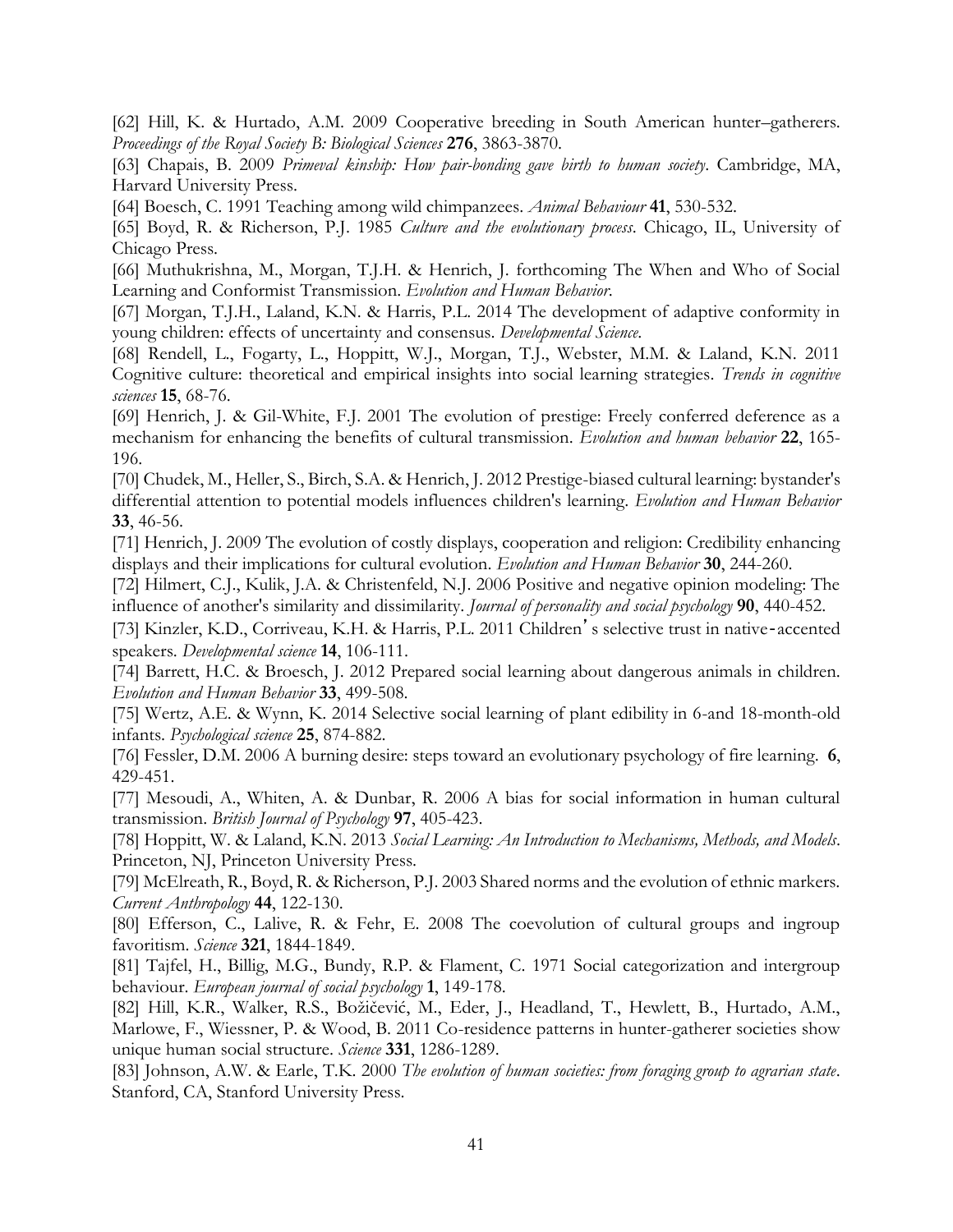[62] Hill, K. & Hurtado, A.M. 2009 Cooperative breeding in South American hunter–gatherers. *Proceedings of the Royal Society B: Biological Sciences* **276**, 3863-3870.

[63] Chapais, B. 2009 *Primeval kinship: How pair-bonding gave birth to human society*. Cambridge, MA, Harvard University Press.

[64] Boesch, C. 1991 Teaching among wild chimpanzees. *Animal Behaviour* **41**, 530-532.

[65] Boyd, R. & Richerson, P.J. 1985 *Culture and the evolutionary process*. Chicago, IL, University of Chicago Press.

[66] Muthukrishna, M., Morgan, T.J.H. & Henrich, J. forthcoming The When and Who of Social Learning and Conformist Transmission. *Evolution and Human Behavior*.

[67] Morgan, T.J.H., Laland, K.N. & Harris, P.L. 2014 The development of adaptive conformity in young children: effects of uncertainty and consensus. *Developmental Science*.

[68] Rendell, L., Fogarty, L., Hoppitt, W.J., Morgan, T.J., Webster, M.M. & Laland, K.N. 2011 Cognitive culture: theoretical and empirical insights into social learning strategies. *Trends in cognitive sciences* **15**, 68-76.

[69] Henrich, J. & Gil-White, F.J. 2001 The evolution of prestige: Freely conferred deference as a mechanism for enhancing the benefits of cultural transmission. *Evolution and human behavior* **22**, 165-196.

[70] Chudek, M., Heller, S., Birch, S.A. & Henrich, J. 2012 Prestige-biased cultural learning: bystander's differential attention to potential models influences children's learning. *Evolution and Human Behavior* **33**, 46-56.

[71] Henrich, J. 2009 The evolution of costly displays, cooperation and religion: Credibility enhancing displays and their implications for cultural evolution. *Evolution and Human Behavior* **30**, 244-260.

[72] Hilmert, C.J., Kulik, J.A. & Christenfeld, N.J. 2006 Positive and negative opinion modeling: The influence of another's similarity and dissimilarity. *Journal of personality and social psychology* **90**, 440-452.

[73] Kinzler, K.D., Corriveau, K.H. & Harris, P.L. 2011 Children's selective trust in native‐accented speakers. *Developmental science* **14**, 106-111.

[74] Barrett, H.C. & Broesch, J. 2012 Prepared social learning about dangerous animals in children. *Evolution and Human Behavior* **33**, 499-508.

[75] Wertz, A.E. & Wynn, K. 2014 Selective social learning of plant edibility in 6-and 18-month-old infants. *Psychological science* **25**, 874-882.

[76] Fessler, D.M. 2006 A burning desire: steps toward an evolutionary psychology of fire learning. **6**, 429-451.

[77] Mesoudi, A., Whiten, A. & Dunbar, R. 2006 A bias for social information in human cultural transmission. *British Journal of Psychology* **97**, 405-423.

[78] Hoppitt, W. & Laland, K.N. 2013 *Social Learning: An Introduction to Mechanisms, Methods, and Models*. Princeton, NJ, Princeton University Press.

[79] McElreath, R., Boyd, R. & Richerson, P.J. 2003 Shared norms and the evolution of ethnic markers. *Current Anthropology* **44**, 122-130.

[80] Efferson, C., Lalive, R. & Fehr, E. 2008 The coevolution of cultural groups and ingroup favoritism. *Science* **321**, 1844-1849.

[81] Tajfel, H., Billig, M.G., Bundy, R.P. & Flament, C. 1971 Social categorization and intergroup behaviour. *European journal of social psychology* **1**, 149-178.

[82] Hill, K.R., Walker, R.S., Božičević, M., Eder, J., Headland, T., Hewlett, B., Hurtado, A.M., Marlowe, F., Wiessner, P. & Wood, B. 2011 Co-residence patterns in hunter-gatherer societies show unique human social structure. *Science* **331**, 1286-1289.

[83] Johnson, A.W. & Earle, T.K. 2000 *The evolution of human societies: from foraging group to agrarian state*. Stanford, CA, Stanford University Press.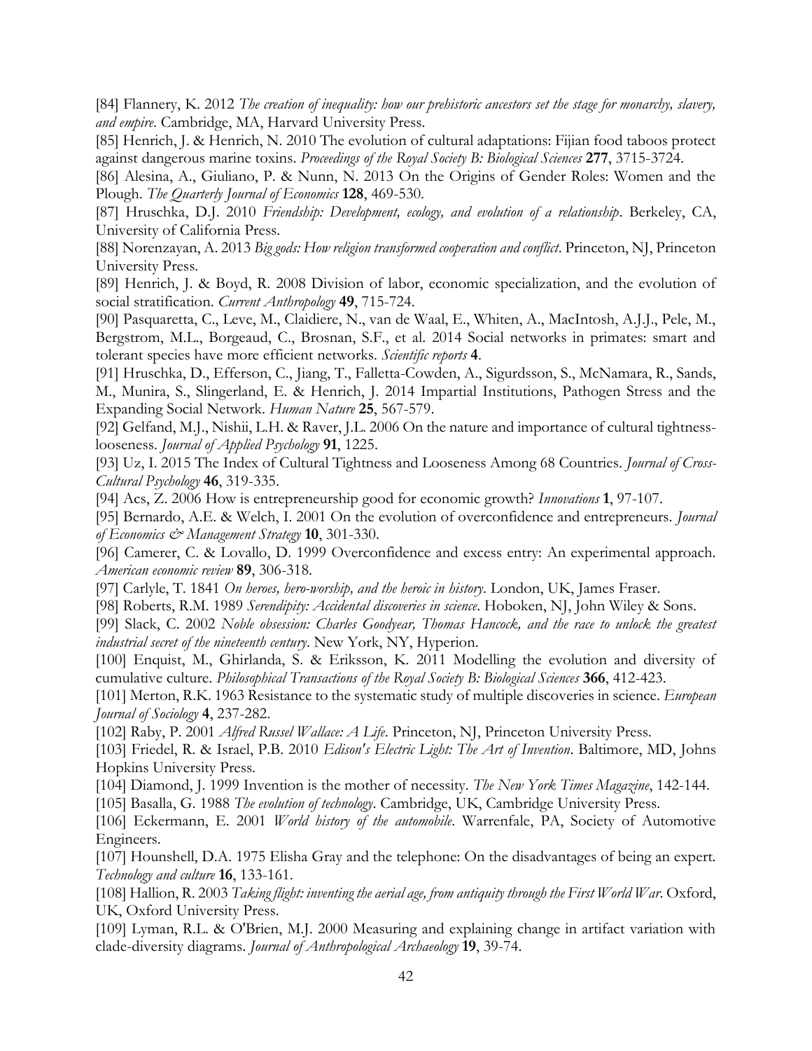[84] Flannery, K. 2012 *The creation of inequality: how our prehistoric ancestors set the stage for monarchy, slavery, and empire*. Cambridge, MA, Harvard University Press.

[85] Henrich, J. & Henrich, N. 2010 The evolution of cultural adaptations: Fijian food taboos protect against dangerous marine toxins. *Proceedings of the Royal Society B: Biological Sciences* **277**, 3715-3724.

[86] Alesina, A., Giuliano, P. & Nunn, N. 2013 On the Origins of Gender Roles: Women and the Plough. *The Quarterly Journal of Economics* **128**, 469-530.

[87] Hruschka, D.J. 2010 *Friendship: Development, ecology, and evolution of a relationship*. Berkeley, CA, University of California Press.

[88] Norenzayan, A. 2013 *Big gods: How religion transformed cooperation and conflict*. Princeton, NJ, Princeton University Press.

[89] Henrich, J. & Boyd, R. 2008 Division of labor, economic specialization, and the evolution of social stratification. *Current Anthropology* **49**, 715-724.

[90] Pasquaretta, C., Leve, M., Claidiere, N., van de Waal, E., Whiten, A., MacIntosh, A.J.J., Pele, M., Bergstrom, M.L., Borgeaud, C., Brosnan, S.F., et al. 2014 Social networks in primates: smart and tolerant species have more efficient networks. *Scientific reports* **4**.

[91] Hruschka, D., Efferson, C., Jiang, T., Falletta-Cowden, A., Sigurdsson, S., McNamara, R., Sands, M., Munira, S., Slingerland, E. & Henrich, J. 2014 Impartial Institutions, Pathogen Stress and the Expanding Social Network. *Human Nature* **25**, 567-579.

[92] Gelfand, M.J., Nishii, L.H. & Raver, J.L. 2006 On the nature and importance of cultural tightness-looseness. *Journal of Applied Psychology* **91**, 1225.

[93] Uz, I. 2015 The Index of Cultural Tightness and Looseness Among 68 Countries. *Journal of Cross-Cultural Psychology* **46**, 319-335.

[94] Acs, Z. 2006 How is entrepreneurship good for economic growth? *Innovations* **1**, 97-107.

[95] Bernardo, A.E. & Welch, I. 2001 On the evolution of overconfidence and entrepreneurs. *Journal of Economics & Management Strategy* **10**, 301-330.

[96] Camerer, C. & Lovallo, D. 1999 Overconfidence and excess entry: An experimental approach. *American economic review* **89**, 306-318.

[97] Carlyle, T. 1841 *On heroes, hero-worship, and the heroic in history*. London, UK, James Fraser.

[98] Roberts, R.M. 1989 *Serendipity: Accidental discoveries in science*. Hoboken, NJ, John Wiley & Sons.

[99] Slack, C. 2002 *Noble obsession: Charles Goodyear, Thomas Hancock, and the race to unlock the greatest industrial secret of the nineteenth century*. New York, NY, Hyperion.

[100] Enquist, M., Ghirlanda, S. & Eriksson, K. 2011 Modelling the evolution and diversity of cumulative culture. *Philosophical Transactions of the Royal Society B: Biological Sciences* **366**, 412-423.

[101] Merton, R.K. 1963 Resistance to the systematic study of multiple discoveries in science. *European Journal of Sociology* **4**, 237-282.

[102] Raby, P. 2001 *Alfred Russel Wallace: A Life*. Princeton, NJ, Princeton University Press.

[103] Friedel, R. & Israel, P.B. 2010 *Edison's Electric Light: The Art of Invention*. Baltimore, MD, Johns Hopkins University Press.

[104] Diamond, J. 1999 Invention is the mother of necessity. *The New York Times Magazine*, 142-144.

[105] Basalla, G. 1988 *The evolution of technology*. Cambridge, UK, Cambridge University Press.

[106] Eckermann, E. 2001 *World history of the automobile*. Warrenfale, PA, Society of Automotive Engineers.

[107] Hounshell, D.A. 1975 Elisha Gray and the telephone: On the disadvantages of being an expert. *Technology and culture* **16**, 133-161.

[108] Hallion, R. 2003 *Taking flight: inventing the aerial age, from antiquity through the First World War*. Oxford, UK, Oxford University Press.

[109] Lyman, R.L. & O'Brien, M.J. 2000 Measuring and explaining change in artifact variation with clade-diversity diagrams. *Journal of Anthropological Archaeology* **19**, 39-74.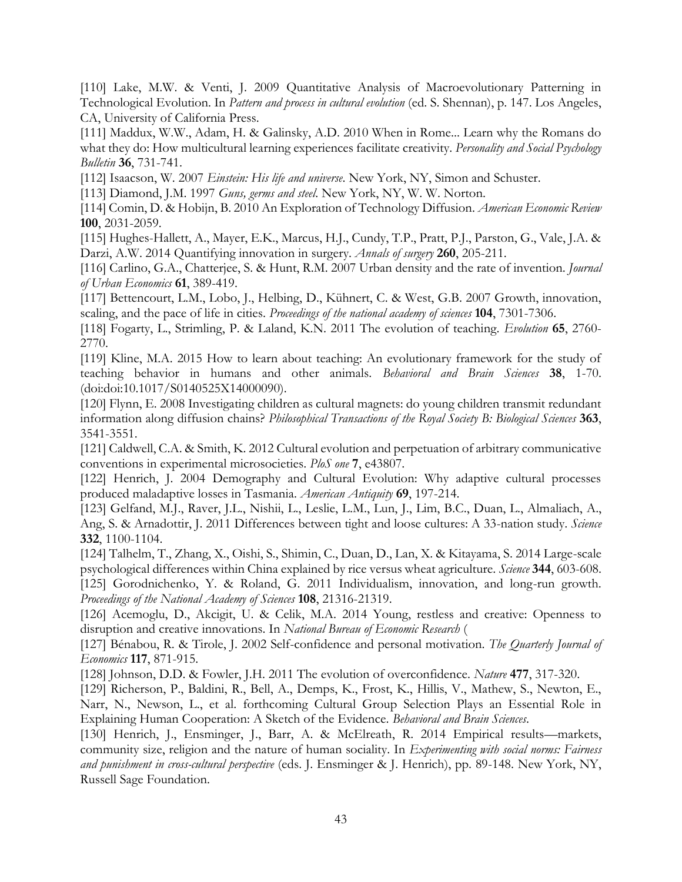[110] Lake, M.W. & Venti, J. 2009 Quantitative Analysis of Macroevolutionary Patterning in Technological Evolution. In *Pattern and process in cultural evolution* (ed. S. Shennan), p. 147. Los Angeles, CA, University of California Press.

[111] Maddux, W.W., Adam, H. & Galinsky, A.D. 2010 When in Rome... Learn why the Romans do what they do: How multicultural learning experiences facilitate creativity. *Personality and Social Psychology Bulletin* **36**, 731-741.

[112] Isaacson, W. 2007 *Einstein: His life and universe*. New York, NY, Simon and Schuster.

[113] Diamond, J.M. 1997 *Guns, germs and steel*. New York, NY, W. W. Norton.

[114] Comin, D. & Hobijn, B. 2010 An Exploration of Technology Diffusion. *American Economic Review* **100**, 2031-2059.

[115] Hughes-Hallett, A., Mayer, E.K., Marcus, H.J., Cundy, T.P., Pratt, P.J., Parston, G., Vale, J.A. & Darzi, A.W. 2014 Quantifying innovation in surgery. *Annals of surgery* **260**, 205-211.

[116] Carlino, G.A., Chatterjee, S. & Hunt, R.M. 2007 Urban density and the rate of invention. *Journal of Urban Economics* **61**, 389-419.

[117] Bettencourt, L.M., Lobo, J., Helbing, D., Kühnert, C. & West, G.B. 2007 Growth, innovation, scaling, and the pace of life in cities. *Proceedings of the national academy of sciences* **104**, 7301-7306.

[118] Fogarty, L., Strimling, P. & Laland, K.N. 2011 The evolution of teaching. *Evolution* **65**, 2760-2770.

[119] Kline, M.A. 2015 How to learn about teaching: An evolutionary framework for the study of teaching behavior in humans and other animals. *Behavioral and Brain Sciences* **38**, 1-70. (doi:doi:10.1017/S0140525X14000090).

[120] Flynn, E. 2008 Investigating children as cultural magnets: do young children transmit redundant information along diffusion chains? *Philosophical Transactions of the Royal Society B: Biological Sciences* **363**, 3541-3551.

[121] Caldwell, C.A. & Smith, K. 2012 Cultural evolution and perpetuation of arbitrary communicative conventions in experimental microsocieties. *PloS one* **7**, e43807.

[122] Henrich, J. 2004 Demography and Cultural Evolution: Why adaptive cultural processes produced maladaptive losses in Tasmania. *American Antiquity* **69**, 197-214.

[123] Gelfand, M.J., Raver, J.L., Nishii, L., Leslie, L.M., Lun, J., Lim, B.C., Duan, L., Almaliach, A., Ang, S. & Arnadottir, J. 2011 Differences between tight and loose cultures: A 33-nation study. *Science* **332**, 1100-1104.

[124] Talhelm, T., Zhang, X., Oishi, S., Shimin, C., Duan, D., Lan, X. & Kitayama, S. 2014 Large-scale psychological differences within China explained by rice versus wheat agriculture. *Science* **344**, 603-608.

[125] Gorodnichenko, Y. & Roland, G. 2011 Individualism, innovation, and long-run growth. *Proceedings of the National Academy of Sciences* **108**, 21316-21319.

[126] Acemoglu, D., Akcigit, U. & Celik, M.A. 2014 Young, restless and creative: Openness to disruption and creative innovations. In *National Bureau of Economic Research* (

[127] Bénabou, R. & Tirole, J. 2002 Self-confidence and personal motivation. *The Quarterly Journal of Economics* **117**, 871-915.

[128] Johnson, D.D. & Fowler, J.H. 2011 The evolution of overconfidence. *Nature* **477**, 317-320.

[129] Richerson, P., Baldini, R., Bell, A., Demps, K., Frost, K., Hillis, V., Mathew, S., Newton, E., Narr, N., Newson, L., et al. forthcoming Cultural Group Selection Plays an Essential Role in Explaining Human Cooperation: A Sketch of the Evidence. *Behavioral and Brain Sciences*.

[130] Henrich, J., Ensminger, J., Barr, A. & McElreath, R. 2014 Empirical results—markets, community size, religion and the nature of human sociality. In *Experimenting with social norms: Fairness and punishment in cross-cultural perspective* (eds. J. Ensminger & J. Henrich), pp. 89-148. New York, NY, Russell Sage Foundation.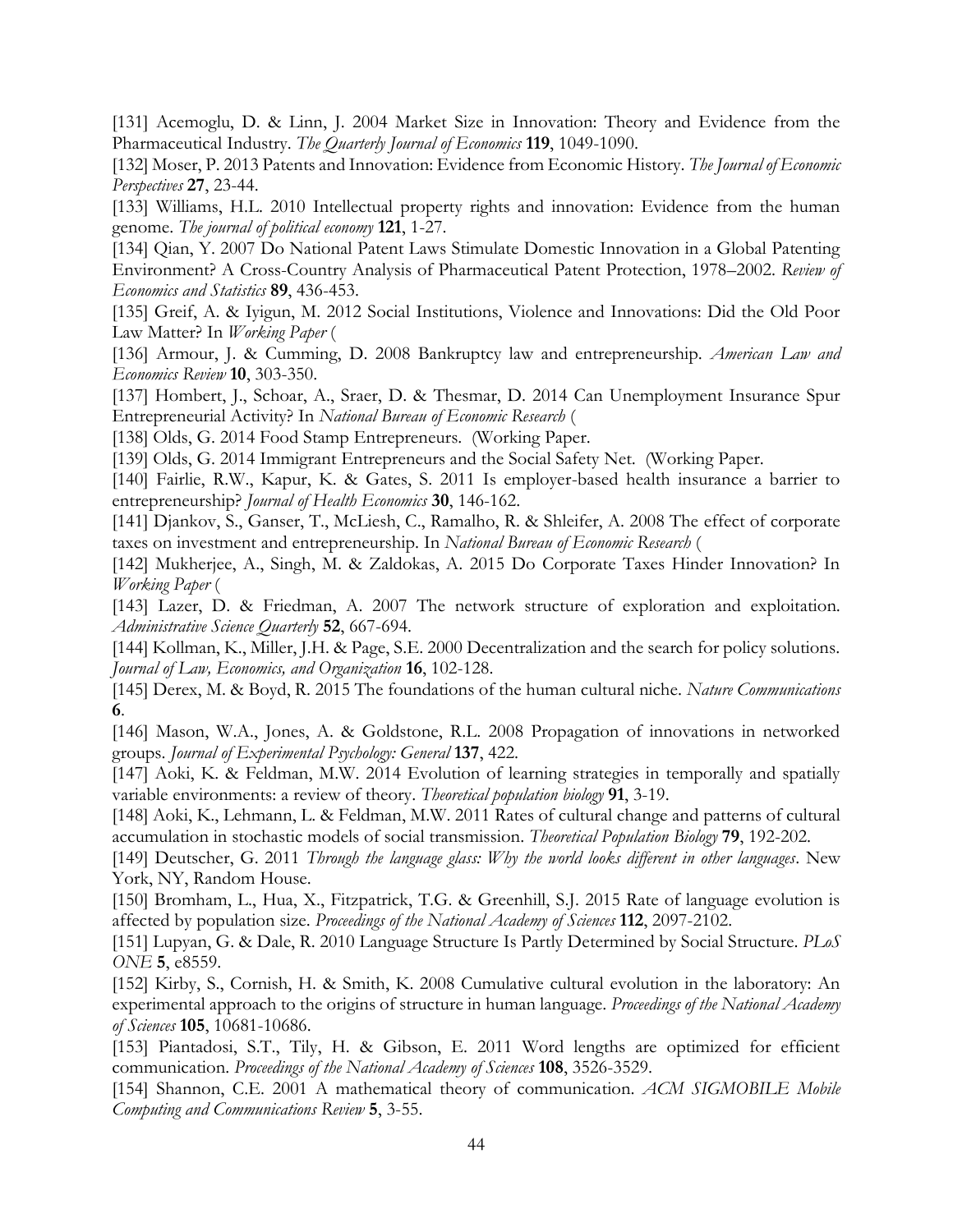[131] Acemoglu, D. & Linn, J. 2004 Market Size in Innovation: Theory and Evidence from the Pharmaceutical Industry. *The Quarterly Journal of Economics* **119**, 1049-1090.

[132] Moser, P. 2013 Patents and Innovation: Evidence from Economic History. *The Journal of Economic Perspectives* **27**, 23-44.

[133] Williams, H.L. 2010 Intellectual property rights and innovation: Evidence from the human genome. *The journal of political economy* **121**, 1-27.

[134] Qian, Y. 2007 Do National Patent Laws Stimulate Domestic Innovation in a Global Patenting Environment? A Cross-Country Analysis of Pharmaceutical Patent Protection, 1978–2002. *Review of Economics and Statistics* **89**, 436-453.

[135] Greif, A. & Iyigun, M. 2012 Social Institutions, Violence and Innovations: Did the Old Poor Law Matter? In *Working Paper* (

[136] Armour, J. & Cumming, D. 2008 Bankruptcy law and entrepreneurship. *American Law and Economics Review* **10**, 303-350.

[137] Hombert, J., Schoar, A., Sraer, D. & Thesmar, D. 2014 Can Unemployment Insurance Spur Entrepreneurial Activity? In *National Bureau of Economic Research* (

[138] Olds, G. 2014 Food Stamp Entrepreneurs. (Working Paper.

[139] Olds, G. 2014 Immigrant Entrepreneurs and the Social Safety Net. (Working Paper.

[140] Fairlie, R.W., Kapur, K. & Gates, S. 2011 Is employer-based health insurance a barrier to entrepreneurship? *Journal of Health Economics* **30**, 146-162.

[141] Djankov, S., Ganser, T., McLiesh, C., Ramalho, R. & Shleifer, A. 2008 The effect of corporate taxes on investment and entrepreneurship. In *National Bureau of Economic Research* (

[142] Mukherjee, A., Singh, M. & Zaldokas, A. 2015 Do Corporate Taxes Hinder Innovation? In *Working Paper* (

[143] Lazer, D. & Friedman, A. 2007 The network structure of exploration and exploitation. *Administrative Science Quarterly* **52**, 667-694.

[144] Kollman, K., Miller, J.H. & Page, S.E. 2000 Decentralization and the search for policy solutions. *Journal of Law, Economics, and Organization* **16**, 102-128.

[145] Derex, M. & Boyd, R. 2015 The foundations of the human cultural niche. *Nature Communications* **6**.

[146] Mason, W.A., Jones, A. & Goldstone, R.L. 2008 Propagation of innovations in networked groups. *Journal of Experimental Psychology: General* **137**, 422.

[147] Aoki, K. & Feldman, M.W. 2014 Evolution of learning strategies in temporally and spatially variable environments: a review of theory. *Theoretical population biology* **91**, 3-19.

[148] Aoki, K., Lehmann, L. & Feldman, M.W. 2011 Rates of cultural change and patterns of cultural accumulation in stochastic models of social transmission. *Theoretical Population Biology* **79**, 192-202.

[149] Deutscher, G. 2011 *Through the language glass: Why the world looks different in other languages*. New York, NY, Random House.

[150] Bromham, L., Hua, X., Fitzpatrick, T.G. & Greenhill, S.J. 2015 Rate of language evolution is affected by population size. *Proceedings of the National Academy of Sciences* **112**, 2097-2102.

[151] Lupyan, G. & Dale, R. 2010 Language Structure Is Partly Determined by Social Structure. *PLoS ONE* **5**, e8559.

[152] Kirby, S., Cornish, H. & Smith, K. 2008 Cumulative cultural evolution in the laboratory: An experimental approach to the origins of structure in human language. *Proceedings of the National Academy of Sciences* **105**, 10681-10686.

[153] Piantadosi, S.T., Tily, H. & Gibson, E. 2011 Word lengths are optimized for efficient communication. *Proceedings of the National Academy of Sciences* **108**, 3526-3529.

[154] Shannon, C.E. 2001 A mathematical theory of communication. *ACM SIGMOBILE Mobile Computing and Communications Review* **5**, 3-55.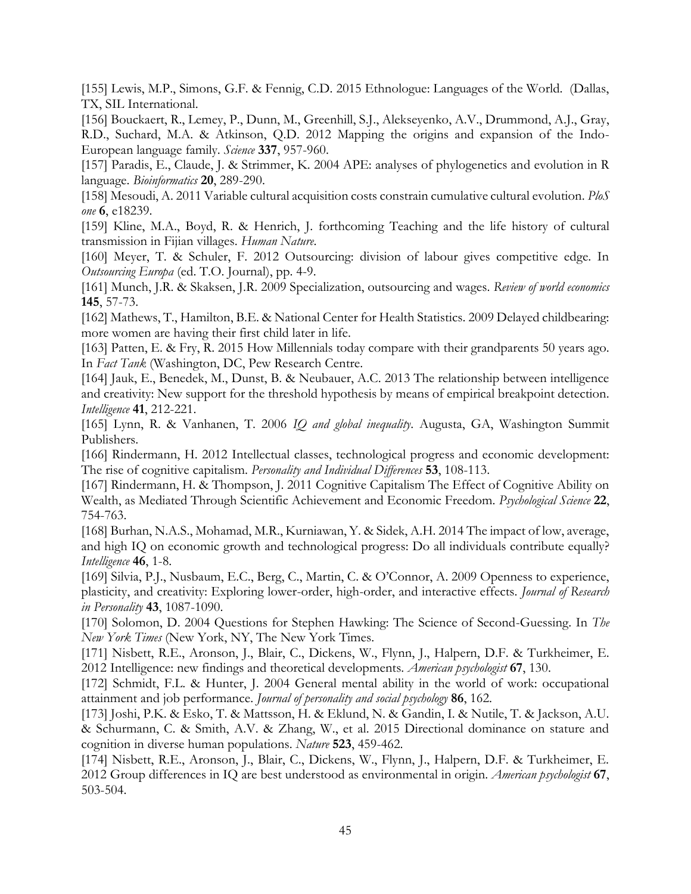[155] Lewis, M.P., Simons, G.F. & Fennig, C.D. 2015 Ethnologue: Languages of the World. (Dallas, TX, SIL International.

[156] Bouckaert, R., Lemey, P., Dunn, M., Greenhill, S.J., Alekseyenko, A.V., Drummond, A.J., Gray, R.D., Suchard, M.A. & Atkinson, Q.D. 2012 Mapping the origins and expansion of the Indo-European language family. *Science* **337**, 957-960.

[157] Paradis, E., Claude, J. & Strimmer, K. 2004 APE: analyses of phylogenetics and evolution in R language. *Bioinformatics* **20**, 289-290.

[158] Mesoudi, A. 2011 Variable cultural acquisition costs constrain cumulative cultural evolution. *PloS one* **6**, e18239.

[159] Kline, M.A., Boyd, R. & Henrich, J. forthcoming Teaching and the life history of cultural transmission in Fijian villages. *Human Nature*.

[160] Meyer, T. & Schuler, F. 2012 Outsourcing: division of labour gives competitive edge. In *Outsourcing Europa* (ed. T.O. Journal), pp. 4-9.

[161] Munch, J.R. & Skaksen, J.R. 2009 Specialization, outsourcing and wages. *Review of world economics* **145**, 57-73.

[162] Mathews, T., Hamilton, B.E. & National Center for Health Statistics. 2009 Delayed childbearing: more women are having their first child later in life.

[163] Patten, E. & Fry, R. 2015 How Millennials today compare with their grandparents 50 years ago. In *Fact Tank* (Washington, DC, Pew Research Centre.

[164] Jauk, E., Benedek, M., Dunst, B. & Neubauer, A.C. 2013 The relationship between intelligence and creativity: New support for the threshold hypothesis by means of empirical breakpoint detection. *Intelligence* **41**, 212-221.

[165] Lynn, R. & Vanhanen, T. 2006 *IQ and global inequality*. Augusta, GA, Washington Summit Publishers.

[166] Rindermann, H. 2012 Intellectual classes, technological progress and economic development: The rise of cognitive capitalism. *Personality and Individual Differences* **53**, 108-113.

[167] Rindermann, H. & Thompson, J. 2011 Cognitive Capitalism The Effect of Cognitive Ability on Wealth, as Mediated Through Scientific Achievement and Economic Freedom. *Psychological Science* **22**, 754-763.

[168] Burhan, N.A.S., Mohamad, M.R., Kurniawan, Y. & Sidek, A.H. 2014 The impact of low, average, and high IQ on economic growth and technological progress: Do all individuals contribute equally? *Intelligence* **46**, 1-8.

[169] Silvia, P.J., Nusbaum, E.C., Berg, C., Martin, C. & O'Connor, A. 2009 Openness to experience, plasticity, and creativity: Exploring lower-order, high-order, and interactive effects. *Journal of Research in Personality* **43**, 1087-1090.

[170] Solomon, D. 2004 Questions for Stephen Hawking: The Science of Second-Guessing. In *The New York Times* (New York, NY, The New York Times.

[171] Nisbett, R.E., Aronson, J., Blair, C., Dickens, W., Flynn, J., Halpern, D.F. & Turkheimer, E. 2012 Intelligence: new findings and theoretical developments. *American psychologist* **67**, 130.

[172] Schmidt, F.L. & Hunter, J. 2004 General mental ability in the world of work: occupational attainment and job performance. *Journal of personality and social psychology* **86**, 162.

[173] Joshi, P.K. & Esko, T. & Mattsson, H. & Eklund, N. & Gandin, I. & Nutile, T. & Jackson, A.U. & Schurmann, C. & Smith, A.V. & Zhang, W., et al. 2015 Directional dominance on stature and cognition in diverse human populations. *Nature* **523**, 459-462.

[174] Nisbett, R.E., Aronson, J., Blair, C., Dickens, W., Flynn, J., Halpern, D.F. & Turkheimer, E. 2012 Group differences in IQ are best understood as environmental in origin. *American psychologist* **67**, 503-504.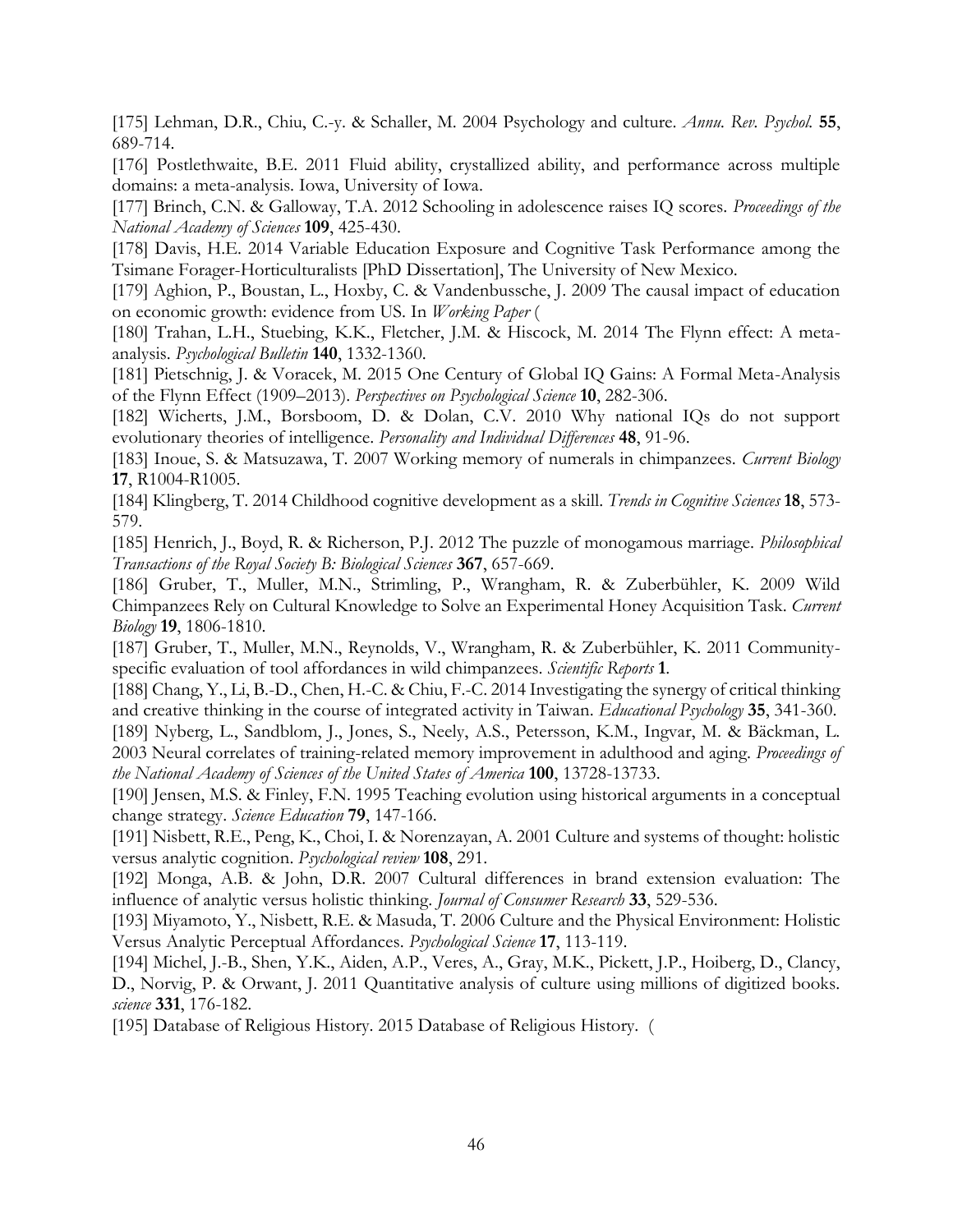[175] Lehman, D.R., Chiu, C.-y. & Schaller, M. 2004 Psychology and culture. *Annu. Rev. Psychol.* **55**, 689-714.

[176] Postlethwaite, B.E. 2011 Fluid ability, crystallized ability, and performance across multiple domains: a meta-analysis. Iowa, University of Iowa.

[177] Brinch, C.N. & Galloway, T.A. 2012 Schooling in adolescence raises IQ scores. *Proceedings of the National Academy of Sciences* **109**, 425-430.

[178] Davis, H.E. 2014 Variable Education Exposure and Cognitive Task Performance among the Tsimane Forager-Horticulturalists [PhD Dissertation], The University of New Mexico.

[179] Aghion, P., Boustan, L., Hoxby, C. & Vandenbussche, J. 2009 The causal impact of education on economic growth: evidence from US. In *Working Paper* (

[180] Trahan, L.H., Stuebing, K.K., Fletcher, J.M. & Hiscock, M. 2014 The Flynn effect: A meta-analysis. *Psychological Bulletin* **140**, 1332-1360.

[181] Pietschnig, J. & Voracek, M. 2015 One Century of Global IQ Gains: A Formal Meta-Analysis of the Flynn Effect (1909–2013). *Perspectives on Psychological Science* **10**, 282-306.

[182] Wicherts, J.M., Borsboom, D. & Dolan, C.V. 2010 Why national IQs do not support evolutionary theories of intelligence. *Personality and Individual Differences* **48**, 91-96.

[183] Inoue, S. & Matsuzawa, T. 2007 Working memory of numerals in chimpanzees. *Current Biology* **17**, R1004-R1005.

[184] Klingberg, T. 2014 Childhood cognitive development as a skill. *Trends in Cognitive Sciences* **18**, 573-579.

[185] Henrich, J., Boyd, R. & Richerson, P.J. 2012 The puzzle of monogamous marriage. *Philosophical Transactions of the Royal Society B: Biological Sciences* **367**, 657-669.

[186] Gruber, T., Muller, M.N., Strimling, P., Wrangham, R. & Zuberbühler, K. 2009 Wild Chimpanzees Rely on Cultural Knowledge to Solve an Experimental Honey Acquisition Task. *Current Biology* **19**, 1806-1810.

[187] Gruber, T., Muller, M.N., Reynolds, V., Wrangham, R. & Zuberbühler, K. 2011 Community-specific evaluation of tool affordances in wild chimpanzees. *Scientific Reports* **1**.

[188] Chang, Y., Li, B.-D., Chen, H.-C. & Chiu, F.-C. 2014 Investigating the synergy of critical thinking and creative thinking in the course of integrated activity in Taiwan. *Educational Psychology* **35**, 341-360.

[189] Nyberg, L., Sandblom, J., Jones, S., Neely, A.S., Petersson, K.M., Ingvar, M. & Bäckman, L. 2003 Neural correlates of training-related memory improvement in adulthood and aging. *Proceedings of the National Academy of Sciences of the United States of America* **100**, 13728-13733.

[190] Jensen, M.S. & Finley, F.N. 1995 Teaching evolution using historical arguments in a conceptual change strategy. *Science Education* **79**, 147-166.

[191] Nisbett, R.E., Peng, K., Choi, I. & Norenzayan, A. 2001 Culture and systems of thought: holistic versus analytic cognition. *Psychological review* **108**, 291.

[192] Monga, A.B. & John, D.R. 2007 Cultural differences in brand extension evaluation: The influence of analytic versus holistic thinking. *Journal of Consumer Research* **33**, 529-536.

[193] Miyamoto, Y., Nisbett, R.E. & Masuda, T. 2006 Culture and the Physical Environment: Holistic Versus Analytic Perceptual Affordances. *Psychological Science* **17**, 113-119.

[194] Michel, J.-B., Shen, Y.K., Aiden, A.P., Veres, A., Gray, M.K., Pickett, J.P., Hoiberg, D., Clancy, D., Norvig, P. & Orwant, J. 2011 Quantitative analysis of culture using millions of digitized books. *science* **331**, 176-182.

[195] Database of Religious History. 2015 Database of Religious History. (